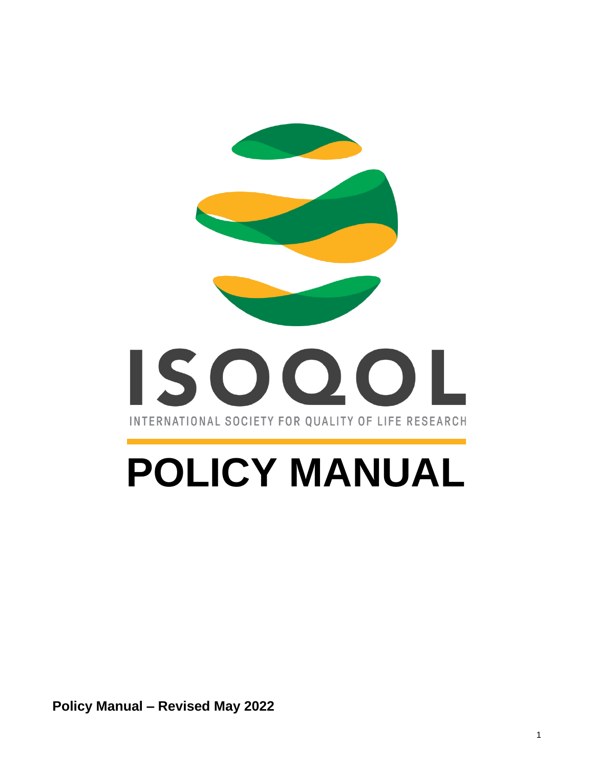# ISOQOL

INTERNATIONAL SOCIETY FOR QUALITY OF LIFE RESEARCH

# POLICY MANUAL

**Policy Manual – Revised May 2022**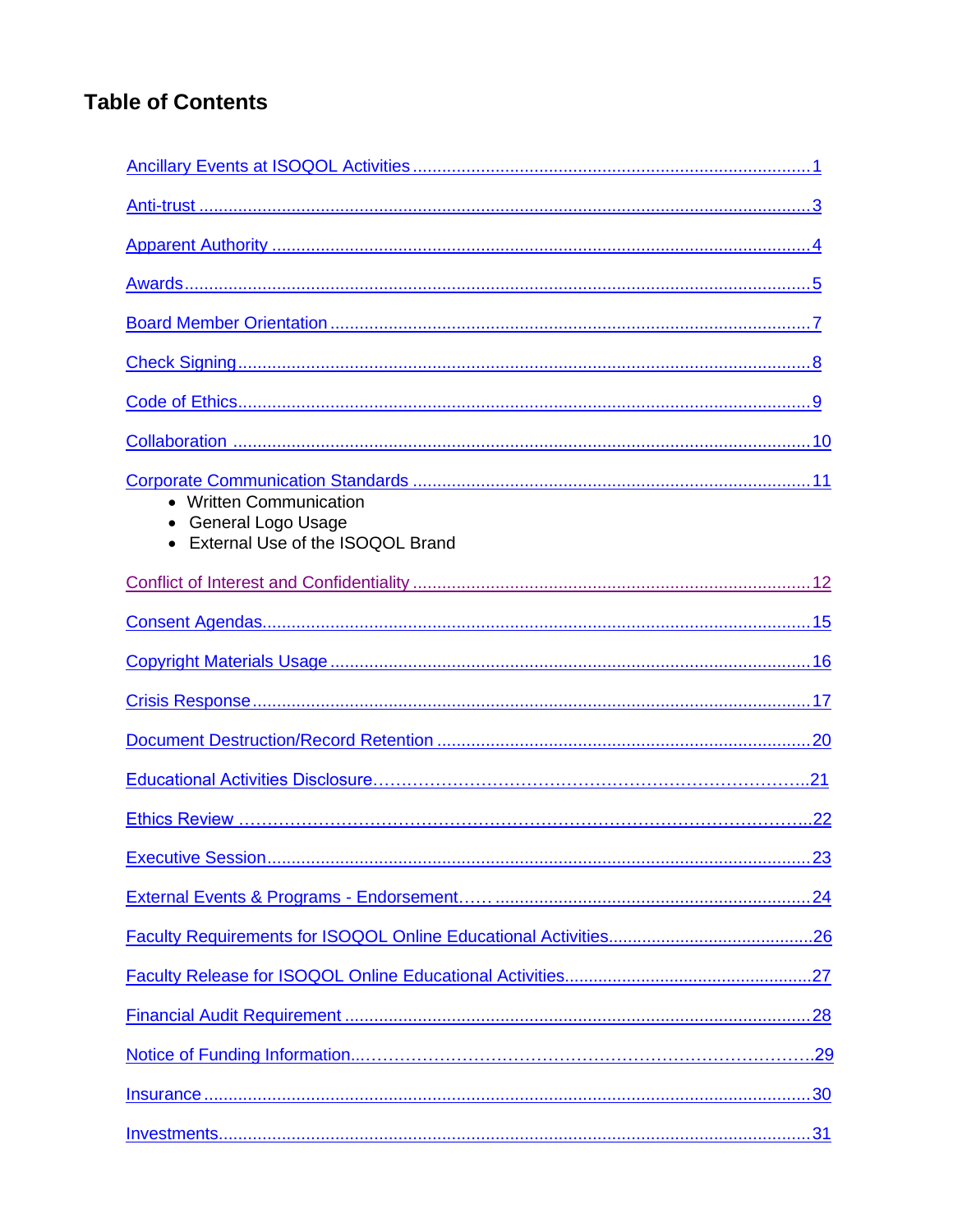# Table of Contents

Ancillary Events at ISOQOL Activities ........................................................................ 1

Anti-trust ........................................................................................................................ 3

Apparent Authority ........................................................................................................ 4

Awards ............................................................................................................................ 5

Board Member Orientation ........................................................................................... 7

Check Signing ................................................................................................................ 8

Code of Ethics ................................................................................................................ 9

Collaboration ................................................................................................................ 10

Corporate Communication Standards ........................................................................ 11

- Written Communication
- General Logo Usage
- External Use of the ISOQOL Brand

Conflict of Interest and Confidentiality ........................................................................ 12

Consent Agendas .......................................................................................................... 15

Copyright Materials Usage .......................................................................................... 16

Crisis Response ............................................................................................................ 17

Document Destruction/Record Retention ................................................................... 20

Educational Activities Disclosure................................................................................. 21

Ethics Review ................................................................................................................ 22

Executive Session.......................................................................................................... 23

External Events & Programs - Endorsement...... ........................................................ 24

Faculty Requirements for ISOQOL Online Educational Activities.............................. 26

Faculty Release for ISOQOL Online Educational Activities........................................ 27

Financial Audit Requirement ........................................................................................ 28

Notice of Funding Information...................................................................................... 29

Insurance ....................................................................................................................... 30

Investments.................................................................................................................... 31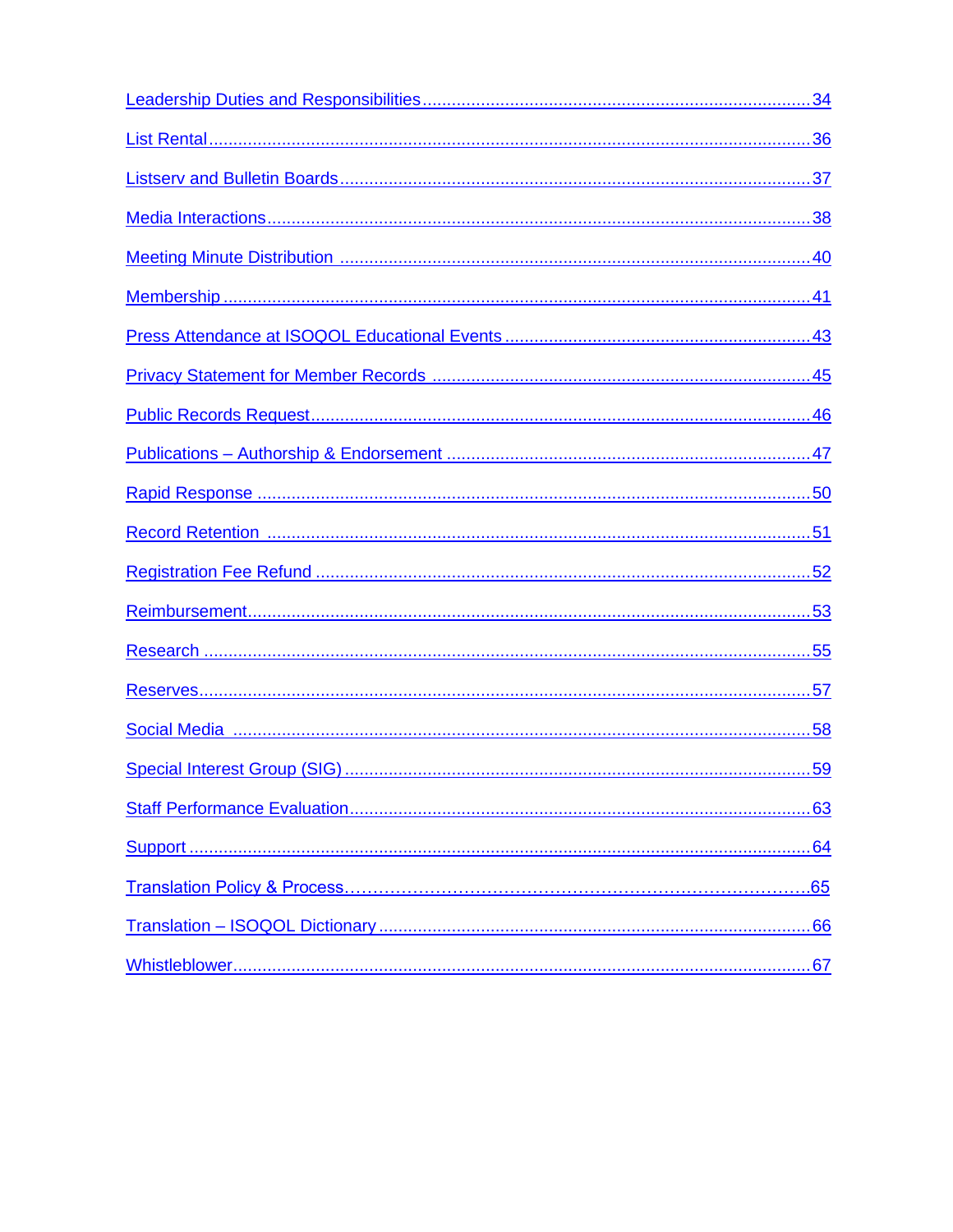Leadership Duties and Responsibilities ........................................................................ 34

List Rental ........................................................................................................................... 36

Listserv and Bulletin Boards ............................................................................................. 37

Media Interactions .............................................................................................................. 38

Meeting Minute Distribution ............................................................................................. 40

Membership ......................................................................................................................... 41

Press Attendance at ISOQOL Educational Events ........................................................ 43

Privacy Statement for Member Records .......................................................................... 45

Public Records Request ..................................................................................................... 46

Publications – Authorship & Endorsement ..................................................................... 47

Rapid Response .................................................................................................................. 50

Record Retention ................................................................................................................ 51

Registration Fee Refund .................................................................................................... 52

Reimbursement ................................................................................................................... 53

Research .............................................................................................................................. 55

Reserves .............................................................................................................................. 57

Social Media ........................................................................................................................ 58

Special Interest Group (SIG) ............................................................................................. 59

Staff Performance Evaluation ........................................................................................... 63

Support ................................................................................................................................. 64

Translation Policy & Process ............................................................................................ 65

Translation – ISOQOL Dictionary ..................................................................................... 66

Whistleblower ..................................................................................................................... 67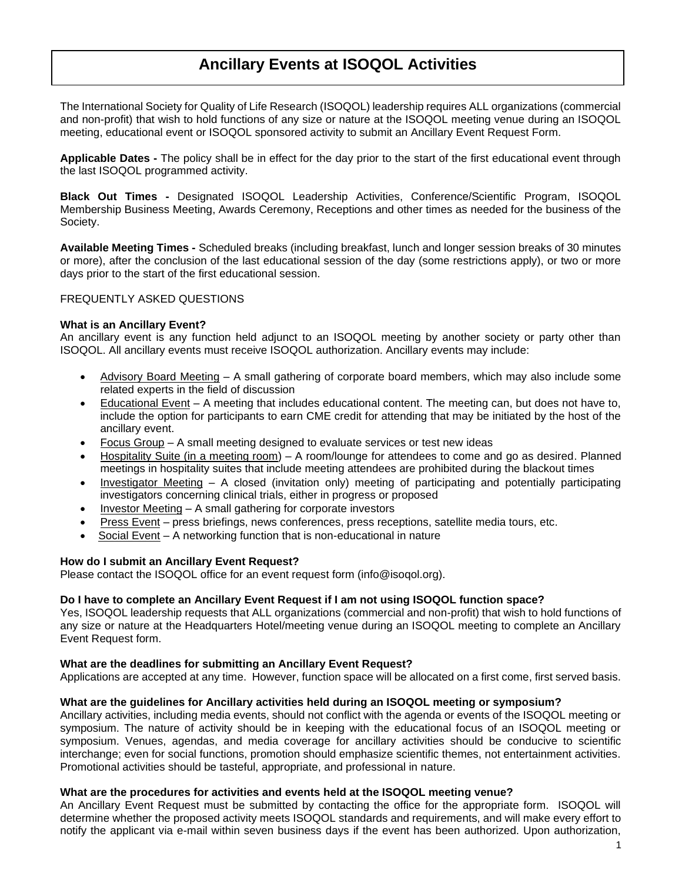# Ancillary Events at ISOQOL Activities

The International Society for Quality of Life Research (ISOQOL) leadership requires ALL organizations (commercial and non-profit) that wish to hold functions of any size or nature at the ISOQOL meeting venue during an ISOQOL meeting, educational event or ISOQOL sponsored activity to submit an Ancillary Event Request Form.

**Applicable Dates -** The policy shall be in effect for the day prior to the start of the first educational event through the last ISOQOL programmed activity.

**Black Out Times -** Designated ISOQOL Leadership Activities, Conference/Scientific Program, ISOQOL Membership Business Meeting, Awards Ceremony, Receptions and other times as needed for the business of the Society.

**Available Meeting Times -** Scheduled breaks (including breakfast, lunch and longer session breaks of 30 minutes or more), after the conclusion of the last educational session of the day (some restrictions apply), or two or more days prior to the start of the first educational session.

FREQUENTLY ASKED QUESTIONS

**What is an Ancillary Event?**
An ancillary event is any function held adjunct to an ISOQOL meeting by another society or party other than ISOQOL. All ancillary events must receive ISOQOL authorization. Ancillary events may include:

- Advisory Board Meeting – A small gathering of corporate board members, which may also include some related experts in the field of discussion
- Educational Event – A meeting that includes educational content. The meeting can, but does not have to, include the option for participants to earn CME credit for attending that may be initiated by the host of the ancillary event.
- Focus Group – A small meeting designed to evaluate services or test new ideas
- Hospitality Suite (in a meeting room) – A room/lounge for attendees to come and go as desired. Planned meetings in hospitality suites that include meeting attendees are prohibited during the blackout times
- Investigator Meeting – A closed (invitation only) meeting of participating and potentially participating investigators concerning clinical trials, either in progress or proposed
- Investor Meeting – A small gathering for corporate investors
- Press Event – press briefings, news conferences, press receptions, satellite media tours, etc.
- Social Event – A networking function that is non-educational in nature

**How do I submit an Ancillary Event Request?**
Please contact the ISOQOL office for an event request form (info@isoqol.org).

**Do I have to complete an Ancillary Event Request if I am not using ISOQOL function space?**
Yes, ISOQOL leadership requests that ALL organizations (commercial and non-profit) that wish to hold functions of any size or nature at the Headquarters Hotel/meeting venue during an ISOQOL meeting to complete an Ancillary Event Request form.

**What are the deadlines for submitting an Ancillary Event Request?**
Applications are accepted at any time. However, function space will be allocated on a first come, first served basis.

**What are the guidelines for Ancillary activities held during an ISOQOL meeting or symposium?**
Ancillary activities, including media events, should not conflict with the agenda or events of the ISOQOL meeting or symposium. The nature of activity should be in keeping with the educational focus of an ISOQOL meeting or symposium. Venues, agendas, and media coverage for ancillary activities should be conducive to scientific interchange; even for social functions, promotion should emphasize scientific themes, not entertainment activities. Promotional activities should be tasteful, appropriate, and professional in nature.

**What are the procedures for activities and events held at the ISOQOL meeting venue?**
An Ancillary Event Request must be submitted by contacting the office for the appropriate form. ISOQOL will determine whether the proposed activity meets ISOQOL standards and requirements, and will make every effort to notify the applicant via e-mail within seven business days if the event has been authorized. Upon authorization,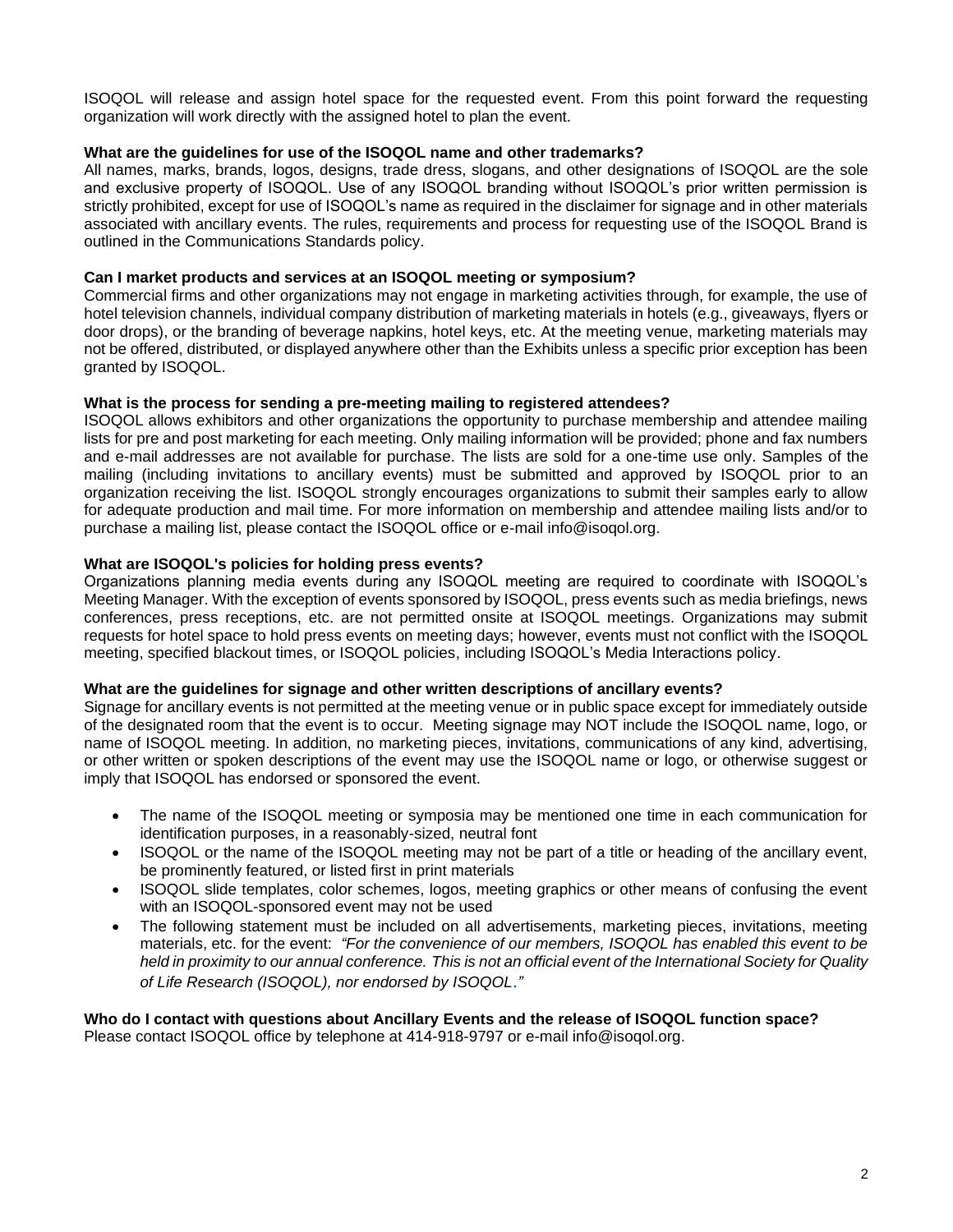ISOQOL will release and assign hotel space for the requested event. From this point forward the requesting organization will work directly with the assigned hotel to plan the event.

**What are the guidelines for use of the ISOQOL name and other trademarks?**

All names, marks, brands, logos, designs, trade dress, slogans, and other designations of ISOQOL are the sole and exclusive property of ISOQOL. Use of any ISOQOL branding without ISOQOL's prior written permission is strictly prohibited, except for use of ISOQOL's name as required in the disclaimer for signage and in other materials associated with ancillary events. The rules, requirements and process for requesting use of the ISOQOL Brand is outlined in the Communications Standards policy.

**Can I market products and services at an ISOQOL meeting or symposium?**

Commercial firms and other organizations may not engage in marketing activities through, for example, the use of hotel television channels, individual company distribution of marketing materials in hotels (e.g., giveaways, flyers or door drops), or the branding of beverage napkins, hotel keys, etc. At the meeting venue, marketing materials may not be offered, distributed, or displayed anywhere other than the Exhibits unless a specific prior exception has been granted by ISOQOL.

**What is the process for sending a pre-meeting mailing to registered attendees?**

ISOQOL allows exhibitors and other organizations the opportunity to purchase membership and attendee mailing lists for pre and post marketing for each meeting. Only mailing information will be provided; phone and fax numbers and e-mail addresses are not available for purchase. The lists are sold for a one-time use only. Samples of the mailing (including invitations to ancillary events) must be submitted and approved by ISOQOL prior to an organization receiving the list. ISOQOL strongly encourages organizations to submit their samples early to allow for adequate production and mail time. For more information on membership and attendee mailing lists and/or to purchase a mailing list, please contact the ISOQOL office or e-mail info@isoqol.org.

**What are ISOQOL's policies for holding press events?**

Organizations planning media events during any ISOQOL meeting are required to coordinate with ISOQOL's Meeting Manager. With the exception of events sponsored by ISOQOL, press events such as media briefings, news conferences, press receptions, etc. are not permitted onsite at ISOQOL meetings. Organizations may submit requests for hotel space to hold press events on meeting days; however, events must not conflict with the ISOQOL meeting, specified blackout times, or ISOQOL policies, including ISOQOL's Media Interactions policy.

**What are the guidelines for signage and other written descriptions of ancillary events?**

Signage for ancillary events is not permitted at the meeting venue or in public space except for immediately outside of the designated room that the event is to occur. Meeting signage may NOT include the ISOQOL name, logo, or name of ISOQOL meeting. In addition, no marketing pieces, invitations, communications of any kind, advertising, or other written or spoken descriptions of the event may use the ISOQOL name or logo, or otherwise suggest or imply that ISOQOL has endorsed or sponsored the event.

- The name of the ISOQOL meeting or symposia may be mentioned one time in each communication for identification purposes, in a reasonably-sized, neutral font
- ISOQOL or the name of the ISOQOL meeting may not be part of a title or heading of the ancillary event, be prominently featured, or listed first in print materials
- ISOQOL slide templates, color schemes, logos, meeting graphics or other means of confusing the event with an ISOQOL-sponsored event may not be used
- The following statement must be included on all advertisements, marketing pieces, invitations, meeting materials, etc. for the event: *"For the convenience of our members, ISOQOL has enabled this event to be held in proximity to our annual conference. This is not an official event of the International Society for Quality of Life Research (ISOQOL), nor endorsed by ISOQOL."*

**Who do I contact with questions about Ancillary Events and the release of ISOQOL function space?**

Please contact ISOQOL office by telephone at 414-918-9797 or e-mail info@isoqol.org.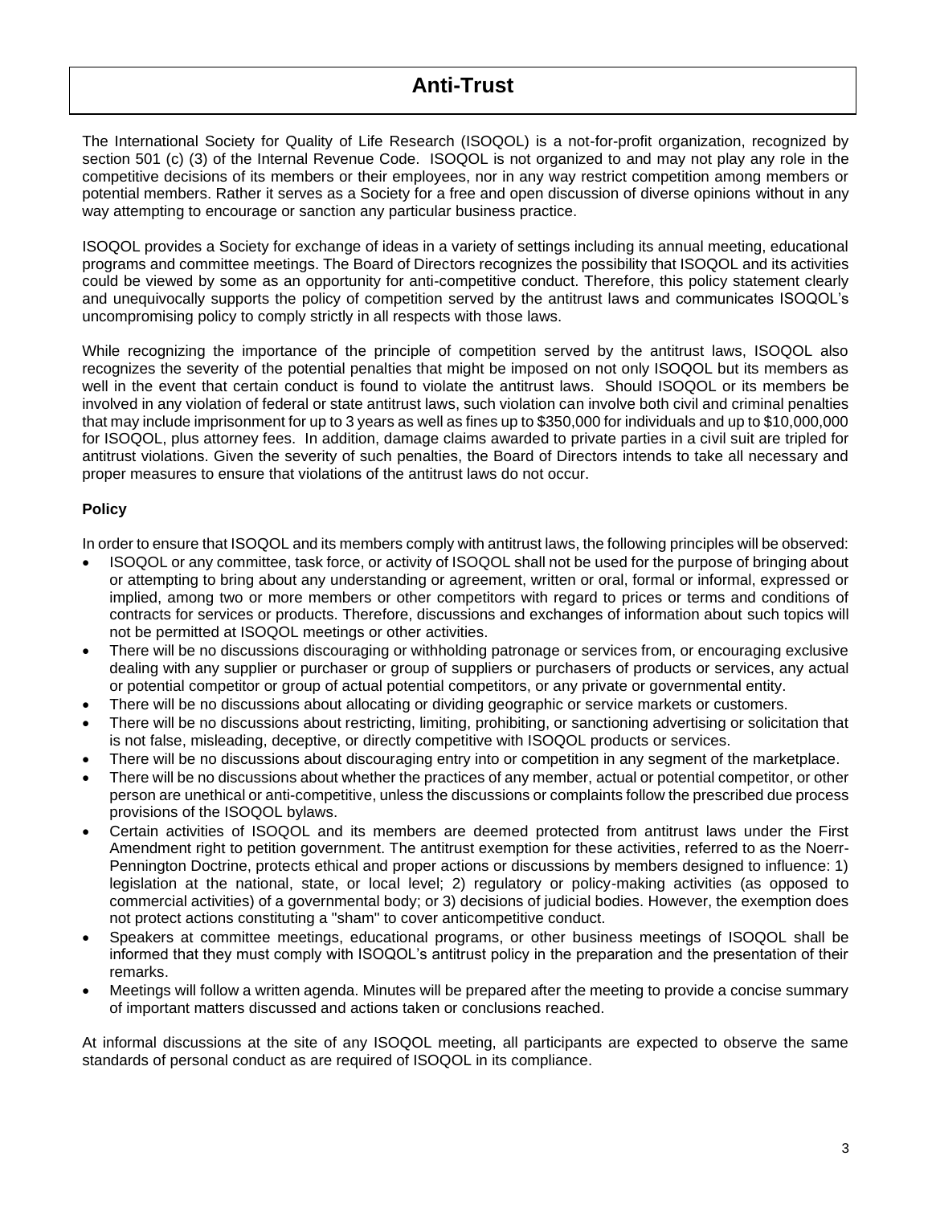# Anti-Trust

The International Society for Quality of Life Research (ISOQOL) is a not-for-profit organization, recognized by section 501 (c) (3) of the Internal Revenue Code. ISOQOL is not organized to and may not play any role in the competitive decisions of its members or their employees, nor in any way restrict competition among members or potential members. Rather it serves as a Society for a free and open discussion of diverse opinions without in any way attempting to encourage or sanction any particular business practice.

ISOQOL provides a Society for exchange of ideas in a variety of settings including its annual meeting, educational programs and committee meetings. The Board of Directors recognizes the possibility that ISOQOL and its activities could be viewed by some as an opportunity for anti-competitive conduct. Therefore, this policy statement clearly and unequivocally supports the policy of competition served by the antitrust laws and communicates ISOQOL's uncompromising policy to comply strictly in all respects with those laws.

While recognizing the importance of the principle of competition served by the antitrust laws, ISOQOL also recognizes the severity of the potential penalties that might be imposed on not only ISOQOL but its members as well in the event that certain conduct is found to violate the antitrust laws. Should ISOQOL or its members be involved in any violation of federal or state antitrust laws, such violation can involve both civil and criminal penalties that may include imprisonment for up to 3 years as well as fines up to $350,000 for individuals and up to $10,000,000 for ISOQOL, plus attorney fees. In addition, damage claims awarded to private parties in a civil suit are tripled for antitrust violations. Given the severity of such penalties, the Board of Directors intends to take all necessary and proper measures to ensure that violations of the antitrust laws do not occur.

**Policy**

In order to ensure that ISOQOL and its members comply with antitrust laws, the following principles will be observed:

- ISOQOL or any committee, task force, or activity of ISOQOL shall not be used for the purpose of bringing about or attempting to bring about any understanding or agreement, written or oral, formal or informal, expressed or implied, among two or more members or other competitors with regard to prices or terms and conditions of contracts for services or products. Therefore, discussions and exchanges of information about such topics will not be permitted at ISOQOL meetings or other activities.
- There will be no discussions discouraging or withholding patronage or services from, or encouraging exclusive dealing with any supplier or purchaser or group of suppliers or purchasers of products or services, any actual or potential competitor or group of actual potential competitors, or any private or governmental entity.
- There will be no discussions about allocating or dividing geographic or service markets or customers.
- There will be no discussions about restricting, limiting, prohibiting, or sanctioning advertising or solicitation that is not false, misleading, deceptive, or directly competitive with ISOQOL products or services.
- There will be no discussions about discouraging entry into or competition in any segment of the marketplace.
- There will be no discussions about whether the practices of any member, actual or potential competitor, or other person are unethical or anti-competitive, unless the discussions or complaints follow the prescribed due process provisions of the ISOQOL bylaws.
- Certain activities of ISOQOL and its members are deemed protected from antitrust laws under the First Amendment right to petition government. The antitrust exemption for these activities, referred to as the Noerr-Pennington Doctrine, protects ethical and proper actions or discussions by members designed to influence: 1) legislation at the national, state, or local level; 2) regulatory or policy-making activities (as opposed to commercial activities) of a governmental body; or 3) decisions of judicial bodies. However, the exemption does not protect actions constituting a "sham" to cover anticompetitive conduct.
- Speakers at committee meetings, educational programs, or other business meetings of ISOQOL shall be informed that they must comply with ISOQOL's antitrust policy in the preparation and the presentation of their remarks.
- Meetings will follow a written agenda. Minutes will be prepared after the meeting to provide a concise summary of important matters discussed and actions taken or conclusions reached.

At informal discussions at the site of any ISOQOL meeting, all participants are expected to observe the same standards of personal conduct as are required of ISOQOL in its compliance.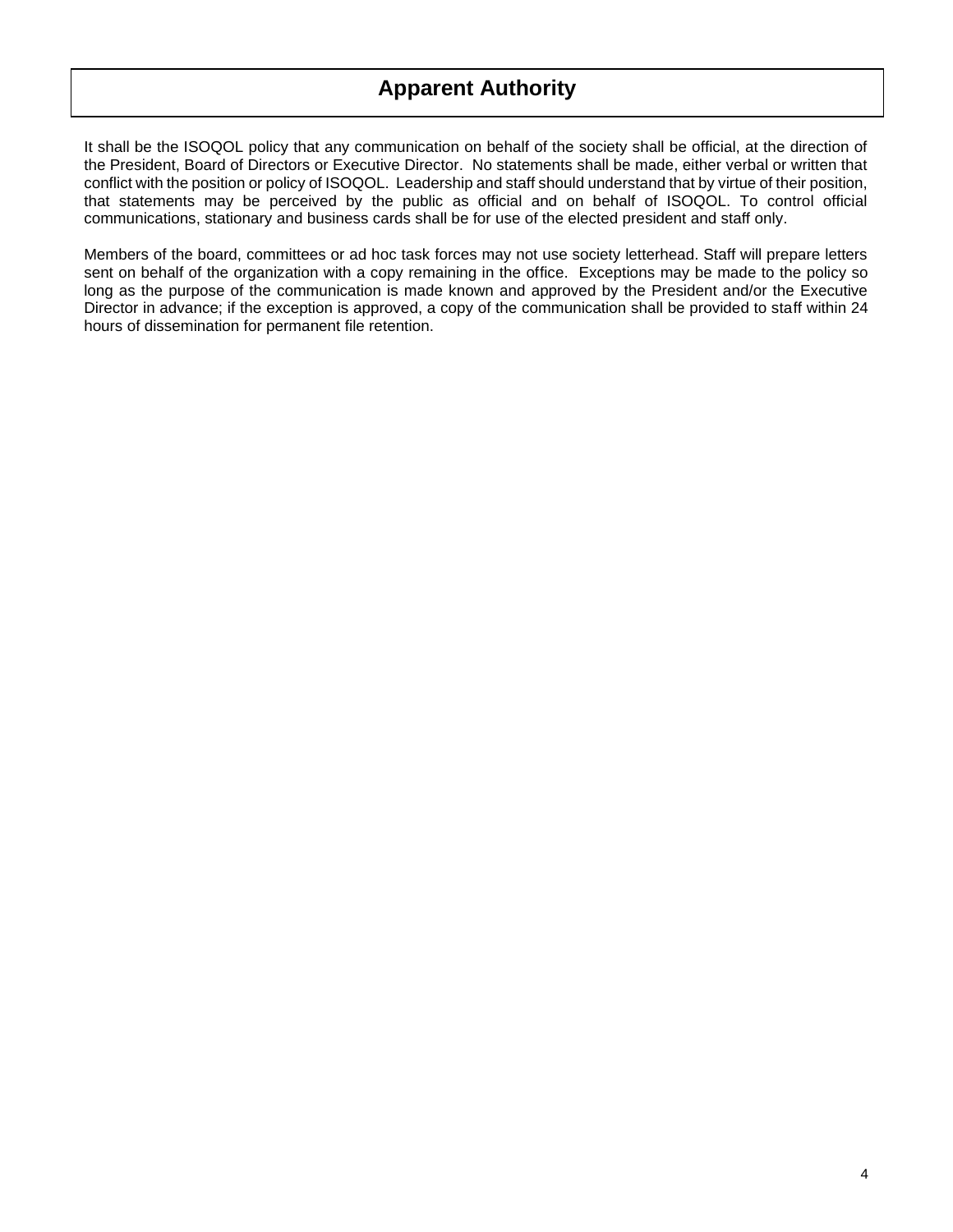# Apparent Authority

It shall be the ISOQOL policy that any communication on behalf of the society shall be official, at the direction of the President, Board of Directors or Executive Director. No statements shall be made, either verbal or written that conflict with the position or policy of ISOQOL. Leadership and staff should understand that by virtue of their position, that statements may be perceived by the public as official and on behalf of ISOQOL. To control official communications, stationary and business cards shall be for use of the elected president and staff only.

Members of the board, committees or ad hoc task forces may not use society letterhead. Staff will prepare letters sent on behalf of the organization with a copy remaining in the office. Exceptions may be made to the policy so long as the purpose of the communication is made known and approved by the President and/or the Executive Director in advance; if the exception is approved, a copy of the communication shall be provided to staff within 24 hours of dissemination for permanent file retention.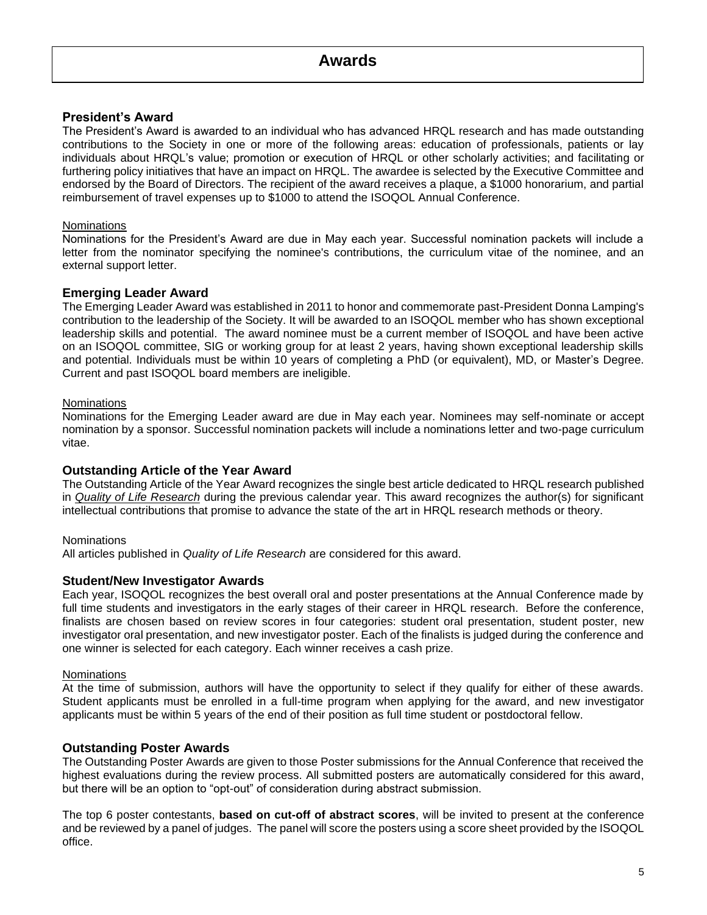# Awards

## President's Award

The President's Award is awarded to an individual who has advanced HRQL research and has made outstanding contributions to the Society in one or more of the following areas: education of professionals, patients or lay individuals about HRQL's value; promotion or execution of HRQL or other scholarly activities; and facilitating or furthering policy initiatives that have an impact on HRQL. The awardee is selected by the Executive Committee and endorsed by the Board of Directors. The recipient of the award receives a plaque, a $1000 honorarium, and partial reimbursement of travel expenses up to $1000 to attend the ISOQOL Annual Conference.

Nominations

Nominations for the President's Award are due in May each year. Successful nomination packets will include a letter from the nominator specifying the nominee's contributions, the curriculum vitae of the nominee, and an external support letter.

## Emerging Leader Award

The Emerging Leader Award was established in 2011 to honor and commemorate past-President Donna Lamping's contribution to the leadership of the Society. It will be awarded to an ISOQOL member who has shown exceptional leadership skills and potential. The award nominee must be a current member of ISOQOL and have been active on an ISOQOL committee, SIG or working group for at least 2 years, having shown exceptional leadership skills and potential. Individuals must be within 10 years of completing a PhD (or equivalent), MD, or Master's Degree. Current and past ISOQOL board members are ineligible.

Nominations

Nominations for the Emerging Leader award are due in May each year. Nominees may self-nominate or accept nomination by a sponsor. Successful nomination packets will include a nominations letter and two-page curriculum vitae.

## Outstanding Article of the Year Award

The Outstanding Article of the Year Award recognizes the single best article dedicated to HRQL research published in *Quality of Life Research* during the previous calendar year. This award recognizes the author(s) for significant intellectual contributions that promise to advance the state of the art in HRQL research methods or theory.

Nominations

All articles published in *Quality of Life Research* are considered for this award.

## Student/New Investigator Awards

Each year, ISOQOL recognizes the best overall oral and poster presentations at the Annual Conference made by full time students and investigators in the early stages of their career in HRQL research. Before the conference, finalists are chosen based on review scores in four categories: student oral presentation, student poster, new investigator oral presentation, and new investigator poster. Each of the finalists is judged during the conference and one winner is selected for each category. Each winner receives a cash prize.

Nominations

At the time of submission, authors will have the opportunity to select if they qualify for either of these awards. Student applicants must be enrolled in a full-time program when applying for the award, and new investigator applicants must be within 5 years of the end of their position as full time student or postdoctoral fellow.

## Outstanding Poster Awards

The Outstanding Poster Awards are given to those Poster submissions for the Annual Conference that received the highest evaluations during the review process. All submitted posters are automatically considered for this award, but there will be an option to "opt-out" of consideration during abstract submission.

The top 6 poster contestants, **based on cut-off of abstract scores**, will be invited to present at the conference and be reviewed by a panel of judges. The panel will score the posters using a score sheet provided by the ISOQOL office.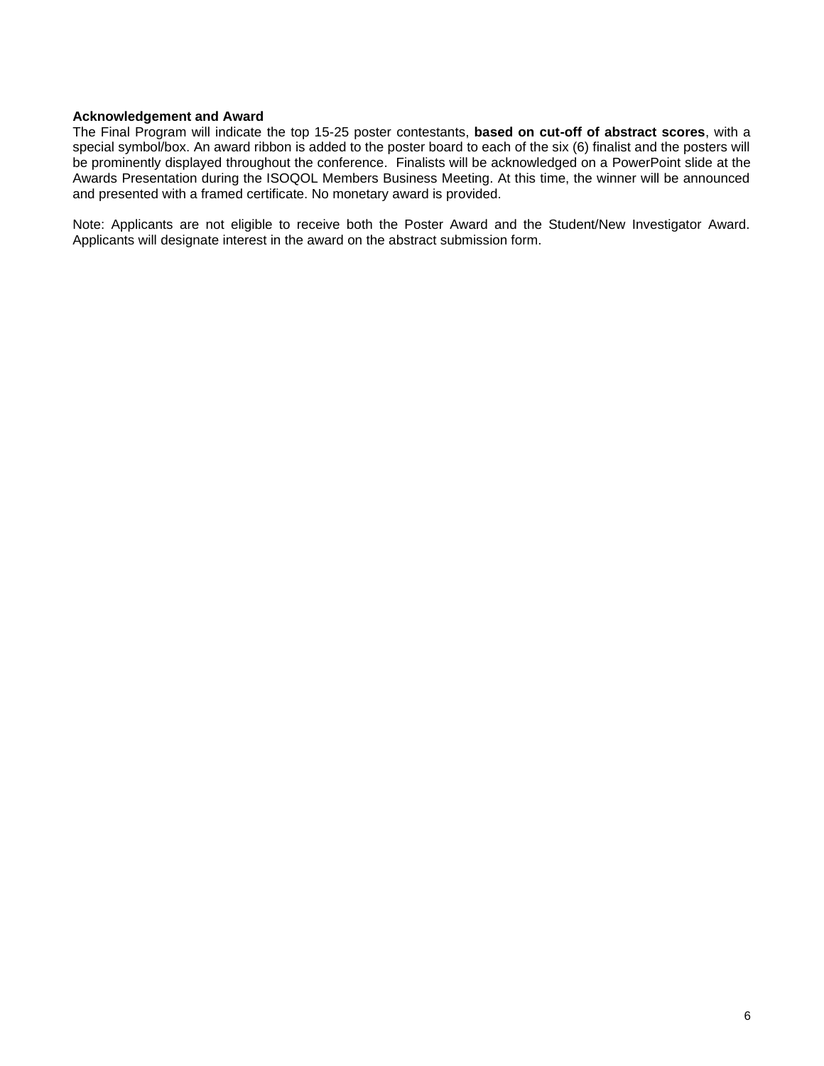**Acknowledgement and Award**

The Final Program will indicate the top 15-25 poster contestants, **based on cut-off of abstract scores**, with a special symbol/box. An award ribbon is added to the poster board to each of the six (6) finalist and the posters will be prominently displayed throughout the conference. Finalists will be acknowledged on a PowerPoint slide at the Awards Presentation during the ISOQOL Members Business Meeting. At this time, the winner will be announced and presented with a framed certificate. No monetary award is provided.

Note: Applicants are not eligible to receive both the Poster Award and the Student/New Investigator Award. Applicants will designate interest in the award on the abstract submission form.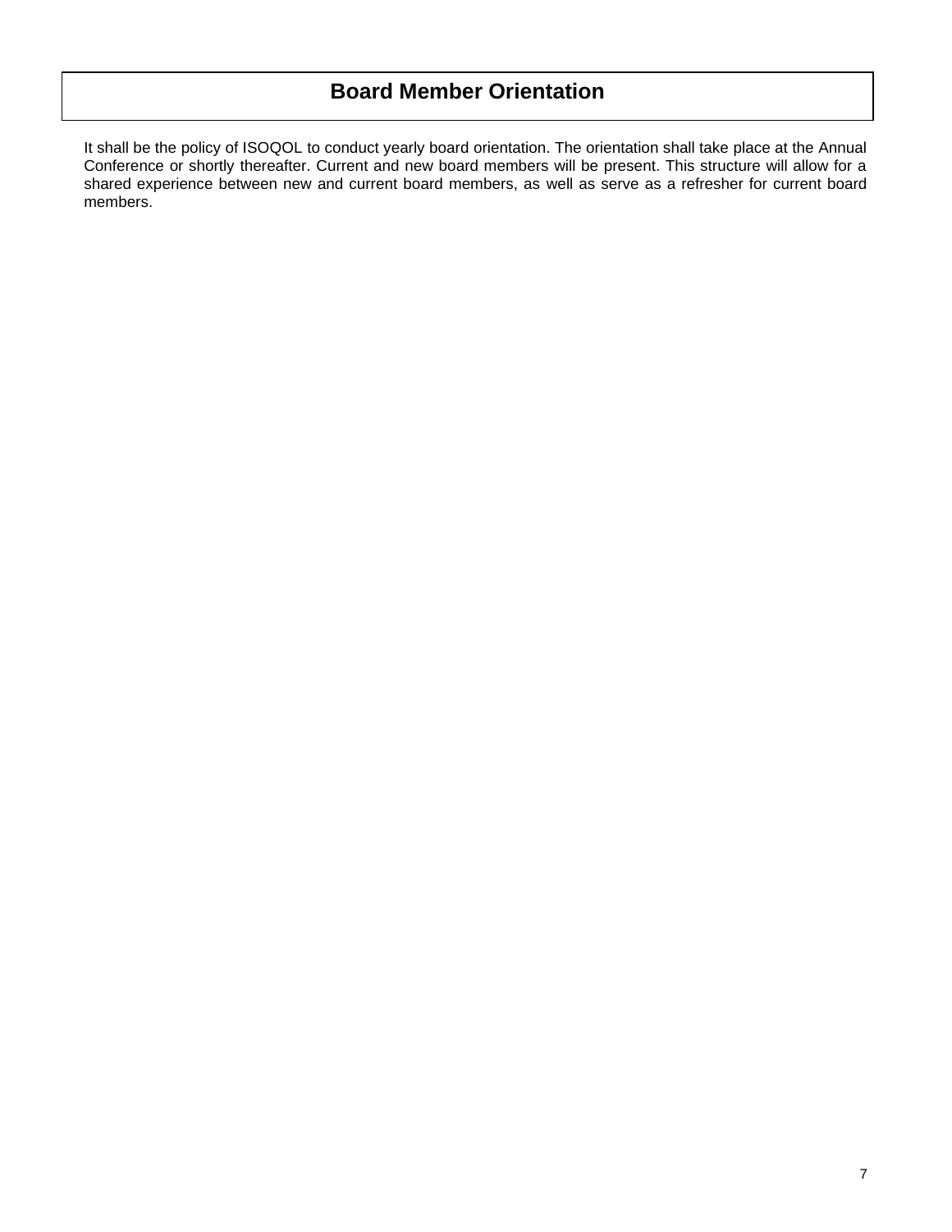# Board Member Orientation

It shall be the policy of ISOQOL to conduct yearly board orientation. The orientation shall take place at the Annual Conference or shortly thereafter. Current and new board members will be present. This structure will allow for a shared experience between new and current board members, as well as serve as a refresher for current board members.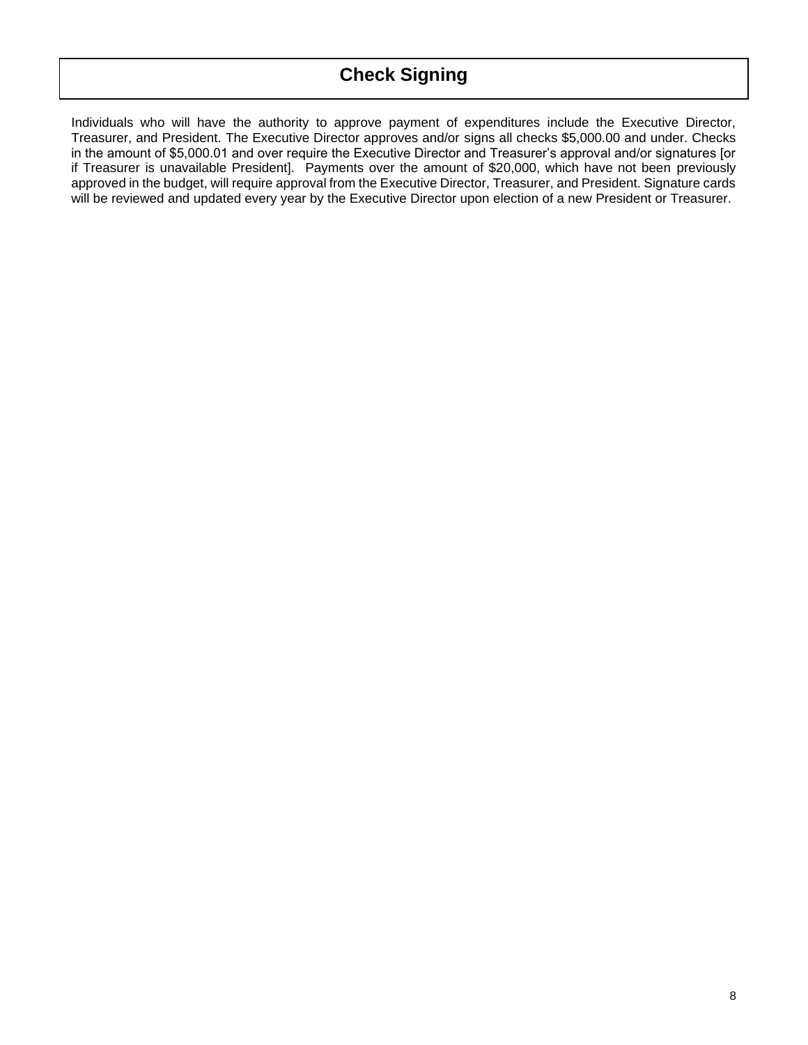# Check Signing

Individuals who will have the authority to approve payment of expenditures include the Executive Director, Treasurer, and President. The Executive Director approves and/or signs all checks $5,000.00 and under. Checks in the amount of $5,000.01 and over require the Executive Director and Treasurer's approval and/or signatures [or if Treasurer is unavailable President]. Payments over the amount of $20,000, which have not been previously approved in the budget, will require approval from the Executive Director, Treasurer, and President. Signature cards will be reviewed and updated every year by the Executive Director upon election of a new President or Treasurer.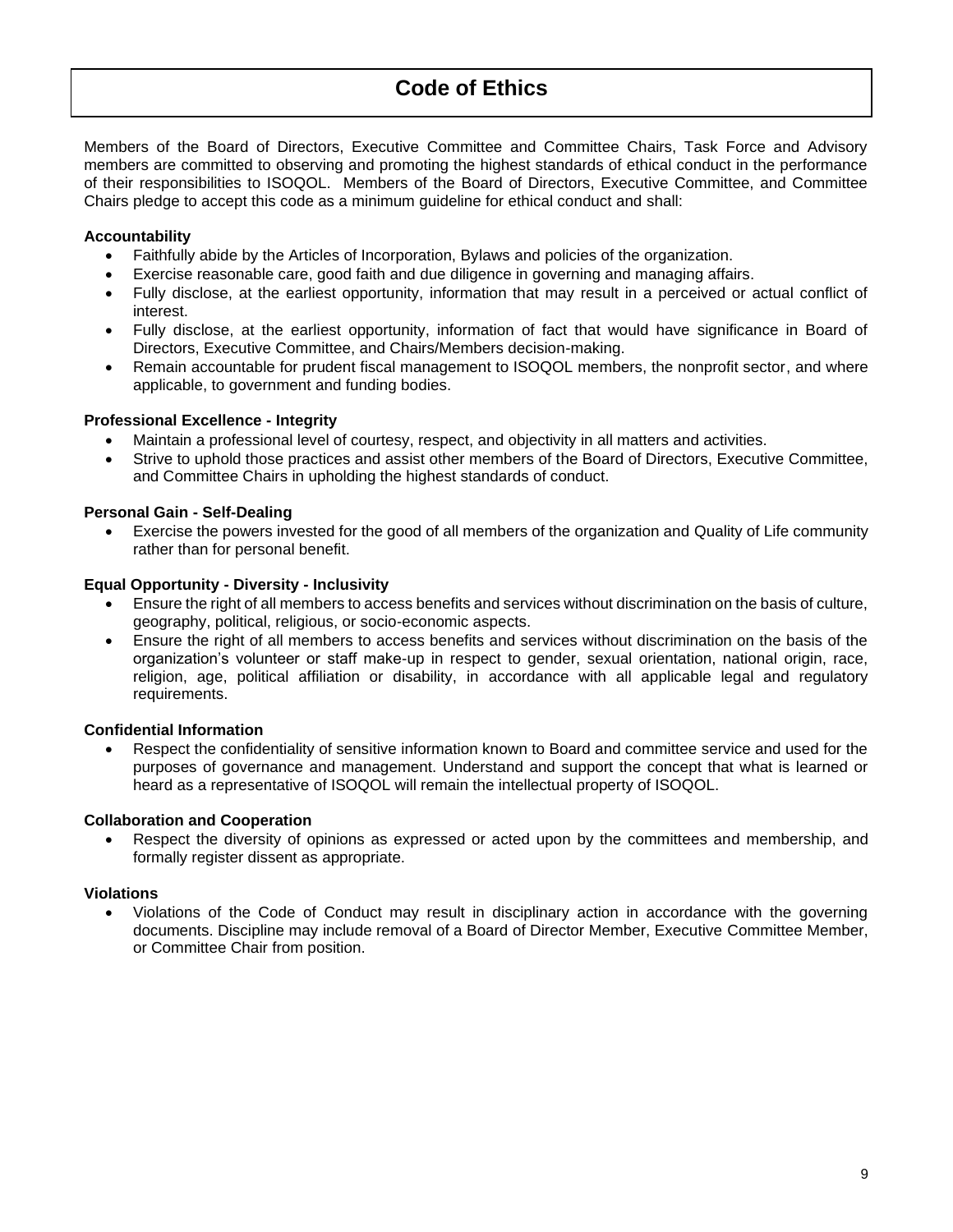# Code of Ethics

Members of the Board of Directors, Executive Committee and Committee Chairs, Task Force and Advisory members are committed to observing and promoting the highest standards of ethical conduct in the performance of their responsibilities to ISOQOL. Members of the Board of Directors, Executive Committee, and Committee Chairs pledge to accept this code as a minimum guideline for ethical conduct and shall:

**Accountability**

- Faithfully abide by the Articles of Incorporation, Bylaws and policies of the organization.
- Exercise reasonable care, good faith and due diligence in governing and managing affairs.
- Fully disclose, at the earliest opportunity, information that may result in a perceived or actual conflict of interest.
- Fully disclose, at the earliest opportunity, information of fact that would have significance in Board of Directors, Executive Committee, and Chairs/Members decision-making.
- Remain accountable for prudent fiscal management to ISOQOL members, the nonprofit sector, and where applicable, to government and funding bodies.

**Professional Excellence - Integrity**

- Maintain a professional level of courtesy, respect, and objectivity in all matters and activities.
- Strive to uphold those practices and assist other members of the Board of Directors, Executive Committee, and Committee Chairs in upholding the highest standards of conduct.

**Personal Gain - Self-Dealing**

- Exercise the powers invested for the good of all members of the organization and Quality of Life community rather than for personal benefit.

**Equal Opportunity - Diversity - Inclusivity**

- Ensure the right of all members to access benefits and services without discrimination on the basis of culture, geography, political, religious, or socio-economic aspects.
- Ensure the right of all members to access benefits and services without discrimination on the basis of the organization's volunteer or staff make-up in respect to gender, sexual orientation, national origin, race, religion, age, political affiliation or disability, in accordance with all applicable legal and regulatory requirements.

**Confidential Information**

- Respect the confidentiality of sensitive information known to Board and committee service and used for the purposes of governance and management. Understand and support the concept that what is learned or heard as a representative of ISOQOL will remain the intellectual property of ISOQOL.

**Collaboration and Cooperation**

- Respect the diversity of opinions as expressed or acted upon by the committees and membership, and formally register dissent as appropriate.

**Violations**

- Violations of the Code of Conduct may result in disciplinary action in accordance with the governing documents. Discipline may include removal of a Board of Director Member, Executive Committee Member, or Committee Chair from position.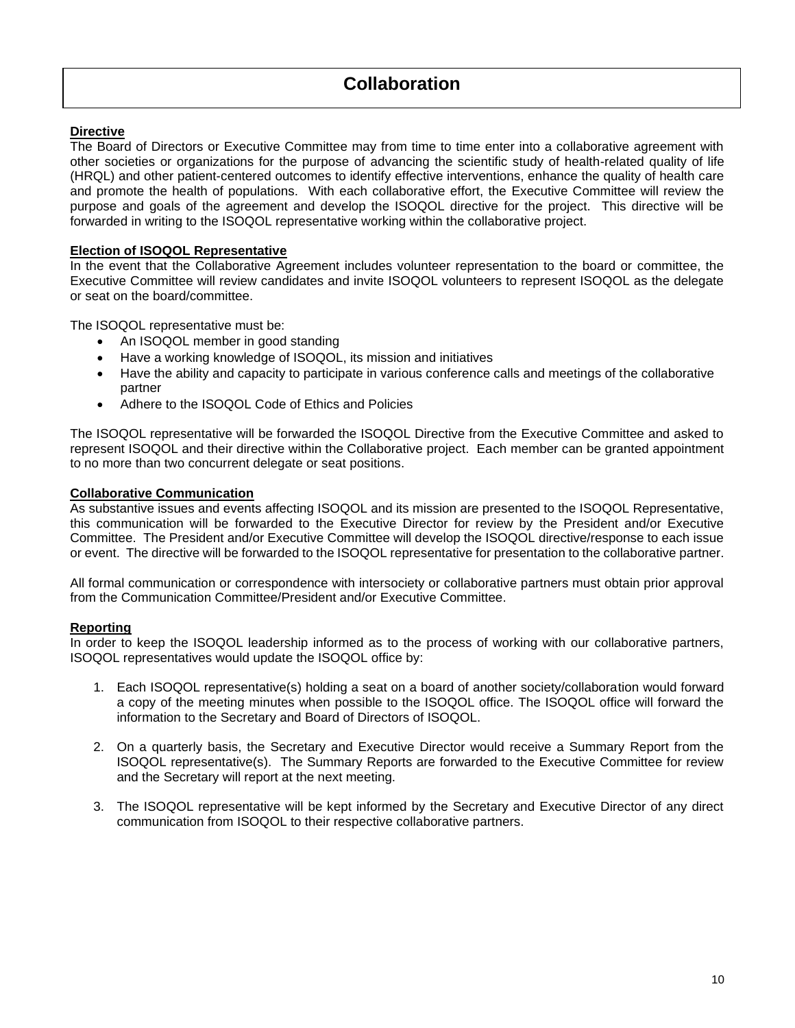# Collaboration

**Directive**

The Board of Directors or Executive Committee may from time to time enter into a collaborative agreement with other societies or organizations for the purpose of advancing the scientific study of health-related quality of life (HRQL) and other patient-centered outcomes to identify effective interventions, enhance the quality of health care and promote the health of populations. With each collaborative effort, the Executive Committee will review the purpose and goals of the agreement and develop the ISOQOL directive for the project. This directive will be forwarded in writing to the ISOQOL representative working within the collaborative project.

**Election of ISOQOL Representative**

In the event that the Collaborative Agreement includes volunteer representation to the board or committee, the Executive Committee will review candidates and invite ISOQOL volunteers to represent ISOQOL as the delegate or seat on the board/committee.

The ISOQOL representative must be:

- An ISOQOL member in good standing
- Have a working knowledge of ISOQOL, its mission and initiatives
- Have the ability and capacity to participate in various conference calls and meetings of the collaborative partner
- Adhere to the ISOQOL Code of Ethics and Policies

The ISOQOL representative will be forwarded the ISOQOL Directive from the Executive Committee and asked to represent ISOQOL and their directive within the Collaborative project. Each member can be granted appointment to no more than two concurrent delegate or seat positions.

**Collaborative Communication**

As substantive issues and events affecting ISOQOL and its mission are presented to the ISOQOL Representative, this communication will be forwarded to the Executive Director for review by the President and/or Executive Committee. The President and/or Executive Committee will develop the ISOQOL directive/response to each issue or event. The directive will be forwarded to the ISOQOL representative for presentation to the collaborative partner.

All formal communication or correspondence with intersociety or collaborative partners must obtain prior approval from the Communication Committee/President and/or Executive Committee.

**Reporting**

In order to keep the ISOQOL leadership informed as to the process of working with our collaborative partners, ISOQOL representatives would update the ISOQOL office by:

1. Each ISOQOL representative(s) holding a seat on a board of another society/collaboration would forward a copy of the meeting minutes when possible to the ISOQOL office. The ISOQOL office will forward the information to the Secretary and Board of Directors of ISOQOL.

2. On a quarterly basis, the Secretary and Executive Director would receive a Summary Report from the ISOQOL representative(s). The Summary Reports are forwarded to the Executive Committee for review and the Secretary will report at the next meeting.

3. The ISOQOL representative will be kept informed by the Secretary and Executive Director of any direct communication from ISOQOL to their respective collaborative partners.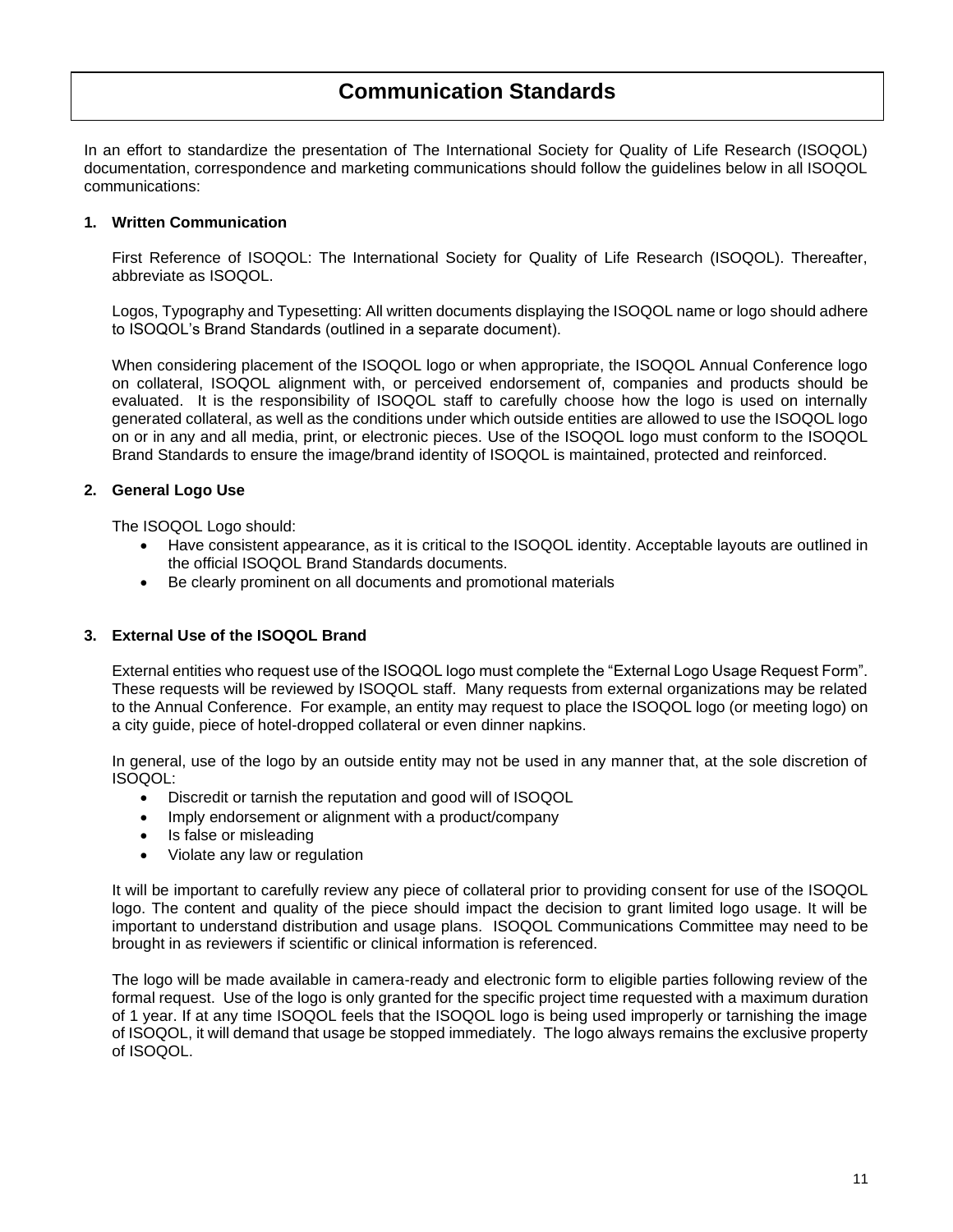# Communication Standards

In an effort to standardize the presentation of The International Society for Quality of Life Research (ISOQOL) documentation, correspondence and marketing communications should follow the guidelines below in all ISOQOL communications:

## 1. Written Communication

First Reference of ISOQOL: The International Society for Quality of Life Research (ISOQOL). Thereafter, abbreviate as ISOQOL.

Logos, Typography and Typesetting: All written documents displaying the ISOQOL name or logo should adhere to ISOQOL's Brand Standards (outlined in a separate document).

When considering placement of the ISOQOL logo or when appropriate, the ISOQOL Annual Conference logo on collateral, ISOQOL alignment with, or perceived endorsement of, companies and products should be evaluated. It is the responsibility of ISOQOL staff to carefully choose how the logo is used on internally generated collateral, as well as the conditions under which outside entities are allowed to use the ISOQOL logo on or in any and all media, print, or electronic pieces. Use of the ISOQOL logo must conform to the ISOQOL Brand Standards to ensure the image/brand identity of ISOQOL is maintained, protected and reinforced.

## 2. General Logo Use

The ISOQOL Logo should:

- Have consistent appearance, as it is critical to the ISOQOL identity. Acceptable layouts are outlined in the official ISOQOL Brand Standards documents.
- Be clearly prominent on all documents and promotional materials

## 3. External Use of the ISOQOL Brand

External entities who request use of the ISOQOL logo must complete the "External Logo Usage Request Form". These requests will be reviewed by ISOQOL staff. Many requests from external organizations may be related to the Annual Conference. For example, an entity may request to place the ISOQOL logo (or meeting logo) on a city guide, piece of hotel-dropped collateral or even dinner napkins.

In general, use of the logo by an outside entity may not be used in any manner that, at the sole discretion of ISOQOL:

- Discredit or tarnish the reputation and good will of ISOQOL
- Imply endorsement or alignment with a product/company
- Is false or misleading
- Violate any law or regulation

It will be important to carefully review any piece of collateral prior to providing consent for use of the ISOQOL logo. The content and quality of the piece should impact the decision to grant limited logo usage. It will be important to understand distribution and usage plans. ISOQOL Communications Committee may need to be brought in as reviewers if scientific or clinical information is referenced.

The logo will be made available in camera-ready and electronic form to eligible parties following review of the formal request. Use of the logo is only granted for the specific project time requested with a maximum duration of 1 year. If at any time ISOQOL feels that the ISOQOL logo is being used improperly or tarnishing the image of ISOQOL, it will demand that usage be stopped immediately. The logo always remains the exclusive property of ISOQOL.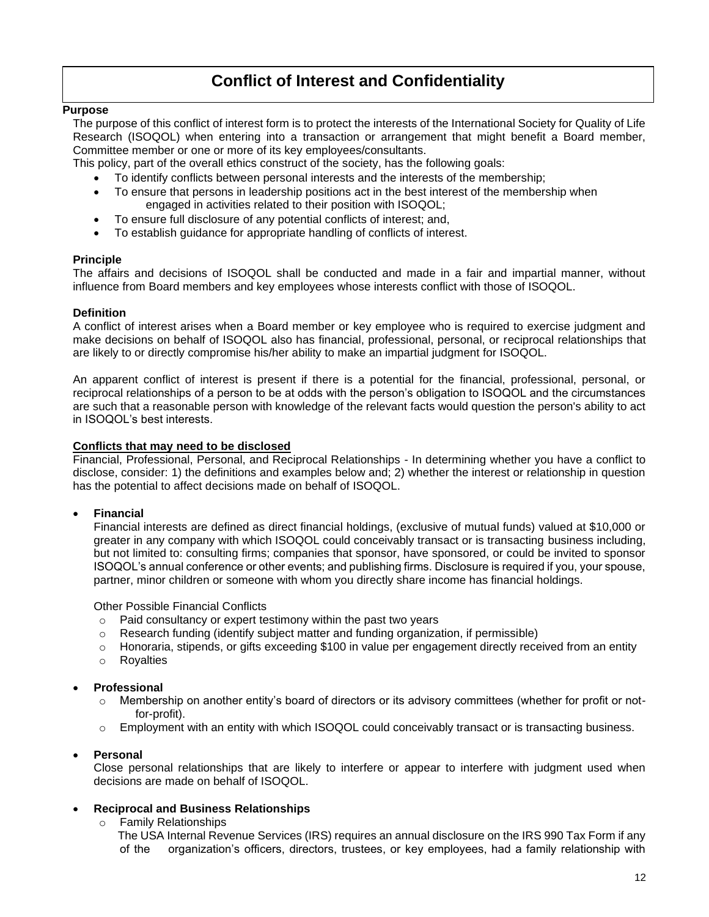# Conflict of Interest and Confidentiality

**Purpose**

The purpose of this conflict of interest form is to protect the interests of the International Society for Quality of Life Research (ISOQOL) when entering into a transaction or arrangement that might benefit a Board member, Committee member or one or more of its key employees/consultants.

This policy, part of the overall ethics construct of the society, has the following goals:

- To identify conflicts between personal interests and the interests of the membership;
- To ensure that persons in leadership positions act in the best interest of the membership when engaged in activities related to their position with ISOQOL;
- To ensure full disclosure of any potential conflicts of interest; and,
- To establish guidance for appropriate handling of conflicts of interest.

**Principle**

The affairs and decisions of ISOQOL shall be conducted and made in a fair and impartial manner, without influence from Board members and key employees whose interests conflict with those of ISOQOL.

**Definition**

A conflict of interest arises when a Board member or key employee who is required to exercise judgment and make decisions on behalf of ISOQOL also has financial, professional, personal, or reciprocal relationships that are likely to or directly compromise his/her ability to make an impartial judgment for ISOQOL.

An apparent conflict of interest is present if there is a potential for the financial, professional, personal, or reciprocal relationships of a person to be at odds with the person's obligation to ISOQOL and the circumstances are such that a reasonable person with knowledge of the relevant facts would question the person's ability to act in ISOQOL's best interests.

**Conflicts that may need to be disclosed**

Financial, Professional, Personal, and Reciprocal Relationships - In determining whether you have a conflict to disclose, consider: 1) the definitions and examples below and; 2) whether the interest or relationship in question has the potential to affect decisions made on behalf of ISOQOL.

- **Financial**

  Financial interests are defined as direct financial holdings, (exclusive of mutual funds) valued at $10,000 or greater in any company with which ISOQOL could conceivably transact or is transacting business including, but not limited to: consulting firms; companies that sponsor, have sponsored, or could be invited to sponsor ISOQOL's annual conference or other events; and publishing firms. Disclosure is required if you, your spouse, partner, minor children or someone with whom you directly share income has financial holdings.

  Other Possible Financial Conflicts

  - Paid consultancy or expert testimony within the past two years
  - Research funding (identify subject matter and funding organization, if permissible)
  - Honoraria, stipends, or gifts exceeding $100 in value per engagement directly received from an entity
  - Royalties

- **Professional**
  - Membership on another entity's board of directors or its advisory committees (whether for profit or not-for-profit).
  - Employment with an entity with which ISOQOL could conceivably transact or is transacting business.

- **Personal**

  Close personal relationships that are likely to interfere or appear to interfere with judgment used when decisions are made on behalf of ISOQOL.

- **Reciprocal and Business Relationships**
  - Family Relationships

    The USA Internal Revenue Services (IRS) requires an annual disclosure on the IRS 990 Tax Form if any of the organization's officers, directors, trustees, or key employees, had a family relationship with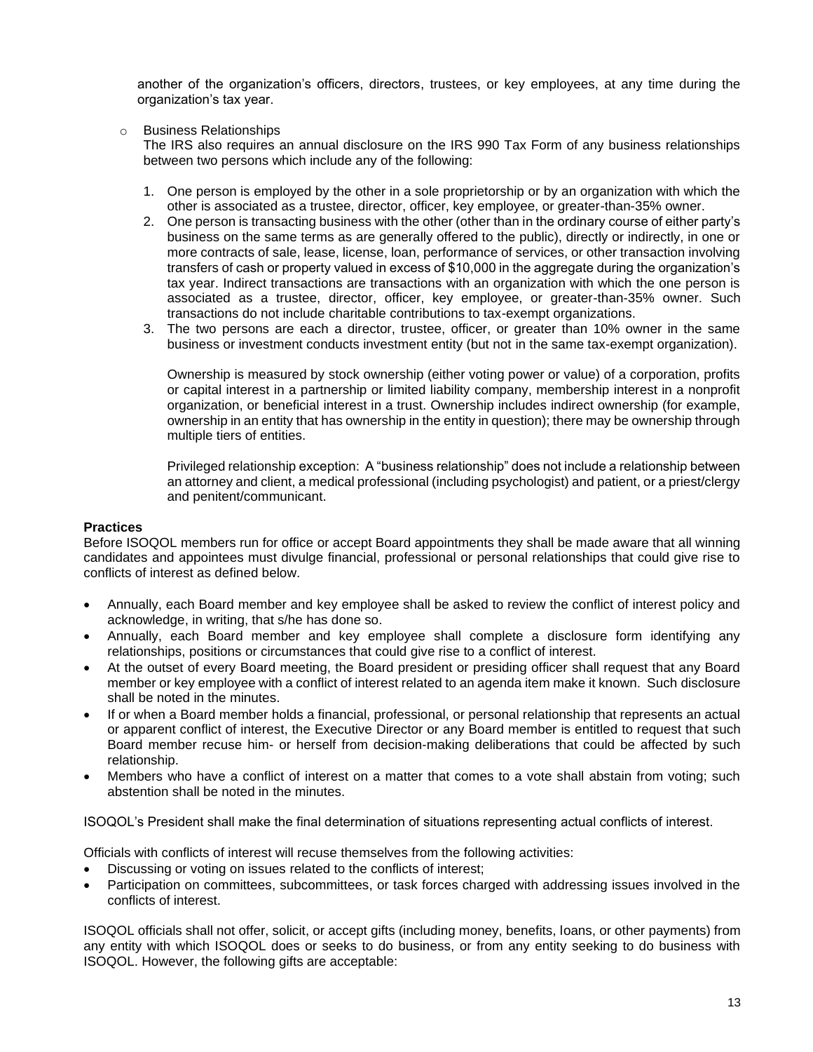another of the organization's officers, directors, trustees, or key employees, at any time during the organization's tax year.

- Business Relationships

  The IRS also requires an annual disclosure on the IRS 990 Tax Form of any business relationships between two persons which include any of the following:

  1. One person is employed by the other in a sole proprietorship or by an organization with which the other is associated as a trustee, director, officer, key employee, or greater-than-35% owner.
  2. One person is transacting business with the other (other than in the ordinary course of either party's business on the same terms as are generally offered to the public), directly or indirectly, in one or more contracts of sale, lease, license, loan, performance of services, or other transaction involving transfers of cash or property valued in excess of $10,000 in the aggregate during the organization's tax year. Indirect transactions are transactions with an organization with which the one person is associated as a trustee, director, officer, key employee, or greater-than-35% owner. Such transactions do not include charitable contributions to tax-exempt organizations.
  3. The two persons are each a director, trustee, officer, or greater than 10% owner in the same business or investment conducts investment entity (but not in the same tax-exempt organization).

     Ownership is measured by stock ownership (either voting power or value) of a corporation, profits or capital interest in a partnership or limited liability company, membership interest in a nonprofit organization, or beneficial interest in a trust. Ownership includes indirect ownership (for example, ownership in an entity that has ownership in the entity in question); there may be ownership through multiple tiers of entities.

     Privileged relationship exception: A "business relationship" does not include a relationship between an attorney and client, a medical professional (including psychologist) and patient, or a priest/clergy and penitent/communicant.

**Practices**

Before ISOQOL members run for office or accept Board appointments they shall be made aware that all winning candidates and appointees must divulge financial, professional or personal relationships that could give rise to conflicts of interest as defined below.

- Annually, each Board member and key employee shall be asked to review the conflict of interest policy and acknowledge, in writing, that s/he has done so.
- Annually, each Board member and key employee shall complete a disclosure form identifying any relationships, positions or circumstances that could give rise to a conflict of interest.
- At the outset of every Board meeting, the Board president or presiding officer shall request that any Board member or key employee with a conflict of interest related to an agenda item make it known. Such disclosure shall be noted in the minutes.
- If or when a Board member holds a financial, professional, or personal relationship that represents an actual or apparent conflict of interest, the Executive Director or any Board member is entitled to request that such Board member recuse him- or herself from decision-making deliberations that could be affected by such relationship.
- Members who have a conflict of interest on a matter that comes to a vote shall abstain from voting; such abstention shall be noted in the minutes.

ISOQOL's President shall make the final determination of situations representing actual conflicts of interest.

Officials with conflicts of interest will recuse themselves from the following activities:

- Discussing or voting on issues related to the conflicts of interest;
- Participation on committees, subcommittees, or task forces charged with addressing issues involved in the conflicts of interest.

ISOQOL officials shall not offer, solicit, or accept gifts (including money, benefits, loans, or other payments) from any entity with which ISOQOL does or seeks to do business, or from any entity seeking to do business with ISOQOL. However, the following gifts are acceptable: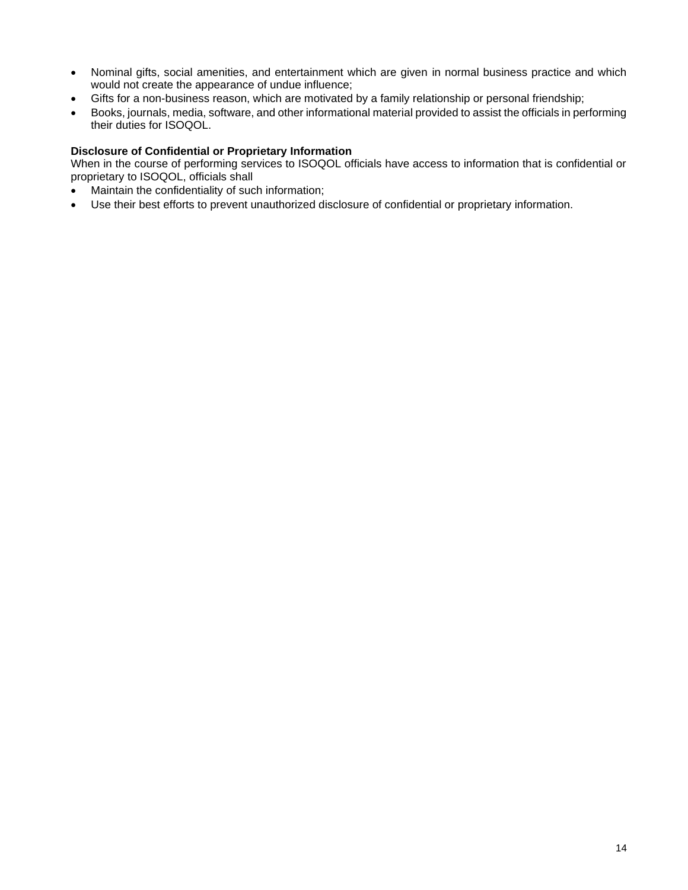- Nominal gifts, social amenities, and entertainment which are given in normal business practice and which would not create the appearance of undue influence;
- Gifts for a non-business reason, which are motivated by a family relationship or personal friendship;
- Books, journals, media, software, and other informational material provided to assist the officials in performing their duties for ISOQOL.

**Disclosure of Confidential or Proprietary Information**

When in the course of performing services to ISOQOL officials have access to information that is confidential or proprietary to ISOQOL, officials shall

- Maintain the confidentiality of such information;
- Use their best efforts to prevent unauthorized disclosure of confidential or proprietary information.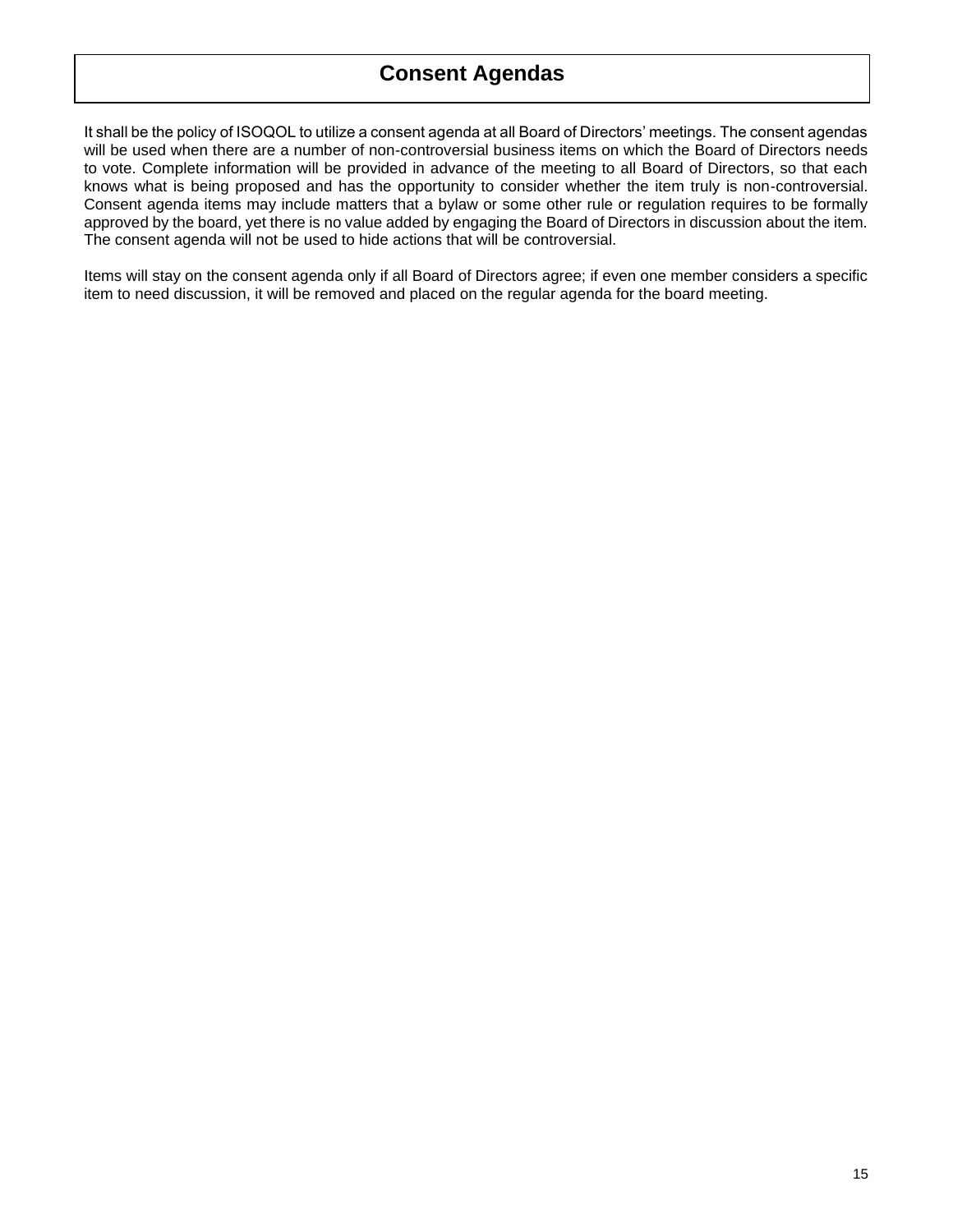# Consent Agendas

It shall be the policy of ISOQOL to utilize a consent agenda at all Board of Directors' meetings. The consent agendas will be used when there are a number of non-controversial business items on which the Board of Directors needs to vote. Complete information will be provided in advance of the meeting to all Board of Directors, so that each knows what is being proposed and has the opportunity to consider whether the item truly is non-controversial. Consent agenda items may include matters that a bylaw or some other rule or regulation requires to be formally approved by the board, yet there is no value added by engaging the Board of Directors in discussion about the item. The consent agenda will not be used to hide actions that will be controversial.

Items will stay on the consent agenda only if all Board of Directors agree; if even one member considers a specific item to need discussion, it will be removed and placed on the regular agenda for the board meeting.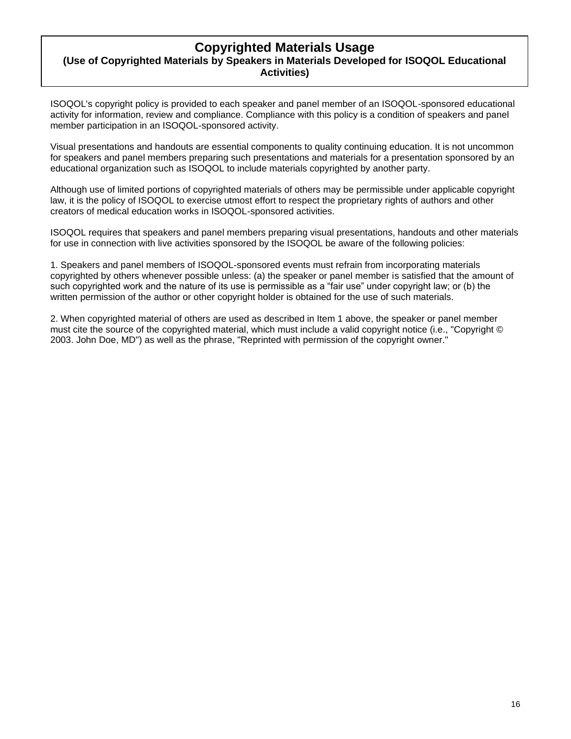# Copyrighted Materials Usage

**(Use of Copyrighted Materials by Speakers in Materials Developed for ISOQOL Educational Activities)**

ISOQOL's copyright policy is provided to each speaker and panel member of an ISOQOL-sponsored educational activity for information, review and compliance. Compliance with this policy is a condition of speakers and panel member participation in an ISOQOL-sponsored activity.

Visual presentations and handouts are essential components to quality continuing education. It is not uncommon for speakers and panel members preparing such presentations and materials for a presentation sponsored by an educational organization such as ISOQOL to include materials copyrighted by another party.

Although use of limited portions of copyrighted materials of others may be permissible under applicable copyright law, it is the policy of ISOQOL to exercise utmost effort to respect the proprietary rights of authors and other creators of medical education works in ISOQOL-sponsored activities.

ISOQOL requires that speakers and panel members preparing visual presentations, handouts and other materials for use in connection with live activities sponsored by the ISOQOL be aware of the following policies:

1. Speakers and panel members of ISOQOL-sponsored events must refrain from incorporating materials copyrighted by others whenever possible unless: (a) the speaker or panel member is satisfied that the amount of such copyrighted work and the nature of its use is permissible as a “fair use” under copyright law; or (b) the written permission of the author or other copyright holder is obtained for the use of such materials.

2. When copyrighted material of others are used as described in Item 1 above, the speaker or panel member must cite the source of the copyrighted material, which must include a valid copyright notice (i.e., "Copyright © 2003. John Doe, MD") as well as the phrase, "Reprinted with permission of the copyright owner."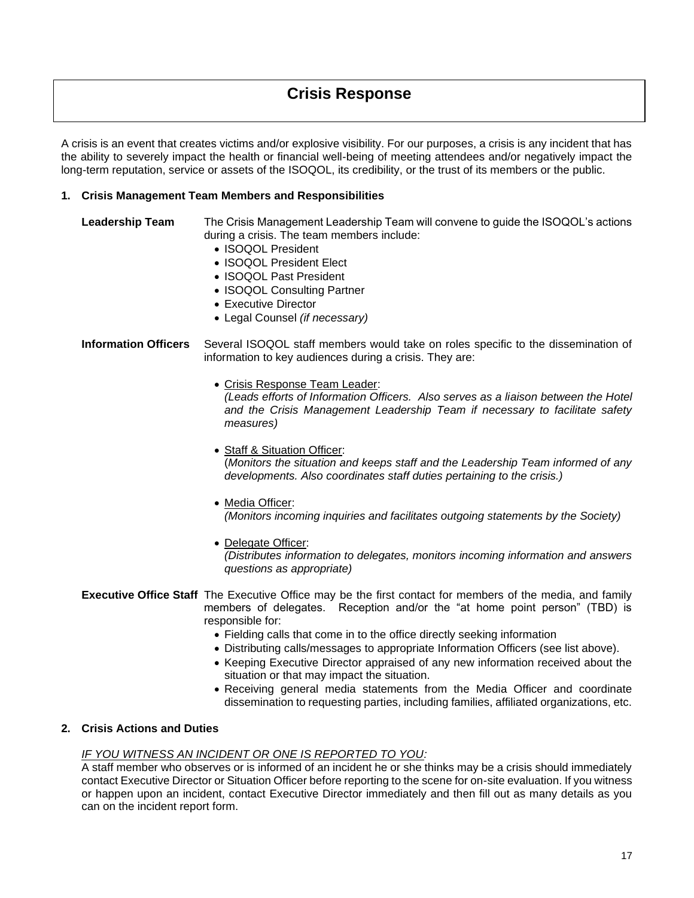# Crisis Response

A crisis is an event that creates victims and/or explosive visibility. For our purposes, a crisis is any incident that has the ability to severely impact the health or financial well-being of meeting attendees and/or negatively impact the long-term reputation, service or assets of the ISOQOL, its credibility, or the trust of its members or the public.

## 1. Crisis Management Team Members and Responsibilities

**Leadership Team**

The Crisis Management Leadership Team will convene to guide the ISOQOL's actions during a crisis. The team members include:

- ISOQOL President
- ISOQOL President Elect
- ISOQOL Past President
- ISOQOL Consulting Partner
- Executive Director
- Legal Counsel *(if necessary)*

**Information Officers**

Several ISOQOL staff members would take on roles specific to the dissemination of information to key audiences during a crisis. They are:

- Crisis Response Team Leader:
  *(Leads efforts of Information Officers. Also serves as a liaison between the Hotel and the Crisis Management Leadership Team if necessary to facilitate safety measures)*

- Staff & Situation Officer:
  (*Monitors the situation and keeps staff and the Leadership Team informed of any developments. Also coordinates staff duties pertaining to the crisis.)*

- Media Officer:
  *(Monitors incoming inquiries and facilitates outgoing statements by the Society)*

- Delegate Officer:
  *(Distributes information to delegates, monitors incoming information and answers questions as appropriate)*

**Executive Office Staff**

The Executive Office may be the first contact for members of the media, and family members of delegates. Reception and/or the "at home point person" (TBD) is responsible for:

- Fielding calls that come in to the office directly seeking information
- Distributing calls/messages to appropriate Information Officers (see list above).
- Keeping Executive Director appraised of any new information received about the situation or that may impact the situation.
- Receiving general media statements from the Media Officer and coordinate dissemination to requesting parties, including families, affiliated organizations, etc.

## 2. Crisis Actions and Duties

*IF YOU WITNESS AN INCIDENT OR ONE IS REPORTED TO YOU:*

A staff member who observes or is informed of an incident he or she thinks may be a crisis should immediately contact Executive Director or Situation Officer before reporting to the scene for on-site evaluation. If you witness or happen upon an incident, contact Executive Director immediately and then fill out as many details as you can on the incident report form.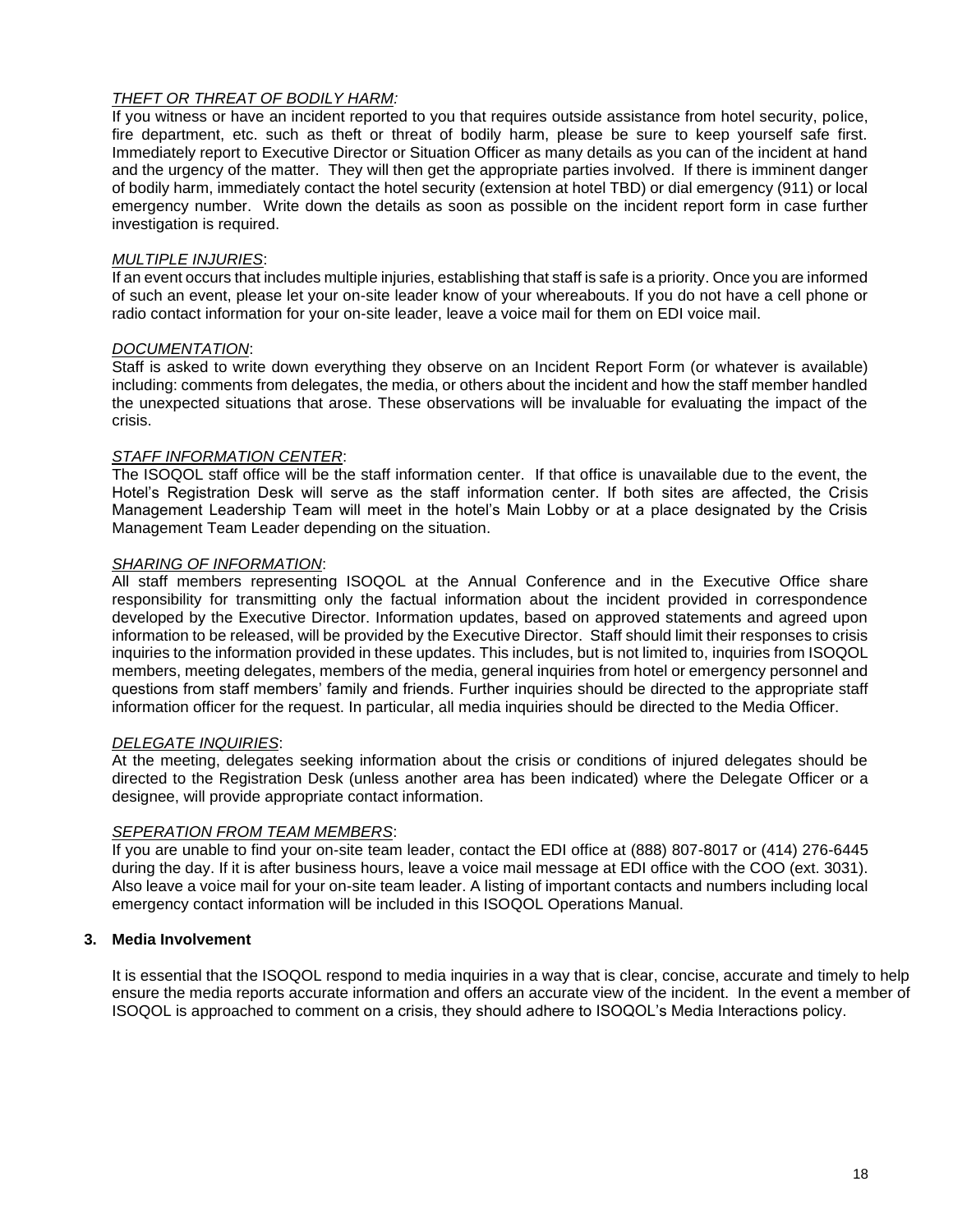*<u>THEFT OR THREAT OF BODILY HARM:</u>*

If you witness or have an incident reported to you that requires outside assistance from hotel security, police, fire department, etc. such as theft or threat of bodily harm, please be sure to keep yourself safe first. Immediately report to Executive Director or Situation Officer as many details as you can of the incident at hand and the urgency of the matter. They will then get the appropriate parties involved. If there is imminent danger of bodily harm, immediately contact the hotel security (extension at hotel TBD) or dial emergency (911) or local emergency number. Write down the details as soon as possible on the incident report form in case further investigation is required.

*<u>MULTIPLE INJURIES</u>*:

If an event occurs that includes multiple injuries, establishing that staff is safe is a priority. Once you are informed of such an event, please let your on-site leader know of your whereabouts. If you do not have a cell phone or radio contact information for your on-site leader, leave a voice mail for them on EDI voice mail.

*<u>DOCUMENTATION</u>*:

Staff is asked to write down everything they observe on an Incident Report Form (or whatever is available) including: comments from delegates, the media, or others about the incident and how the staff member handled the unexpected situations that arose. These observations will be invaluable for evaluating the impact of the crisis.

*<u>STAFF INFORMATION CENTER</u>*:

The ISOQOL staff office will be the staff information center. If that office is unavailable due to the event, the Hotel's Registration Desk will serve as the staff information center. If both sites are affected, the Crisis Management Leadership Team will meet in the hotel's Main Lobby or at a place designated by the Crisis Management Team Leader depending on the situation.

*<u>SHARING OF INFORMATION</u>*:

All staff members representing ISOQOL at the Annual Conference and in the Executive Office share responsibility for transmitting only the factual information about the incident provided in correspondence developed by the Executive Director. Information updates, based on approved statements and agreed upon information to be released, will be provided by the Executive Director. Staff should limit their responses to crisis inquiries to the information provided in these updates. This includes, but is not limited to, inquiries from ISOQOL members, meeting delegates, members of the media, general inquiries from hotel or emergency personnel and questions from staff members' family and friends. Further inquiries should be directed to the appropriate staff information officer for the request. In particular, all media inquiries should be directed to the Media Officer.

*<u>DELEGATE INQUIRIES</u>*:

At the meeting, delegates seeking information about the crisis or conditions of injured delegates should be directed to the Registration Desk (unless another area has been indicated) where the Delegate Officer or a designee, will provide appropriate contact information.

*<u>SEPERATION FROM TEAM MEMBERS</u>*:

If you are unable to find your on-site team leader, contact the EDI office at (888) 807-8017 or (414) 276-6445 during the day. If it is after business hours, leave a voice mail message at EDI office with the COO (ext. 3031). Also leave a voice mail for your on-site team leader. A listing of important contacts and numbers including local emergency contact information will be included in this ISOQOL Operations Manual.

**3. Media Involvement**

It is essential that the ISOQOL respond to media inquiries in a way that is clear, concise, accurate and timely to help ensure the media reports accurate information and offers an accurate view of the incident. In the event a member of ISOQOL is approached to comment on a crisis, they should adhere to ISOQOL's Media Interactions policy.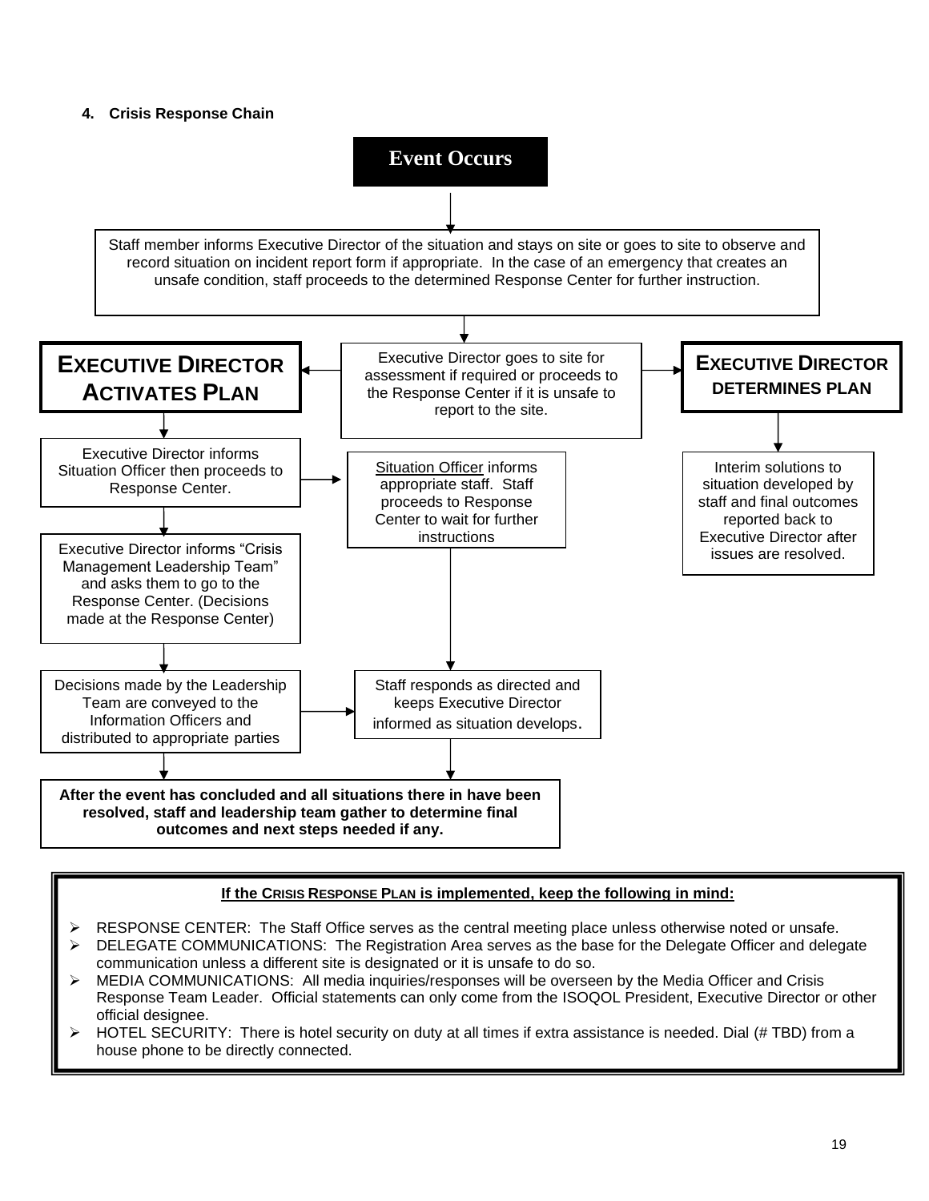**4. Crisis Response Chain**

**Event Occurs**

Staff member informs Executive Director of the situation and stays on site or goes to site to observe and record situation on incident report form if appropriate. In the case of an emergency that creates an unsafe condition, staff proceeds to the determined Response Center for further instruction.

Executive Director goes to site for assessment if required or proceeds to the Response Center if it is unsafe to report to the site.

**EXECUTIVE DIRECTOR ACTIVATES PLAN**

Executive Director informs Situation Officer then proceeds to Response Center.

Situation Officer informs appropriate staff. Staff proceeds to Response Center to wait for further instructions

Executive Director informs "Crisis Management Leadership Team" and asks them to go to the Response Center. (Decisions made at the Response Center)

Decisions made by the Leadership Team are conveyed to the Information Officers and distributed to appropriate parties

Staff responds as directed and keeps Executive Director informed as situation develops.

**After the event has concluded and all situations there in have been resolved, staff and leadership team gather to determine final outcomes and next steps needed if any.**

**EXECUTIVE DIRECTOR DETERMINES PLAN**

Interim solutions to situation developed by staff and final outcomes reported back to Executive Director after issues are resolved.

**If the CRISIS RESPONSE PLAN is implemented, keep the following in mind:**

- RESPONSE CENTER: The Staff Office serves as the central meeting place unless otherwise noted or unsafe.
- DELEGATE COMMUNICATIONS: The Registration Area serves as the base for the Delegate Officer and delegate communication unless a different site is designated or it is unsafe to do so.
- MEDIA COMMUNICATIONS: All media inquiries/responses will be overseen by the Media Officer and Crisis Response Team Leader. Official statements can only come from the ISOQOL President, Executive Director or other official designee.
- HOTEL SECURITY: There is hotel security on duty at all times if extra assistance is needed. Dial (# TBD) from a house phone to be directly connected.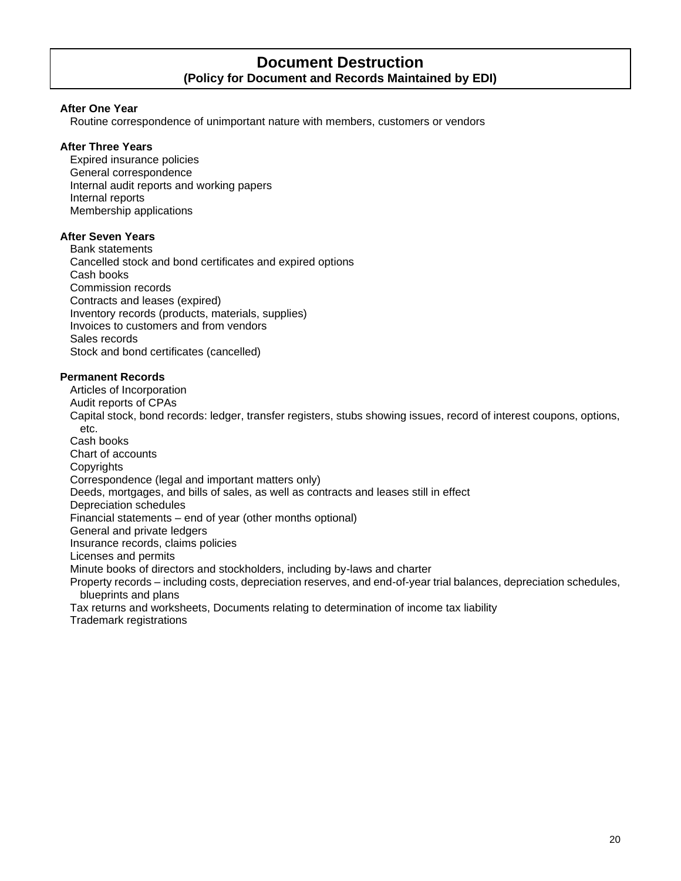# Document Destruction
## (Policy for Document and Records Maintained by EDI)

**After One Year**

Routine correspondence of unimportant nature with members, customers or vendors

**After Three Years**

Expired insurance policies
General correspondence
Internal audit reports and working papers
Internal reports
Membership applications

**After Seven Years**

Bank statements
Cancelled stock and bond certificates and expired options
Cash books
Commission records
Contracts and leases (expired)
Inventory records (products, materials, supplies)
Invoices to customers and from vendors
Sales records
Stock and bond certificates (cancelled)

**Permanent Records**

Articles of Incorporation
Audit reports of CPAs
Capital stock, bond records: ledger, transfer registers, stubs showing issues, record of interest coupons, options, etc.
Cash books
Chart of accounts
Copyrights
Correspondence (legal and important matters only)
Deeds, mortgages, and bills of sales, as well as contracts and leases still in effect
Depreciation schedules
Financial statements – end of year (other months optional)
General and private ledgers
Insurance records, claims policies
Licenses and permits
Minute books of directors and stockholders, including by-laws and charter
Property records – including costs, depreciation reserves, and end-of-year trial balances, depreciation schedules, blueprints and plans
Tax returns and worksheets, Documents relating to determination of income tax liability
Trademark registrations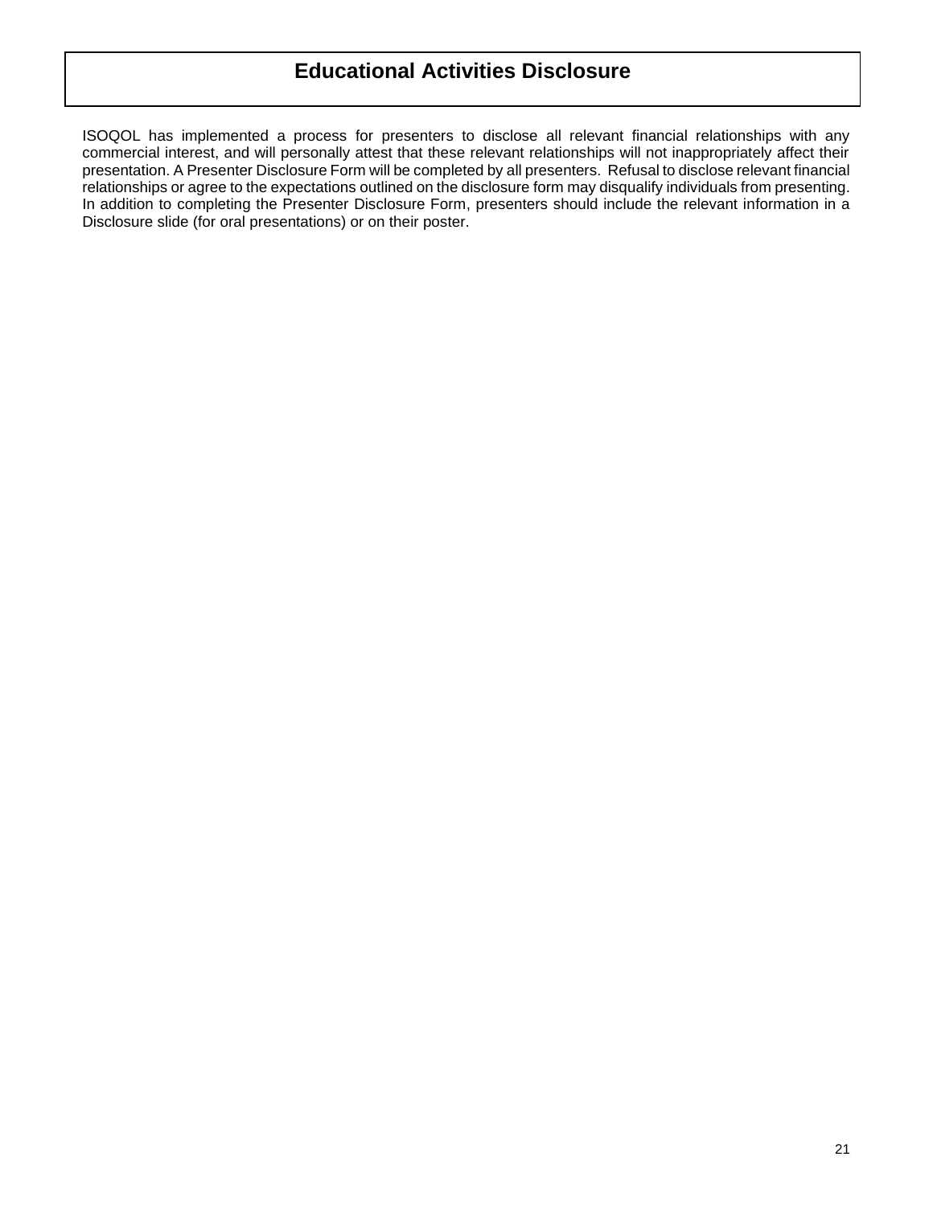# Educational Activities Disclosure

ISOQOL has implemented a process for presenters to disclose all relevant financial relationships with any commercial interest, and will personally attest that these relevant relationships will not inappropriately affect their presentation. A Presenter Disclosure Form will be completed by all presenters. Refusal to disclose relevant financial relationships or agree to the expectations outlined on the disclosure form may disqualify individuals from presenting. In addition to completing the Presenter Disclosure Form, presenters should include the relevant information in a Disclosure slide (for oral presentations) or on their poster.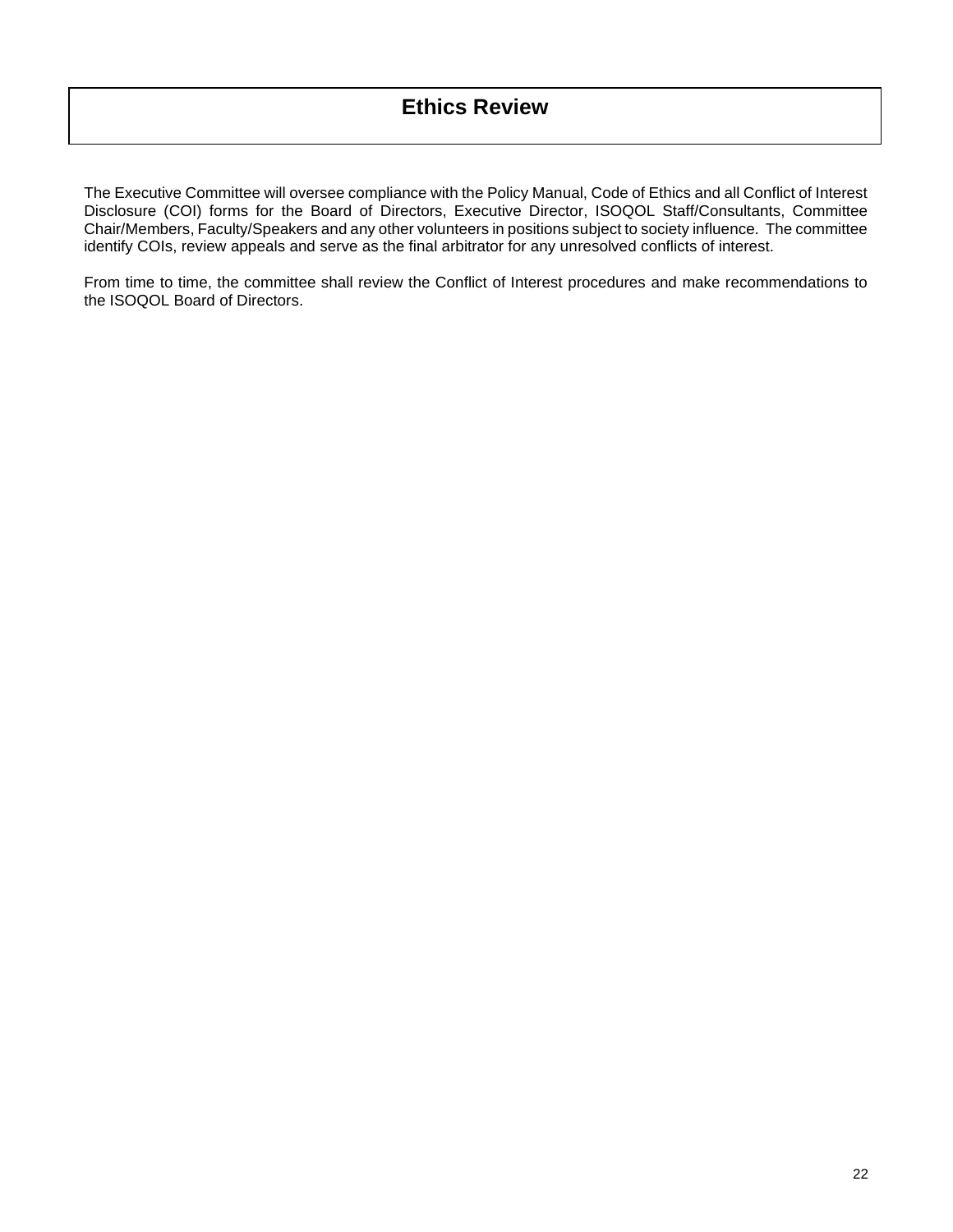# Ethics Review

The Executive Committee will oversee compliance with the Policy Manual, Code of Ethics and all Conflict of Interest Disclosure (COI) forms for the Board of Directors, Executive Director, ISOQOL Staff/Consultants, Committee Chair/Members, Faculty/Speakers and any other volunteers in positions subject to society influence. The committee identify COIs, review appeals and serve as the final arbitrator for any unresolved conflicts of interest.

From time to time, the committee shall review the Conflict of Interest procedures and make recommendations to the ISOQOL Board of Directors.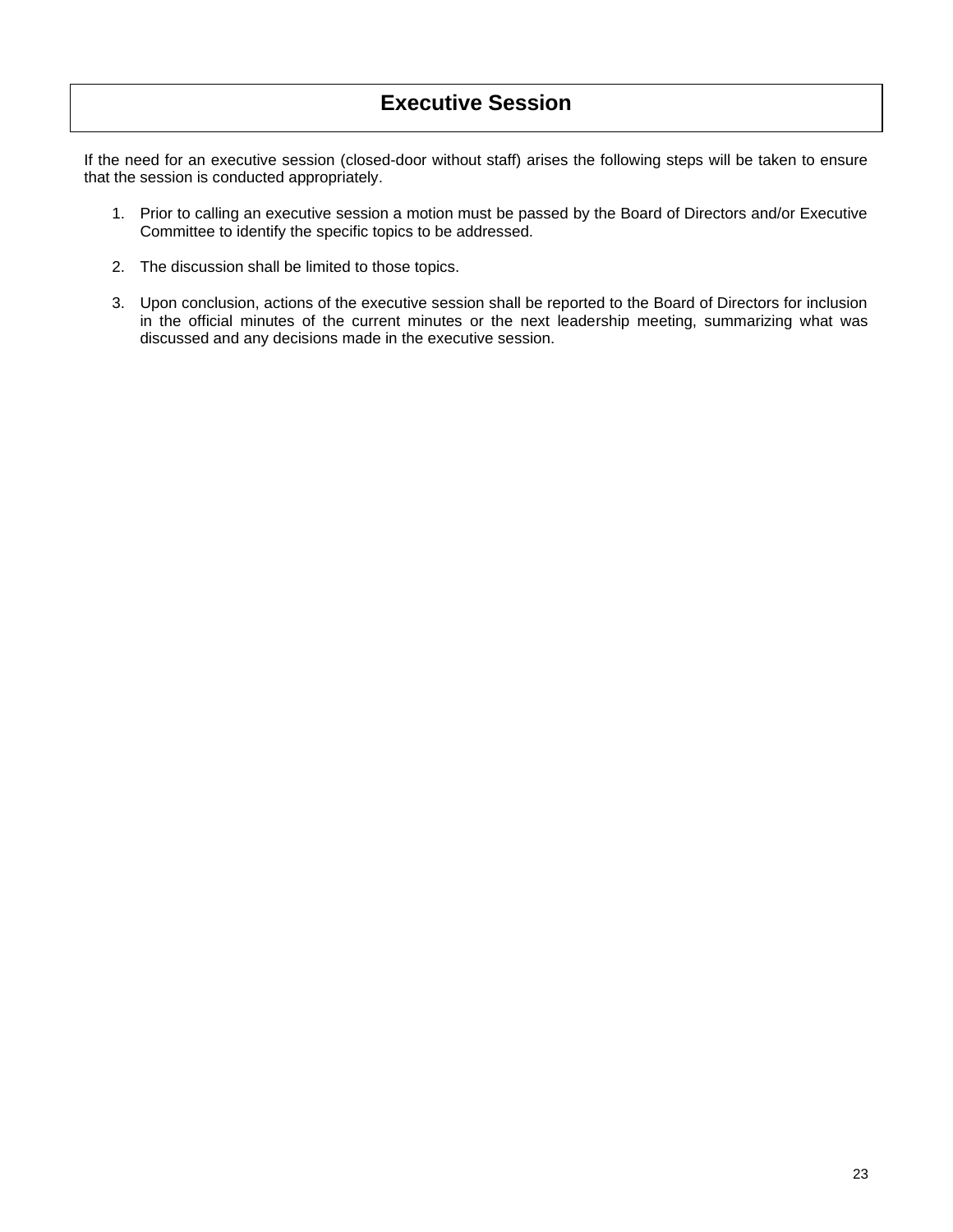# Executive Session

If the need for an executive session (closed-door without staff) arises the following steps will be taken to ensure that the session is conducted appropriately.

1. Prior to calling an executive session a motion must be passed by the Board of Directors and/or Executive Committee to identify the specific topics to be addressed.

2. The discussion shall be limited to those topics.

3. Upon conclusion, actions of the executive session shall be reported to the Board of Directors for inclusion in the official minutes of the current minutes or the next leadership meeting, summarizing what was discussed and any decisions made in the executive session.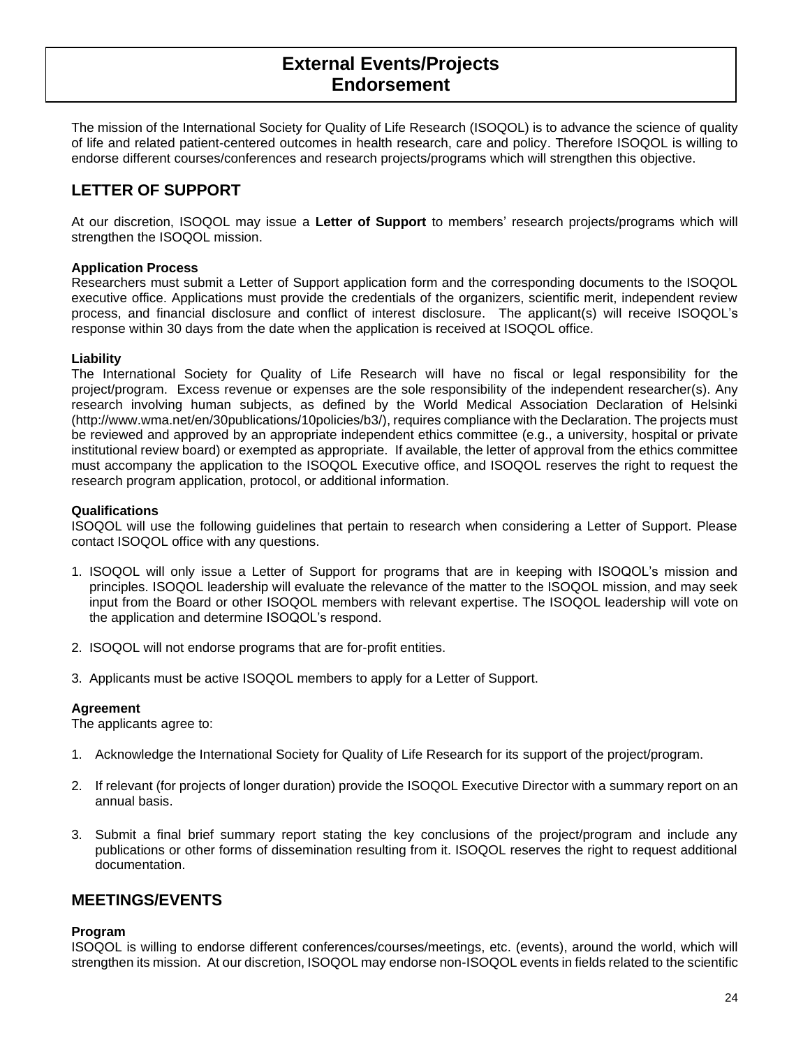# External Events/Projects Endorsement

The mission of the International Society for Quality of Life Research (ISOQOL) is to advance the science of quality of life and related patient-centered outcomes in health research, care and policy. Therefore ISOQOL is willing to endorse different courses/conferences and research projects/programs which will strengthen this objective.

## LETTER OF SUPPORT

At our discretion, ISOQOL may issue a **Letter of Support** to members' research projects/programs which will strengthen the ISOQOL mission.

**Application Process**
Researchers must submit a Letter of Support application form and the corresponding documents to the ISOQOL executive office. Applications must provide the credentials of the organizers, scientific merit, independent review process, and financial disclosure and conflict of interest disclosure. The applicant(s) will receive ISOQOL's response within 30 days from the date when the application is received at ISOQOL office.

**Liability**
The International Society for Quality of Life Research will have no fiscal or legal responsibility for the project/program. Excess revenue or expenses are the sole responsibility of the independent researcher(s). Any research involving human subjects, as defined by the World Medical Association Declaration of Helsinki (http://www.wma.net/en/30publications/10policies/b3/), requires compliance with the Declaration. The projects must be reviewed and approved by an appropriate independent ethics committee (e.g., a university, hospital or private institutional review board) or exempted as appropriate. If available, the letter of approval from the ethics committee must accompany the application to the ISOQOL Executive office, and ISOQOL reserves the right to request the research program application, protocol, or additional information.

**Qualifications**
ISOQOL will use the following guidelines that pertain to research when considering a Letter of Support. Please contact ISOQOL office with any questions.

1. ISOQOL will only issue a Letter of Support for programs that are in keeping with ISOQOL's mission and principles. ISOQOL leadership will evaluate the relevance of the matter to the ISOQOL mission, and may seek input from the Board or other ISOQOL members with relevant expertise. The ISOQOL leadership will vote on the application and determine ISOQOL's respond.
2. ISOQOL will not endorse programs that are for-profit entities.
3. Applicants must be active ISOQOL members to apply for a Letter of Support.

**Agreement**
The applicants agree to:

1. Acknowledge the International Society for Quality of Life Research for its support of the project/program.
2. If relevant (for projects of longer duration) provide the ISOQOL Executive Director with a summary report on an annual basis.
3. Submit a final brief summary report stating the key conclusions of the project/program and include any publications or other forms of dissemination resulting from it. ISOQOL reserves the right to request additional documentation.

## MEETINGS/EVENTS

**Program**
ISOQOL is willing to endorse different conferences/courses/meetings, etc. (events), around the world, which will strengthen its mission. At our discretion, ISOQOL may endorse non-ISOQOL events in fields related to the scientific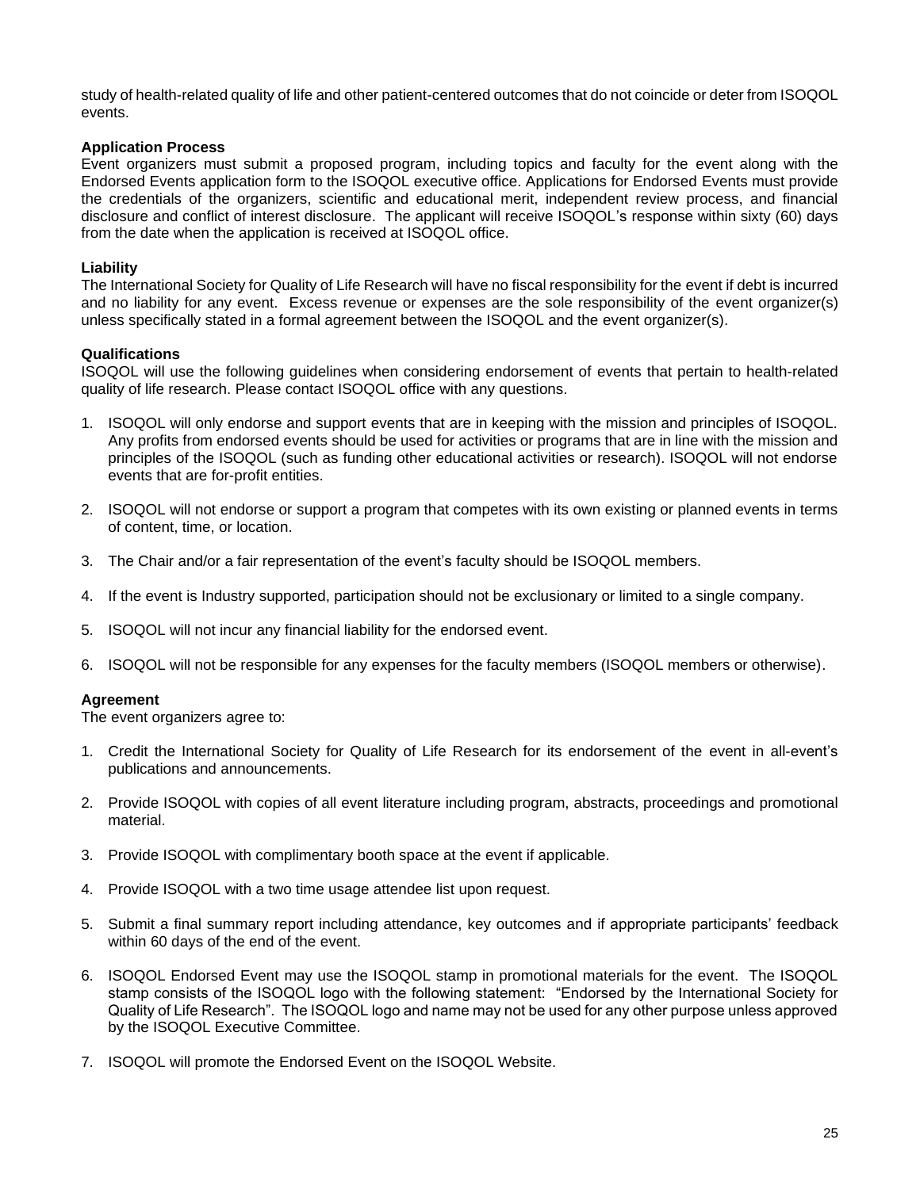study of health-related quality of life and other patient-centered outcomes that do not coincide or deter from ISOQOL events.

**Application Process**

Event organizers must submit a proposed program, including topics and faculty for the event along with the Endorsed Events application form to the ISOQOL executive office. Applications for Endorsed Events must provide the credentials of the organizers, scientific and educational merit, independent review process, and financial disclosure and conflict of interest disclosure. The applicant will receive ISOQOL's response within sixty (60) days from the date when the application is received at ISOQOL office.

**Liability**

The International Society for Quality of Life Research will have no fiscal responsibility for the event if debt is incurred and no liability for any event. Excess revenue or expenses are the sole responsibility of the event organizer(s) unless specifically stated in a formal agreement between the ISOQOL and the event organizer(s).

**Qualifications**

ISOQOL will use the following guidelines when considering endorsement of events that pertain to health-related quality of life research. Please contact ISOQOL office with any questions.

1. ISOQOL will only endorse and support events that are in keeping with the mission and principles of ISOQOL. Any profits from endorsed events should be used for activities or programs that are in line with the mission and principles of the ISOQOL (such as funding other educational activities or research). ISOQOL will not endorse events that are for-profit entities.

2. ISOQOL will not endorse or support a program that competes with its own existing or planned events in terms of content, time, or location.

3. The Chair and/or a fair representation of the event's faculty should be ISOQOL members.

4. If the event is Industry supported, participation should not be exclusionary or limited to a single company.

5. ISOQOL will not incur any financial liability for the endorsed event.

6. ISOQOL will not be responsible for any expenses for the faculty members (ISOQOL members or otherwise).

**Agreement**

The event organizers agree to:

1. Credit the International Society for Quality of Life Research for its endorsement of the event in all-event's publications and announcements.

2. Provide ISOQOL with copies of all event literature including program, abstracts, proceedings and promotional material.

3. Provide ISOQOL with complimentary booth space at the event if applicable.

4. Provide ISOQOL with a two time usage attendee list upon request.

5. Submit a final summary report including attendance, key outcomes and if appropriate participants' feedback within 60 days of the end of the event.

6. ISOQOL Endorsed Event may use the ISOQOL stamp in promotional materials for the event. The ISOQOL stamp consists of the ISOQOL logo with the following statement: "Endorsed by the International Society for Quality of Life Research". The ISOQOL logo and name may not be used for any other purpose unless approved by the ISOQOL Executive Committee.

7. ISOQOL will promote the Endorsed Event on the ISOQOL Website.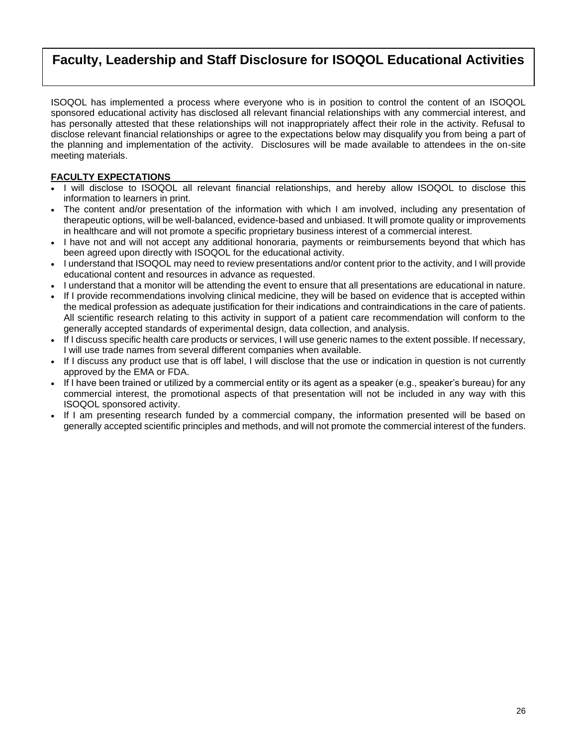# Faculty, Leadership and Staff Disclosure for ISOQOL Educational Activities

ISOQOL has implemented a process where everyone who is in position to control the content of an ISOQOL sponsored educational activity has disclosed all relevant financial relationships with any commercial interest, and has personally attested that these relationships will not inappropriately affect their role in the activity. Refusal to disclose relevant financial relationships or agree to the expectations below may disqualify you from being a part of the planning and implementation of the activity. Disclosures will be made available to attendees in the on-site meeting materials.

**FACULTY EXPECTATIONS**

- I will disclose to ISOQOL all relevant financial relationships, and hereby allow ISOQOL to disclose this information to learners in print.
- The content and/or presentation of the information with which I am involved, including any presentation of therapeutic options, will be well-balanced, evidence-based and unbiased. It will promote quality or improvements in healthcare and will not promote a specific proprietary business interest of a commercial interest.
- I have not and will not accept any additional honoraria, payments or reimbursements beyond that which has been agreed upon directly with ISOQOL for the educational activity.
- I understand that ISOQOL may need to review presentations and/or content prior to the activity, and I will provide educational content and resources in advance as requested.
- I understand that a monitor will be attending the event to ensure that all presentations are educational in nature.
- If I provide recommendations involving clinical medicine, they will be based on evidence that is accepted within the medical profession as adequate justification for their indications and contraindications in the care of patients. All scientific research relating to this activity in support of a patient care recommendation will conform to the generally accepted standards of experimental design, data collection, and analysis.
- If I discuss specific health care products or services, I will use generic names to the extent possible. If necessary, I will use trade names from several different companies when available.
- If I discuss any product use that is off label, I will disclose that the use or indication in question is not currently approved by the EMA or FDA.
- If I have been trained or utilized by a commercial entity or its agent as a speaker (e.g., speaker's bureau) for any commercial interest, the promotional aspects of that presentation will not be included in any way with this ISOQOL sponsored activity.
- If I am presenting research funded by a commercial company, the information presented will be based on generally accepted scientific principles and methods, and will not promote the commercial interest of the funders.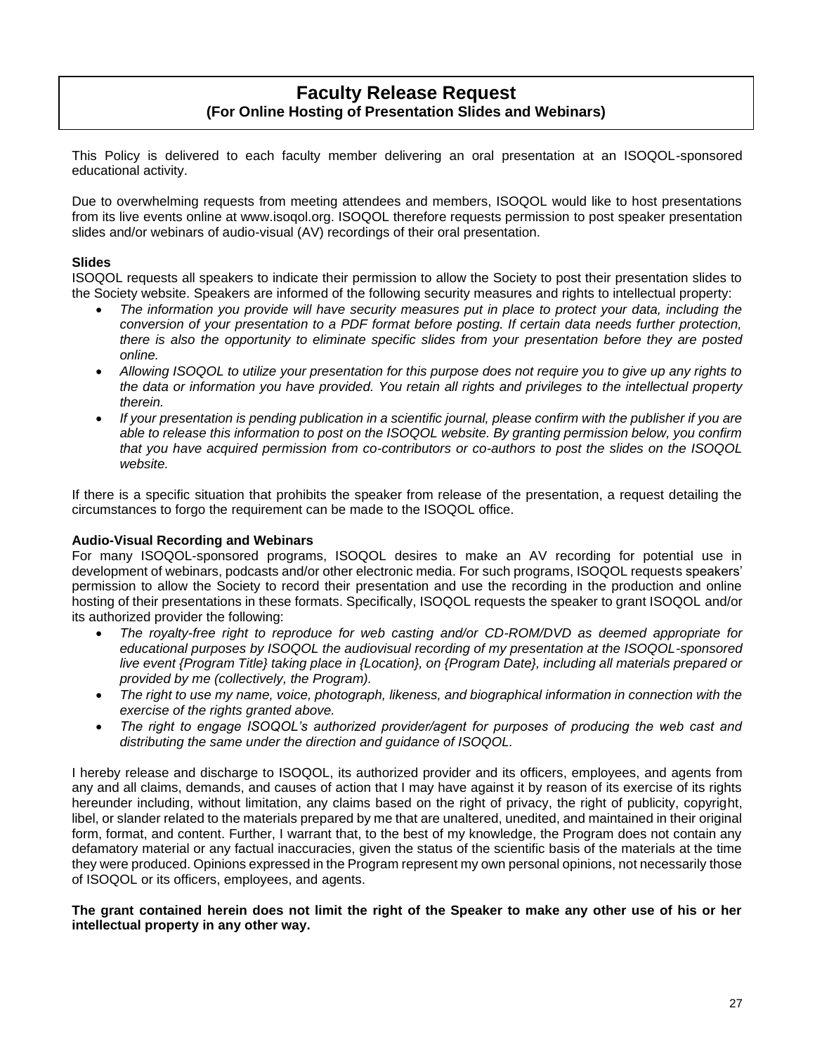# Faculty Release Request
## (For Online Hosting of Presentation Slides and Webinars)

This Policy is delivered to each faculty member delivering an oral presentation at an ISOQOL-sponsored educational activity.

Due to overwhelming requests from meeting attendees and members, ISOQOL would like to host presentations from its live events online at www.isoqol.org. ISOQOL therefore requests permission to post speaker presentation slides and/or webinars of audio-visual (AV) recordings of their oral presentation.

**Slides**

ISOQOL requests all speakers to indicate their permission to allow the Society to post their presentation slides to the Society website. Speakers are informed of the following security measures and rights to intellectual property:

- *The information you provide will have security measures put in place to protect your data, including the conversion of your presentation to a PDF format before posting. If certain data needs further protection, there is also the opportunity to eliminate specific slides from your presentation before they are posted online.*
- *Allowing ISOQOL to utilize your presentation for this purpose does not require you to give up any rights to the data or information you have provided. You retain all rights and privileges to the intellectual property therein.*
- *If your presentation is pending publication in a scientific journal, please confirm with the publisher if you are able to release this information to post on the ISOQOL website. By granting permission below, you confirm that you have acquired permission from co-contributors or co-authors to post the slides on the ISOQOL website.*

If there is a specific situation that prohibits the speaker from release of the presentation, a request detailing the circumstances to forgo the requirement can be made to the ISOQOL office.

**Audio-Visual Recording and Webinars**

For many ISOQOL-sponsored programs, ISOQOL desires to make an AV recording for potential use in development of webinars, podcasts and/or other electronic media. For such programs, ISOQOL requests speakers' permission to allow the Society to record their presentation and use the recording in the production and online hosting of their presentations in these formats. Specifically, ISOQOL requests the speaker to grant ISOQOL and/or its authorized provider the following:

- *The royalty-free right to reproduce for web casting and/or CD-ROM/DVD as deemed appropriate for educational purposes by ISOQOL the audiovisual recording of my presentation at the ISOQOL-sponsored live event {Program Title} taking place in {Location}, on {Program Date}, including all materials prepared or provided by me (collectively, the Program).*
- *The right to use my name, voice, photograph, likeness, and biographical information in connection with the exercise of the rights granted above.*
- *The right to engage ISOQOL's authorized provider/agent for purposes of producing the web cast and distributing the same under the direction and guidance of ISOQOL.*

I hereby release and discharge to ISOQOL, its authorized provider and its officers, employees, and agents from any and all claims, demands, and causes of action that I may have against it by reason of its exercise of its rights hereunder including, without limitation, any claims based on the right of privacy, the right of publicity, copyright, libel, or slander related to the materials prepared by me that are unaltered, unedited, and maintained in their original form, format, and content. Further, I warrant that, to the best of my knowledge, the Program does not contain any defamatory material or any factual inaccuracies, given the status of the scientific basis of the materials at the time they were produced. Opinions expressed in the Program represent my own personal opinions, not necessarily those of ISOQOL or its officers, employees, and agents.

**The grant contained herein does not limit the right of the Speaker to make any other use of his or her intellectual property in any other way.**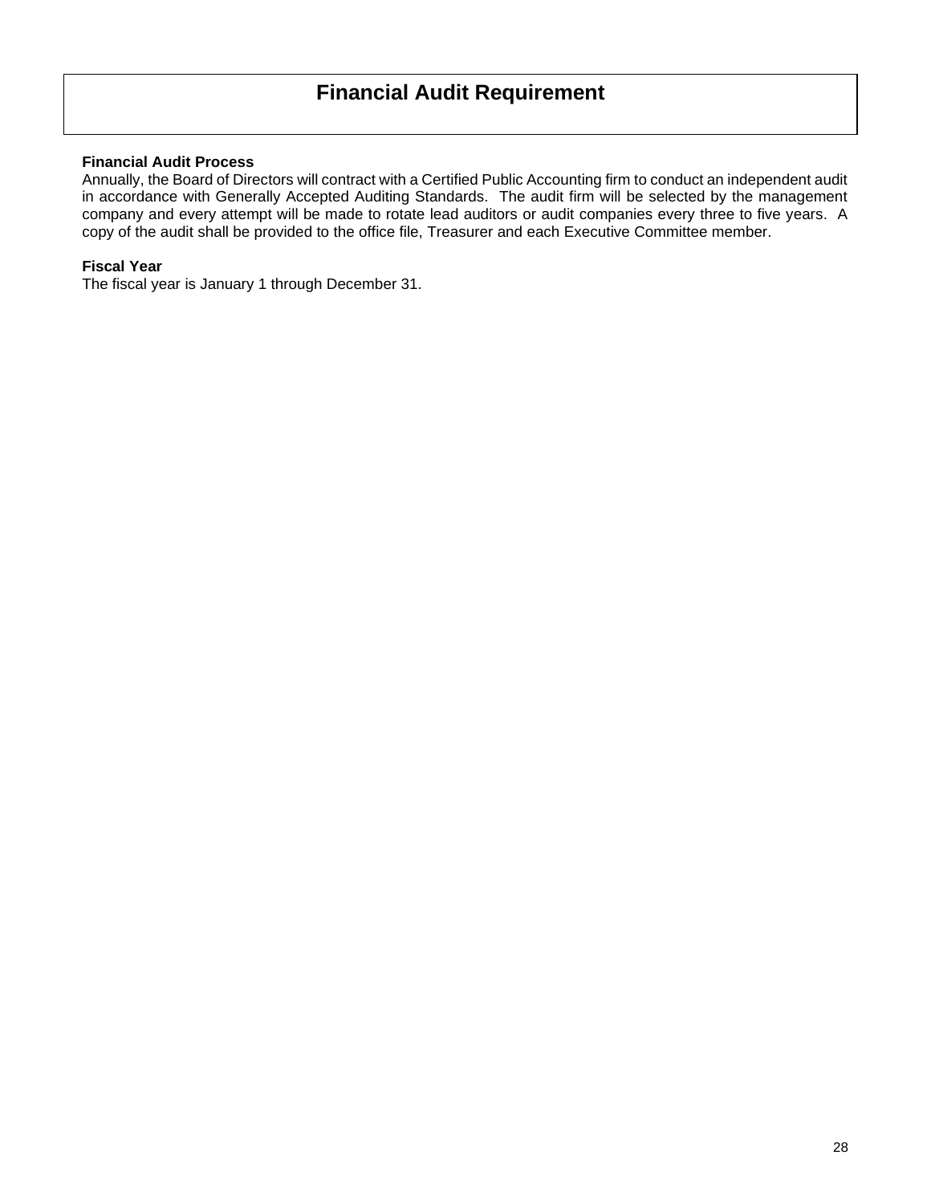# Financial Audit Requirement

**Financial Audit Process**

Annually, the Board of Directors will contract with a Certified Public Accounting firm to conduct an independent audit in accordance with Generally Accepted Auditing Standards. The audit firm will be selected by the management company and every attempt will be made to rotate lead auditors or audit companies every three to five years. A copy of the audit shall be provided to the office file, Treasurer and each Executive Committee member.

**Fiscal Year**

The fiscal year is January 1 through December 31.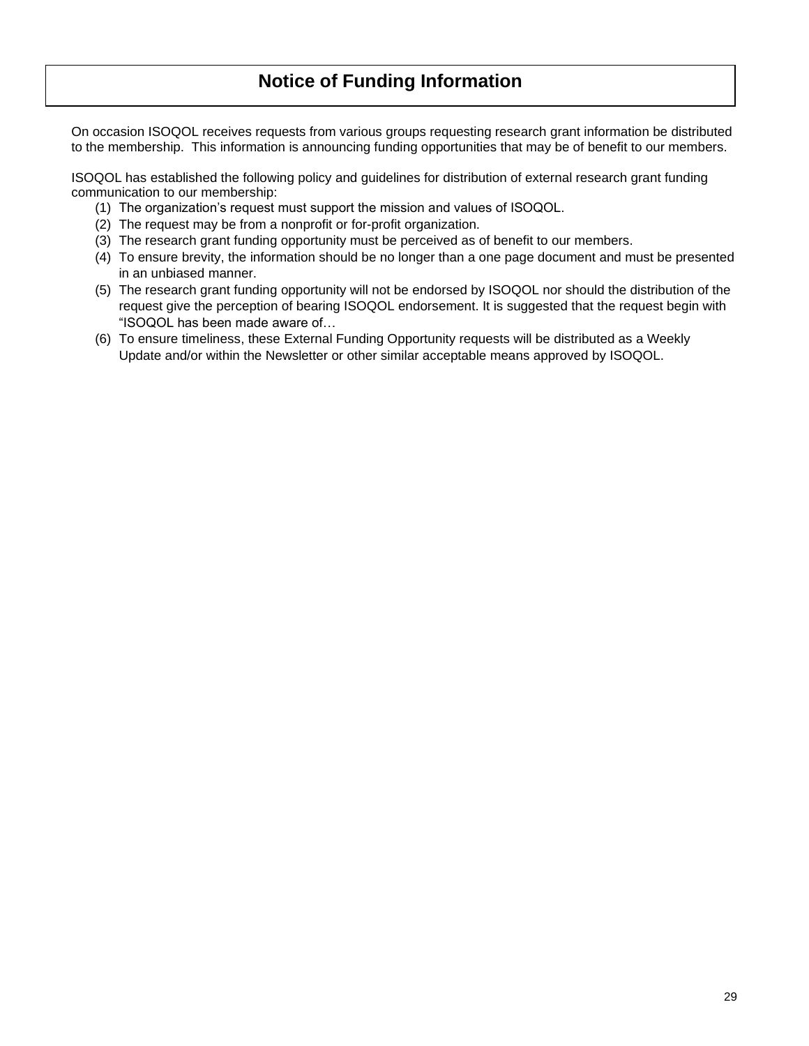# Notice of Funding Information

On occasion ISOQOL receives requests from various groups requesting research grant information be distributed to the membership. This information is announcing funding opportunities that may be of benefit to our members.

ISOQOL has established the following policy and guidelines for distribution of external research grant funding communication to our membership:

(1) The organization's request must support the mission and values of ISOQOL.
(2) The request may be from a nonprofit or for-profit organization.
(3) The research grant funding opportunity must be perceived as of benefit to our members.
(4) To ensure brevity, the information should be no longer than a one page document and must be presented in an unbiased manner.
(5) The research grant funding opportunity will not be endorsed by ISOQOL nor should the distribution of the request give the perception of bearing ISOQOL endorsement. It is suggested that the request begin with "ISOQOL has been made aware of…
(6) To ensure timeliness, these External Funding Opportunity requests will be distributed as a Weekly Update and/or within the Newsletter or other similar acceptable means approved by ISOQOL.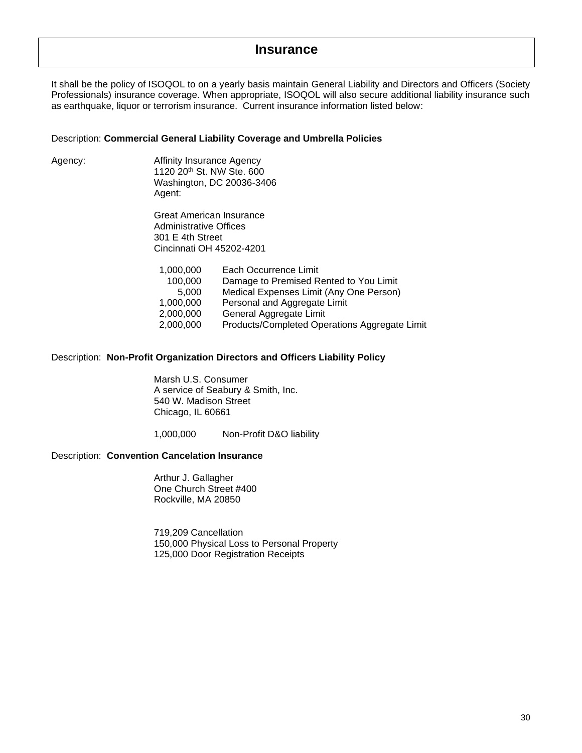# Insurance

It shall be the policy of ISOQOL to on a yearly basis maintain General Liability and Directors and Officers (Society Professionals) insurance coverage. When appropriate, ISOQOL will also secure additional liability insurance such as earthquake, liquor or terrorism insurance. Current insurance information listed below:

Description: **Commercial General Liability Coverage and Umbrella Policies**

Agency:

Affinity Insurance Agency
1120 20th St. NW Ste. 600
Washington, DC 20036-3406
Agent:

Great American Insurance
Administrative Offices
301 E 4th Street
Cincinnati OH 45202-4201

| | |
|---:|---|
| 1,000,000 | Each Occurrence Limit |
| 100,000 | Damage to Premised Rented to You Limit |
| 5,000 | Medical Expenses Limit (Any One Person) |
| 1,000,000 | Personal and Aggregate Limit |
| 2,000,000 | General Aggregate Limit |
| 2,000,000 | Products/Completed Operations Aggregate Limit |

Description: **Non-Profit Organization Directors and Officers Liability Policy**

Marsh U.S. Consumer
A service of Seabury & Smith, Inc.
540 W. Madison Street
Chicago, IL 60661

1,000,000 Non-Profit D&O liability

Description: **Convention Cancelation Insurance**

Arthur J. Gallagher
One Church Street #400
Rockville, MA 20850

719,209 Cancellation
150,000 Physical Loss to Personal Property
125,000 Door Registration Receipts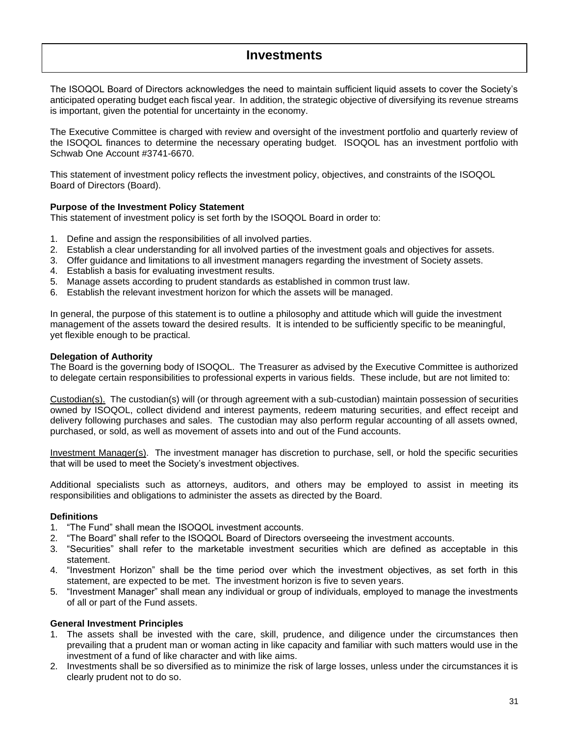# Investments

The ISOQOL Board of Directors acknowledges the need to maintain sufficient liquid assets to cover the Society's anticipated operating budget each fiscal year. In addition, the strategic objective of diversifying its revenue streams is important, given the potential for uncertainty in the economy.

The Executive Committee is charged with review and oversight of the investment portfolio and quarterly review of the ISOQOL finances to determine the necessary operating budget. ISOQOL has an investment portfolio with Schwab One Account #3741-6670.

This statement of investment policy reflects the investment policy, objectives, and constraints of the ISOQOL Board of Directors (Board).

**Purpose of the Investment Policy Statement**

This statement of investment policy is set forth by the ISOQOL Board in order to:

1. Define and assign the responsibilities of all involved parties.
2. Establish a clear understanding for all involved parties of the investment goals and objectives for assets.
3. Offer guidance and limitations to all investment managers regarding the investment of Society assets.
4. Establish a basis for evaluating investment results.
5. Manage assets according to prudent standards as established in common trust law.
6. Establish the relevant investment horizon for which the assets will be managed.

In general, the purpose of this statement is to outline a philosophy and attitude which will guide the investment management of the assets toward the desired results. It is intended to be sufficiently specific to be meaningful, yet flexible enough to be practical.

**Delegation of Authority**

The Board is the governing body of ISOQOL. The Treasurer as advised by the Executive Committee is authorized to delegate certain responsibilities to professional experts in various fields. These include, but are not limited to:

Custodian(s). The custodian(s) will (or through agreement with a sub-custodian) maintain possession of securities owned by ISOQOL, collect dividend and interest payments, redeem maturing securities, and effect receipt and delivery following purchases and sales. The custodian may also perform regular accounting of all assets owned, purchased, or sold, as well as movement of assets into and out of the Fund accounts.

Investment Manager(s). The investment manager has discretion to purchase, sell, or hold the specific securities that will be used to meet the Society's investment objectives.

Additional specialists such as attorneys, auditors, and others may be employed to assist in meeting its responsibilities and obligations to administer the assets as directed by the Board.

**Definitions**

1. "The Fund" shall mean the ISOQOL investment accounts.
2. "The Board" shall refer to the ISOQOL Board of Directors overseeing the investment accounts.
3. "Securities" shall refer to the marketable investment securities which are defined as acceptable in this statement.
4. "Investment Horizon" shall be the time period over which the investment objectives, as set forth in this statement, are expected to be met. The investment horizon is five to seven years.
5. "Investment Manager" shall mean any individual or group of individuals, employed to manage the investments of all or part of the Fund assets.

**General Investment Principles**

1. The assets shall be invested with the care, skill, prudence, and diligence under the circumstances then prevailing that a prudent man or woman acting in like capacity and familiar with such matters would use in the investment of a fund of like character and with like aims.
2. Investments shall be so diversified as to minimize the risk of large losses, unless under the circumstances it is clearly prudent not to do so.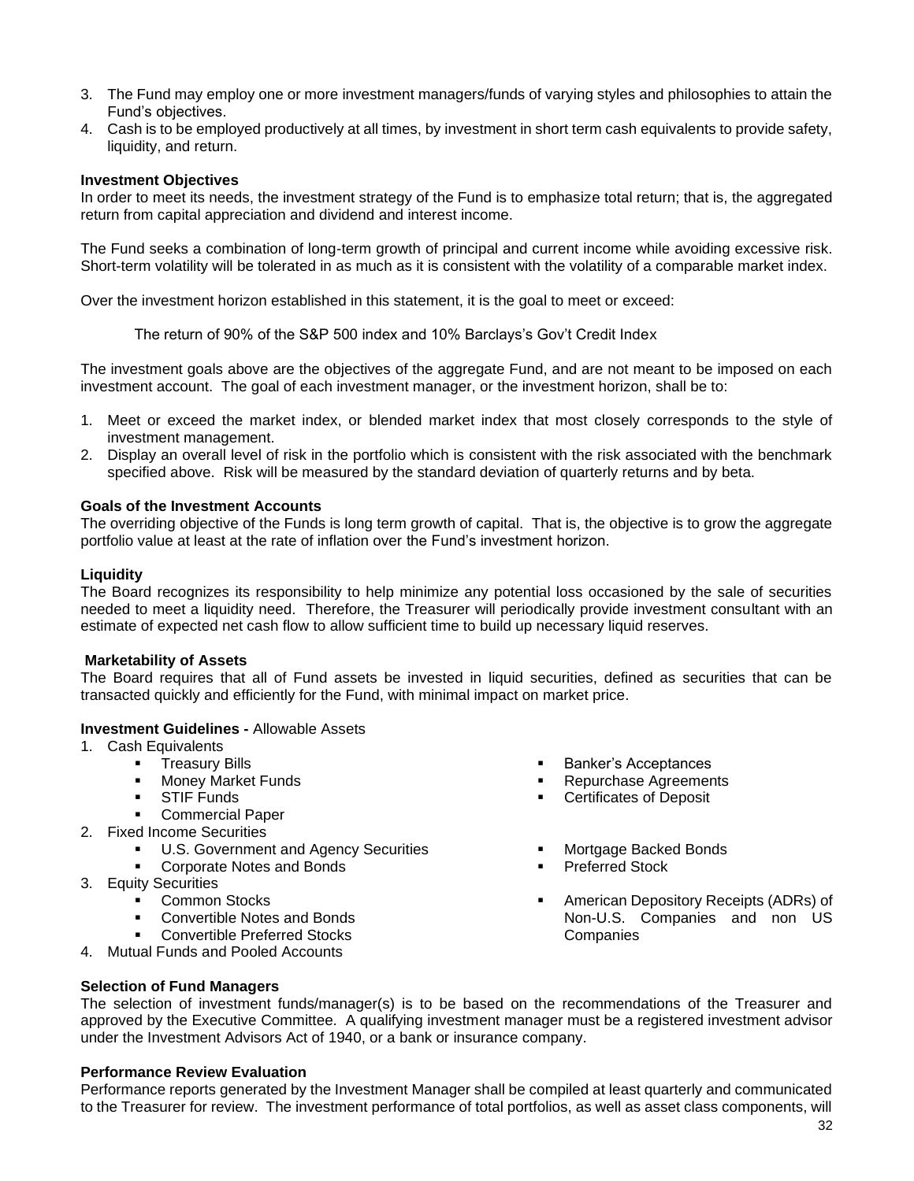3. The Fund may employ one or more investment managers/funds of varying styles and philosophies to attain the Fund's objectives.
4. Cash is to be employed productively at all times, by investment in short term cash equivalents to provide safety, liquidity, and return.

**Investment Objectives**
In order to meet its needs, the investment strategy of the Fund is to emphasize total return; that is, the aggregated return from capital appreciation and dividend and interest income.

The Fund seeks a combination of long-term growth of principal and current income while avoiding excessive risk. Short-term volatility will be tolerated in as much as it is consistent with the volatility of a comparable market index.

Over the investment horizon established in this statement, it is the goal to meet or exceed:

The return of 90% of the S&P 500 index and 10% Barclays's Gov't Credit Index

The investment goals above are the objectives of the aggregate Fund, and are not meant to be imposed on each investment account. The goal of each investment manager, or the investment horizon, shall be to:

1. Meet or exceed the market index, or blended market index that most closely corresponds to the style of investment management.
2. Display an overall level of risk in the portfolio which is consistent with the risk associated with the benchmark specified above. Risk will be measured by the standard deviation of quarterly returns and by beta.

**Goals of the Investment Accounts**
The overriding objective of the Funds is long term growth of capital. That is, the objective is to grow the aggregate portfolio value at least at the rate of inflation over the Fund's investment horizon.

**Liquidity**
The Board recognizes its responsibility to help minimize any potential loss occasioned by the sale of securities needed to meet a liquidity need. Therefore, the Treasurer will periodically provide investment consultant with an estimate of expected net cash flow to allow sufficient time to build up necessary liquid reserves.

**Marketability of Assets**
The Board requires that all of Fund assets be invested in liquid securities, defined as securities that can be transacted quickly and efficiently for the Fund, with minimal impact on market price.

**Investment Guidelines -** Allowable Assets

1. Cash Equivalents
   - Treasury Bills
   - Money Market Funds
   - STIF Funds
   - Commercial Paper
   - Banker's Acceptances
   - Repurchase Agreements
   - Certificates of Deposit
2. Fixed Income Securities
   - U.S. Government and Agency Securities
   - Corporate Notes and Bonds
   - Mortgage Backed Bonds
   - Preferred Stock
3. Equity Securities
   - Common Stocks
   - Convertible Notes and Bonds
   - Convertible Preferred Stocks
   - American Depository Receipts (ADRs) of Non-U.S. Companies and non US Companies
4. Mutual Funds and Pooled Accounts

**Selection of Fund Managers**
The selection of investment funds/manager(s) is to be based on the recommendations of the Treasurer and approved by the Executive Committee. A qualifying investment manager must be a registered investment advisor under the Investment Advisors Act of 1940, or a bank or insurance company.

**Performance Review Evaluation**
Performance reports generated by the Investment Manager shall be compiled at least quarterly and communicated to the Treasurer for review. The investment performance of total portfolios, as well as asset class components, will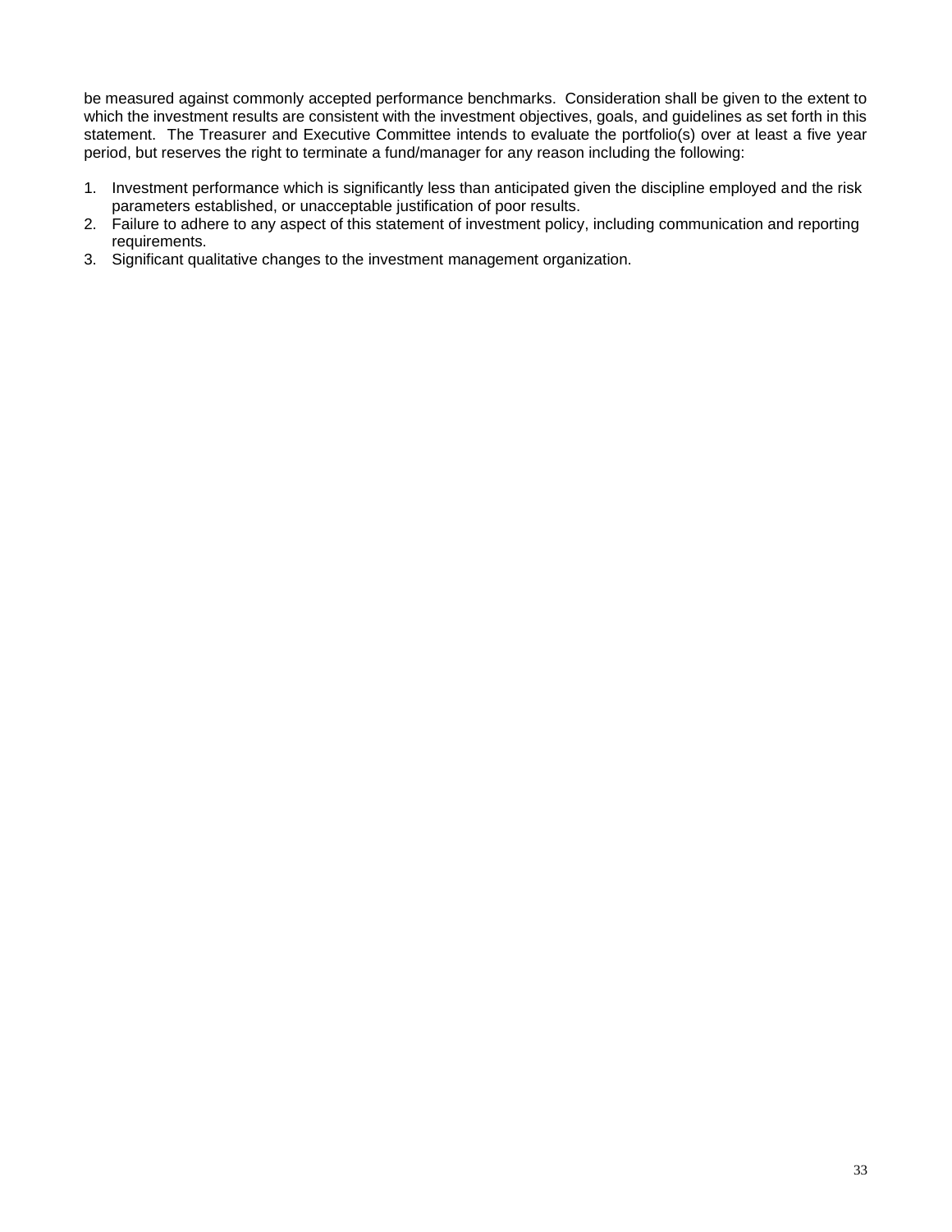be measured against commonly accepted performance benchmarks. Consideration shall be given to the extent to which the investment results are consistent with the investment objectives, goals, and guidelines as set forth in this statement. The Treasurer and Executive Committee intends to evaluate the portfolio(s) over at least a five year period, but reserves the right to terminate a fund/manager for any reason including the following:

1. Investment performance which is significantly less than anticipated given the discipline employed and the risk parameters established, or unacceptable justification of poor results.
2. Failure to adhere to any aspect of this statement of investment policy, including communication and reporting requirements.
3. Significant qualitative changes to the investment management organization.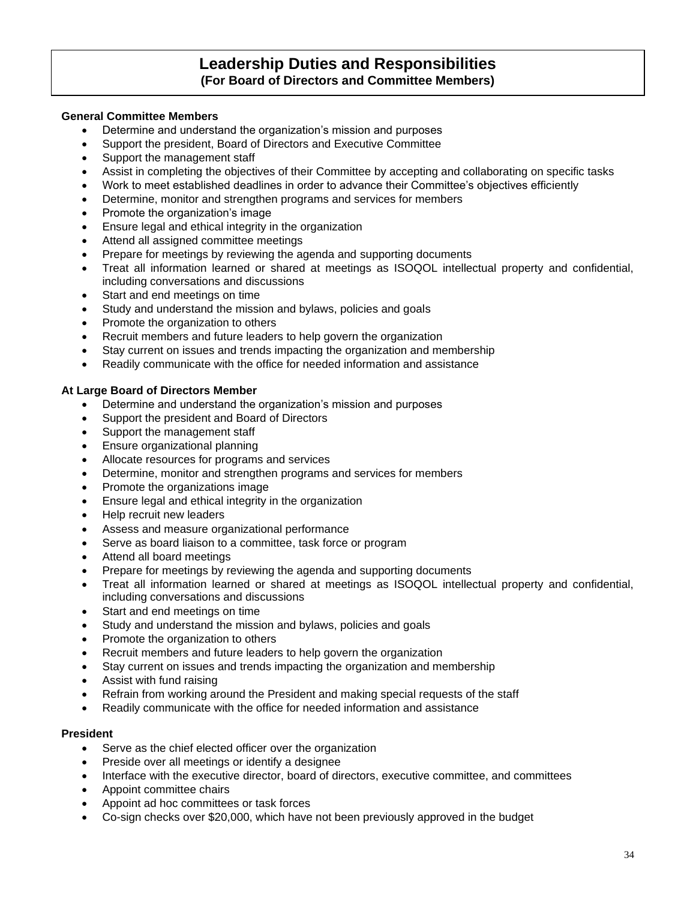# Leadership Duties and Responsibilities
## (For Board of Directors and Committee Members)

**General Committee Members**

- Determine and understand the organization's mission and purposes
- Support the president, Board of Directors and Executive Committee
- Support the management staff
- Assist in completing the objectives of their Committee by accepting and collaborating on specific tasks
- Work to meet established deadlines in order to advance their Committee's objectives efficiently
- Determine, monitor and strengthen programs and services for members
- Promote the organization's image
- Ensure legal and ethical integrity in the organization
- Attend all assigned committee meetings
- Prepare for meetings by reviewing the agenda and supporting documents
- Treat all information learned or shared at meetings as ISOQOL intellectual property and confidential, including conversations and discussions
- Start and end meetings on time
- Study and understand the mission and bylaws, policies and goals
- Promote the organization to others
- Recruit members and future leaders to help govern the organization
- Stay current on issues and trends impacting the organization and membership
- Readily communicate with the office for needed information and assistance

**At Large Board of Directors Member**

- Determine and understand the organization's mission and purposes
- Support the president and Board of Directors
- Support the management staff
- Ensure organizational planning
- Allocate resources for programs and services
- Determine, monitor and strengthen programs and services for members
- Promote the organizations image
- Ensure legal and ethical integrity in the organization
- Help recruit new leaders
- Assess and measure organizational performance
- Serve as board liaison to a committee, task force or program
- Attend all board meetings
- Prepare for meetings by reviewing the agenda and supporting documents
- Treat all information learned or shared at meetings as ISOQOL intellectual property and confidential, including conversations and discussions
- Start and end meetings on time
- Study and understand the mission and bylaws, policies and goals
- Promote the organization to others
- Recruit members and future leaders to help govern the organization
- Stay current on issues and trends impacting the organization and membership
- Assist with fund raising
- Refrain from working around the President and making special requests of the staff
- Readily communicate with the office for needed information and assistance

**President**

- Serve as the chief elected officer over the organization
- Preside over all meetings or identify a designee
- Interface with the executive director, board of directors, executive committee, and committees
- Appoint committee chairs
- Appoint ad hoc committees or task forces
- Co-sign checks over $20,000, which have not been previously approved in the budget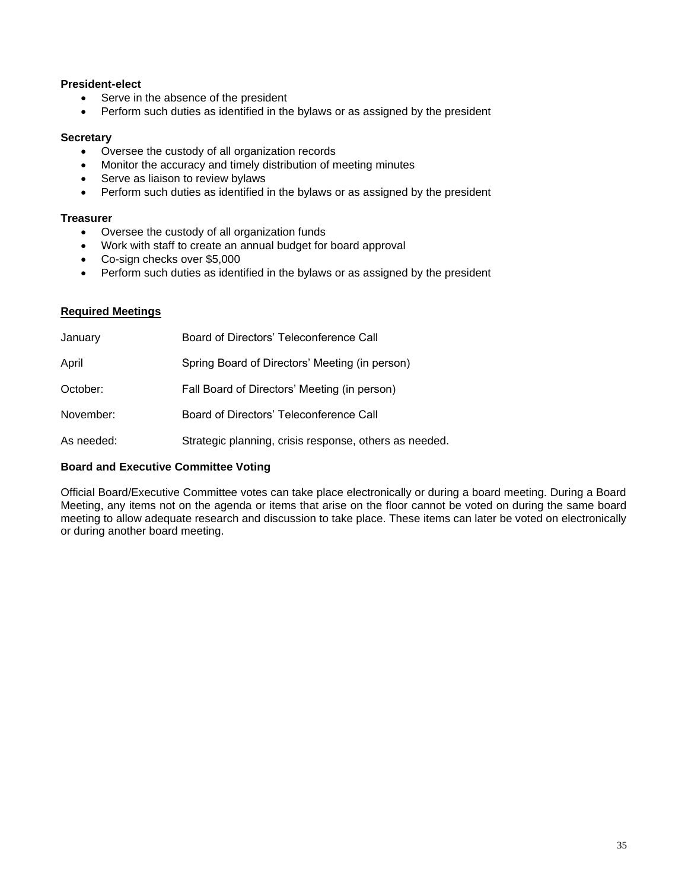**President-elect**

- Serve in the absence of the president
- Perform such duties as identified in the bylaws or as assigned by the president

**Secretary**

- Oversee the custody of all organization records
- Monitor the accuracy and timely distribution of meeting minutes
- Serve as liaison to review bylaws
- Perform such duties as identified in the bylaws or as assigned by the president

**Treasurer**

- Oversee the custody of all organization funds
- Work with staff to create an annual budget for board approval
- Co-sign checks over $5,000
- Perform such duties as identified in the bylaws or as assigned by the president

**Required Meetings**

| | |
|---|---|
| January | Board of Directors' Teleconference Call |
| April | Spring Board of Directors' Meeting (in person) |
| October: | Fall Board of Directors' Meeting (in person) |
| November: | Board of Directors' Teleconference Call |
| As needed: | Strategic planning, crisis response, others as needed. |

**Board and Executive Committee Voting**

Official Board/Executive Committee votes can take place electronically or during a board meeting. During a Board Meeting, any items not on the agenda or items that arise on the floor cannot be voted on during the same board meeting to allow adequate research and discussion to take place. These items can later be voted on electronically or during another board meeting.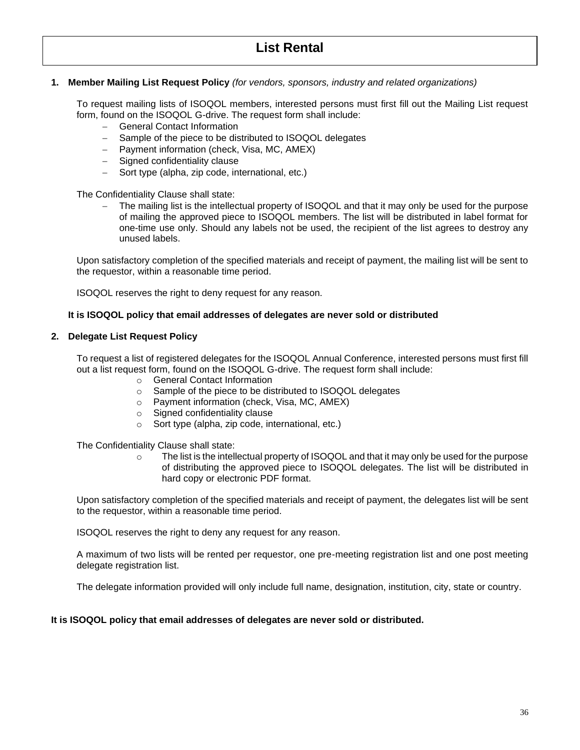# List Rental

1. **Member Mailing List Request Policy** *(for vendors, sponsors, industry and related organizations)*

   To request mailing lists of ISOQOL members, interested persons must first fill out the Mailing List request form, found on the ISOQOL G-drive. The request form shall include:

   - General Contact Information
   - Sample of the piece to be distributed to ISOQOL delegates
   - Payment information (check, Visa, MC, AMEX)
   - Signed confidentiality clause
   - Sort type (alpha, zip code, international, etc.)

   The Confidentiality Clause shall state:

   - The mailing list is the intellectual property of ISOQOL and that it may only be used for the purpose of mailing the approved piece to ISOQOL members. The list will be distributed in label format for one-time use only. Should any labels not be used, the recipient of the list agrees to destroy any unused labels.

   Upon satisfactory completion of the specified materials and receipt of payment, the mailing list will be sent to the requestor, within a reasonable time period.

   ISOQOL reserves the right to deny request for any reason.

   **It is ISOQOL policy that email addresses of delegates are never sold or distributed**

2. **Delegate List Request Policy**

   To request a list of registered delegates for the ISOQOL Annual Conference, interested persons must first fill out a list request form, found on the ISOQOL G-drive. The request form shall include:

   - General Contact Information
   - Sample of the piece to be distributed to ISOQOL delegates
   - Payment information (check, Visa, MC, AMEX)
   - Signed confidentiality clause
   - Sort type (alpha, zip code, international, etc.)

   The Confidentiality Clause shall state:

   - The list is the intellectual property of ISOQOL and that it may only be used for the purpose of distributing the approved piece to ISOQOL delegates. The list will be distributed in hard copy or electronic PDF format.

   Upon satisfactory completion of the specified materials and receipt of payment, the delegates list will be sent to the requestor, within a reasonable time period.

   ISOQOL reserves the right to deny any request for any reason.

   A maximum of two lists will be rented per requestor, one pre-meeting registration list and one post meeting delegate registration list.

   The delegate information provided will only include full name, designation, institution, city, state or country.

**It is ISOQOL policy that email addresses of delegates are never sold or distributed.**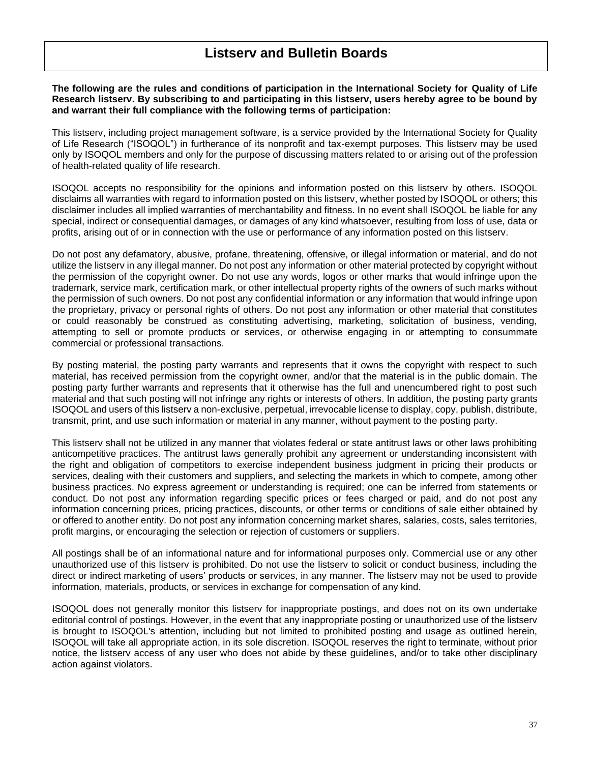# Listserv and Bulletin Boards

**The following are the rules and conditions of participation in the International Society for Quality of Life Research listserv. By subscribing to and participating in this listserv, users hereby agree to be bound by and warrant their full compliance with the following terms of participation:**

This listserv, including project management software, is a service provided by the International Society for Quality of Life Research ("ISOQOL") in furtherance of its nonprofit and tax-exempt purposes. This listserv may be used only by ISOQOL members and only for the purpose of discussing matters related to or arising out of the profession of health-related quality of life research.

ISOQOL accepts no responsibility for the opinions and information posted on this listserv by others. ISOQOL disclaims all warranties with regard to information posted on this listserv, whether posted by ISOQOL or others; this disclaimer includes all implied warranties of merchantability and fitness. In no event shall ISOQOL be liable for any special, indirect or consequential damages, or damages of any kind whatsoever, resulting from loss of use, data or profits, arising out of or in connection with the use or performance of any information posted on this listserv.

Do not post any defamatory, abusive, profane, threatening, offensive, or illegal information or material, and do not utilize the listserv in any illegal manner. Do not post any information or other material protected by copyright without the permission of the copyright owner. Do not use any words, logos or other marks that would infringe upon the trademark, service mark, certification mark, or other intellectual property rights of the owners of such marks without the permission of such owners. Do not post any confidential information or any information that would infringe upon the proprietary, privacy or personal rights of others. Do not post any information or other material that constitutes or could reasonably be construed as constituting advertising, marketing, solicitation of business, vending, attempting to sell or promote products or services, or otherwise engaging in or attempting to consummate commercial or professional transactions.

By posting material, the posting party warrants and represents that it owns the copyright with respect to such material, has received permission from the copyright owner, and/or that the material is in the public domain. The posting party further warrants and represents that it otherwise has the full and unencumbered right to post such material and that such posting will not infringe any rights or interests of others. In addition, the posting party grants ISOQOL and users of this listserv a non-exclusive, perpetual, irrevocable license to display, copy, publish, distribute, transmit, print, and use such information or material in any manner, without payment to the posting party.

This listserv shall not be utilized in any manner that violates federal or state antitrust laws or other laws prohibiting anticompetitive practices. The antitrust laws generally prohibit any agreement or understanding inconsistent with the right and obligation of competitors to exercise independent business judgment in pricing their products or services, dealing with their customers and suppliers, and selecting the markets in which to compete, among other business practices. No express agreement or understanding is required; one can be inferred from statements or conduct. Do not post any information regarding specific prices or fees charged or paid, and do not post any information concerning prices, pricing practices, discounts, or other terms or conditions of sale either obtained by or offered to another entity. Do not post any information concerning market shares, salaries, costs, sales territories, profit margins, or encouraging the selection or rejection of customers or suppliers.

All postings shall be of an informational nature and for informational purposes only. Commercial use or any other unauthorized use of this listserv is prohibited. Do not use the listserv to solicit or conduct business, including the direct or indirect marketing of users' products or services, in any manner. The listserv may not be used to provide information, materials, products, or services in exchange for compensation of any kind.

ISOQOL does not generally monitor this listserv for inappropriate postings, and does not on its own undertake editorial control of postings. However, in the event that any inappropriate posting or unauthorized use of the listserv is brought to ISOQOL's attention, including but not limited to prohibited posting and usage as outlined herein, ISOQOL will take all appropriate action, in its sole discretion. ISOQOL reserves the right to terminate, without prior notice, the listserv access of any user who does not abide by these guidelines, and/or to take other disciplinary action against violators.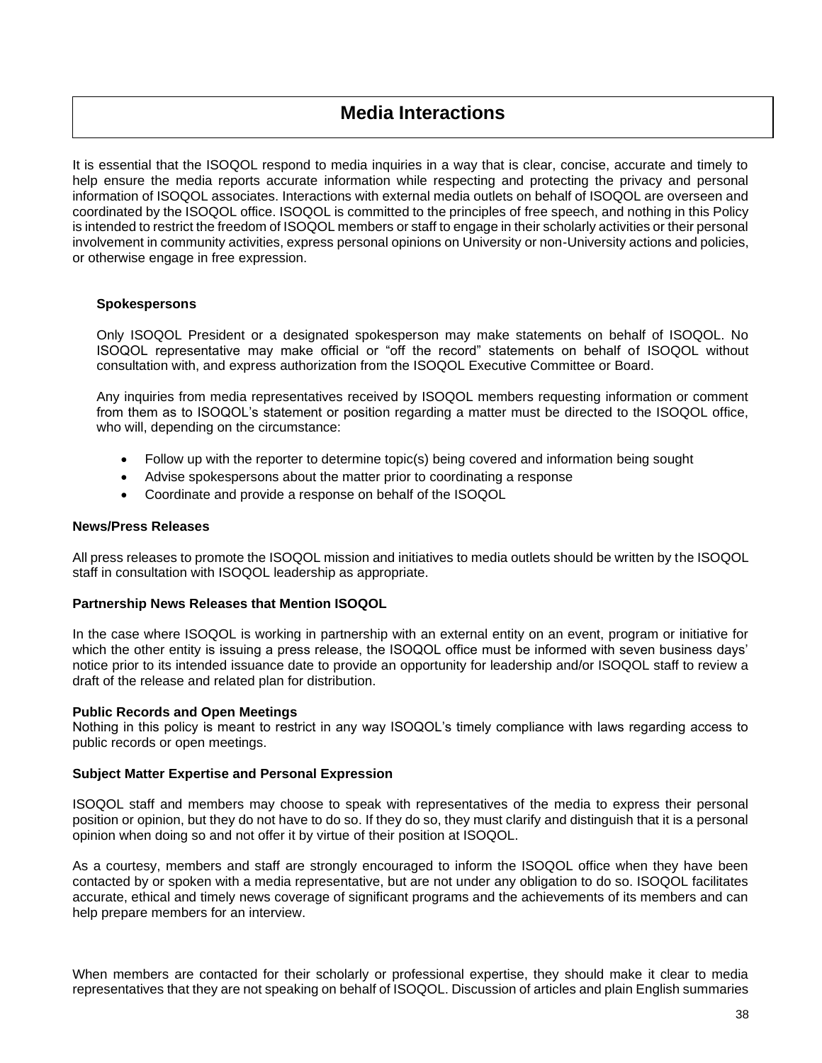# Media Interactions

It is essential that the ISOQOL respond to media inquiries in a way that is clear, concise, accurate and timely to help ensure the media reports accurate information while respecting and protecting the privacy and personal information of ISOQOL associates. Interactions with external media outlets on behalf of ISOQOL are overseen and coordinated by the ISOQOL office. ISOQOL is committed to the principles of free speech, and nothing in this Policy is intended to restrict the freedom of ISOQOL members or staff to engage in their scholarly activities or their personal involvement in community activities, express personal opinions on University or non-University actions and policies, or otherwise engage in free expression.

### Spokespersons

Only ISOQOL President or a designated spokesperson may make statements on behalf of ISOQOL. No ISOQOL representative may make official or "off the record" statements on behalf of ISOQOL without consultation with, and express authorization from the ISOQOL Executive Committee or Board.

Any inquiries from media representatives received by ISOQOL members requesting information or comment from them as to ISOQOL's statement or position regarding a matter must be directed to the ISOQOL office, who will, depending on the circumstance:

- Follow up with the reporter to determine topic(s) being covered and information being sought
- Advise spokespersons about the matter prior to coordinating a response
- Coordinate and provide a response on behalf of the ISOQOL

### News/Press Releases

All press releases to promote the ISOQOL mission and initiatives to media outlets should be written by the ISOQOL staff in consultation with ISOQOL leadership as appropriate.

### Partnership News Releases that Mention ISOQOL

In the case where ISOQOL is working in partnership with an external entity on an event, program or initiative for which the other entity is issuing a press release, the ISOQOL office must be informed with seven business days' notice prior to its intended issuance date to provide an opportunity for leadership and/or ISOQOL staff to review a draft of the release and related plan for distribution.

### Public Records and Open Meetings

Nothing in this policy is meant to restrict in any way ISOQOL's timely compliance with laws regarding access to public records or open meetings.

### Subject Matter Expertise and Personal Expression

ISOQOL staff and members may choose to speak with representatives of the media to express their personal position or opinion, but they do not have to do so. If they do so, they must clarify and distinguish that it is a personal opinion when doing so and not offer it by virtue of their position at ISOQOL.

As a courtesy, members and staff are strongly encouraged to inform the ISOQOL office when they have been contacted by or spoken with a media representative, but are not under any obligation to do so. ISOQOL facilitates accurate, ethical and timely news coverage of significant programs and the achievements of its members and can help prepare members for an interview.

When members are contacted for their scholarly or professional expertise, they should make it clear to media representatives that they are not speaking on behalf of ISOQOL. Discussion of articles and plain English summaries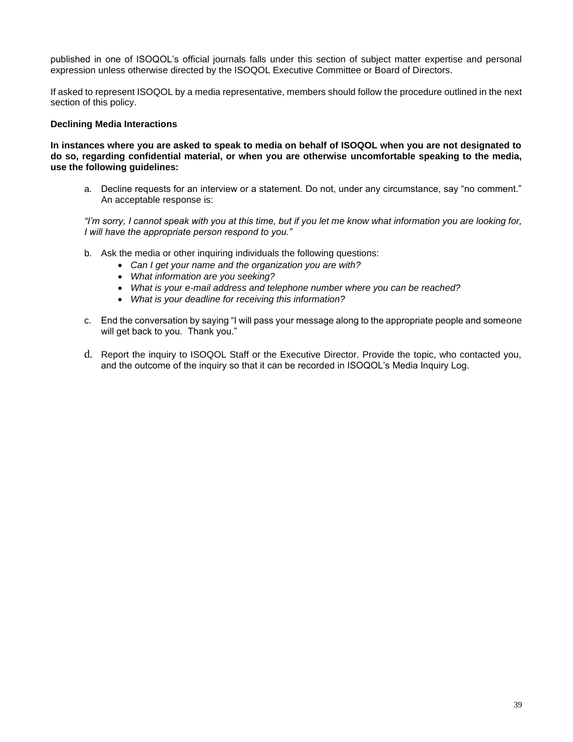published in one of ISOQOL's official journals falls under this section of subject matter expertise and personal expression unless otherwise directed by the ISOQOL Executive Committee or Board of Directors.

If asked to represent ISOQOL by a media representative, members should follow the procedure outlined in the next section of this policy.

**Declining Media Interactions**

**In instances where you are asked to speak to media on behalf of ISOQOL when you are not designated to do so, regarding confidential material, or when you are otherwise uncomfortable speaking to the media, use the following guidelines:**

a. Decline requests for an interview or a statement. Do not, under any circumstance, say "no comment." An acceptable response is:

*"I'm sorry, I cannot speak with you at this time, but if you let me know what information you are looking for, I will have the appropriate person respond to you."*

b. Ask the media or other inquiring individuals the following questions:
   - *Can I get your name and the organization you are with?*
   - *What information are you seeking?*
   - *What is your e-mail address and telephone number where you can be reached?*
   - *What is your deadline for receiving this information?*

c. End the conversation by saying "I will pass your message along to the appropriate people and someone will get back to you. Thank you."

d. Report the inquiry to ISOQOL Staff or the Executive Director. Provide the topic, who contacted you, and the outcome of the inquiry so that it can be recorded in ISOQOL's Media Inquiry Log.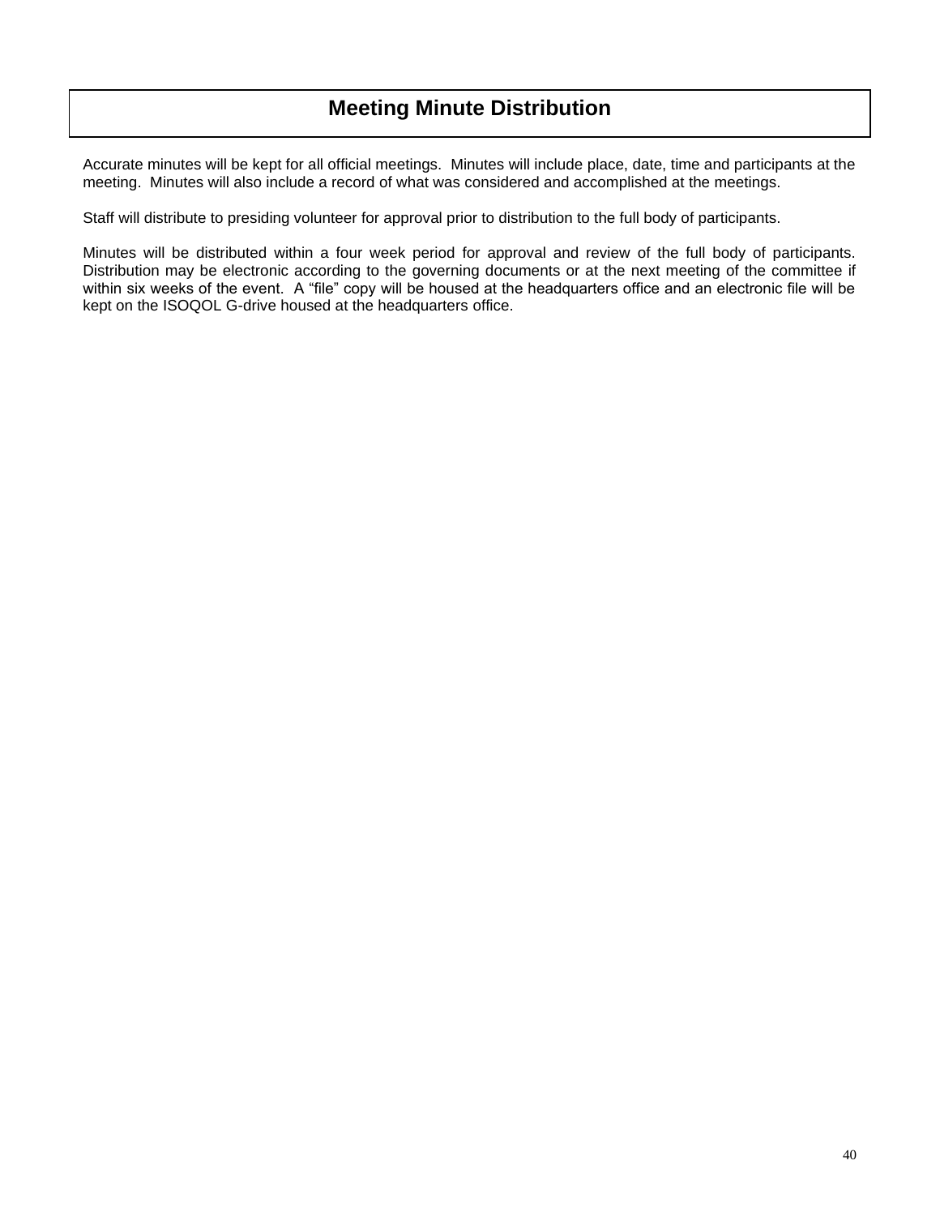# Meeting Minute Distribution

Accurate minutes will be kept for all official meetings. Minutes will include place, date, time and participants at the meeting. Minutes will also include a record of what was considered and accomplished at the meetings.

Staff will distribute to presiding volunteer for approval prior to distribution to the full body of participants.

Minutes will be distributed within a four week period for approval and review of the full body of participants. Distribution may be electronic according to the governing documents or at the next meeting of the committee if within six weeks of the event. A "file" copy will be housed at the headquarters office and an electronic file will be kept on the ISOQOL G-drive housed at the headquarters office.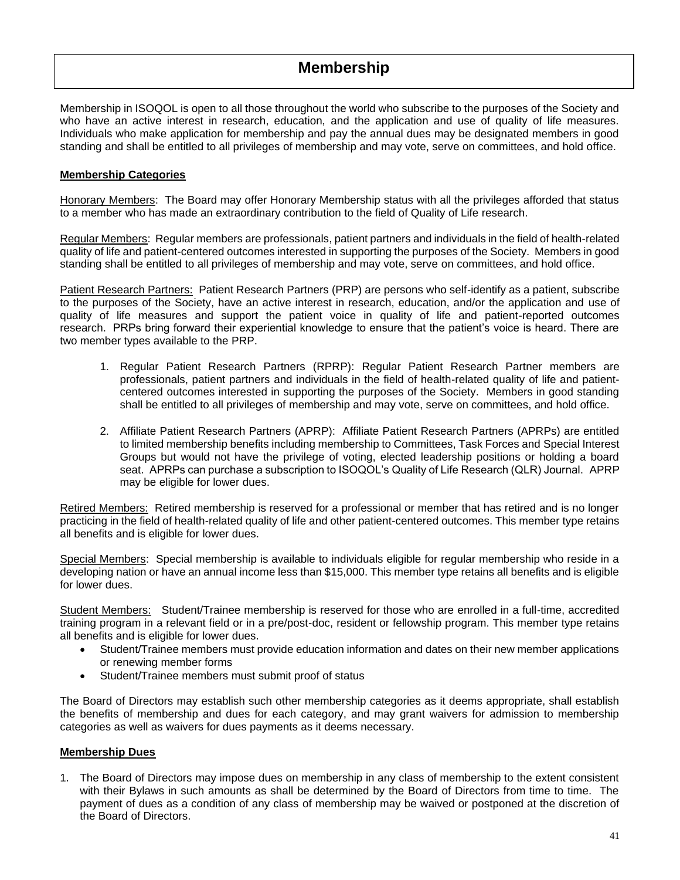# Membership

Membership in ISOQOL is open to all those throughout the world who subscribe to the purposes of the Society and who have an active interest in research, education, and the application and use of quality of life measures. Individuals who make application for membership and pay the annual dues may be designated members in good standing and shall be entitled to all privileges of membership and may vote, serve on committees, and hold office.

## Membership Categories

Honorary Members: The Board may offer Honorary Membership status with all the privileges afforded that status to a member who has made an extraordinary contribution to the field of Quality of Life research.

Regular Members: Regular members are professionals, patient partners and individuals in the field of health-related quality of life and patient-centered outcomes interested in supporting the purposes of the Society. Members in good standing shall be entitled to all privileges of membership and may vote, serve on committees, and hold office.

Patient Research Partners: Patient Research Partners (PRP) are persons who self-identify as a patient, subscribe to the purposes of the Society, have an active interest in research, education, and/or the application and use of quality of life measures and support the patient voice in quality of life and patient-reported outcomes research. PRPs bring forward their experiential knowledge to ensure that the patient's voice is heard. There are two member types available to the PRP.

1. Regular Patient Research Partners (RPRP): Regular Patient Research Partner members are professionals, patient partners and individuals in the field of health-related quality of life and patient-centered outcomes interested in supporting the purposes of the Society. Members in good standing shall be entitled to all privileges of membership and may vote, serve on committees, and hold office.

2. Affiliate Patient Research Partners (APRP): Affiliate Patient Research Partners (APRPs) are entitled to limited membership benefits including membership to Committees, Task Forces and Special Interest Groups but would not have the privilege of voting, elected leadership positions or holding a board seat. APRPs can purchase a subscription to ISOQOL's Quality of Life Research (QLR) Journal. APRP may be eligible for lower dues.

Retired Members: Retired membership is reserved for a professional or member that has retired and is no longer practicing in the field of health-related quality of life and other patient-centered outcomes. This member type retains all benefits and is eligible for lower dues.

Special Members: Special membership is available to individuals eligible for regular membership who reside in a developing nation or have an annual income less than $15,000. This member type retains all benefits and is eligible for lower dues.

Student Members: Student/Trainee membership is reserved for those who are enrolled in a full-time, accredited training program in a relevant field or in a pre/post-doc, resident or fellowship program. This member type retains all benefits and is eligible for lower dues.

- Student/Trainee members must provide education information and dates on their new member applications or renewing member forms
- Student/Trainee members must submit proof of status

The Board of Directors may establish such other membership categories as it deems appropriate, shall establish the benefits of membership and dues for each category, and may grant waivers for admission to membership categories as well as waivers for dues payments as it deems necessary.

## Membership Dues

1. The Board of Directors may impose dues on membership in any class of membership to the extent consistent with their Bylaws in such amounts as shall be determined by the Board of Directors from time to time. The payment of dues as a condition of any class of membership may be waived or postponed at the discretion of the Board of Directors.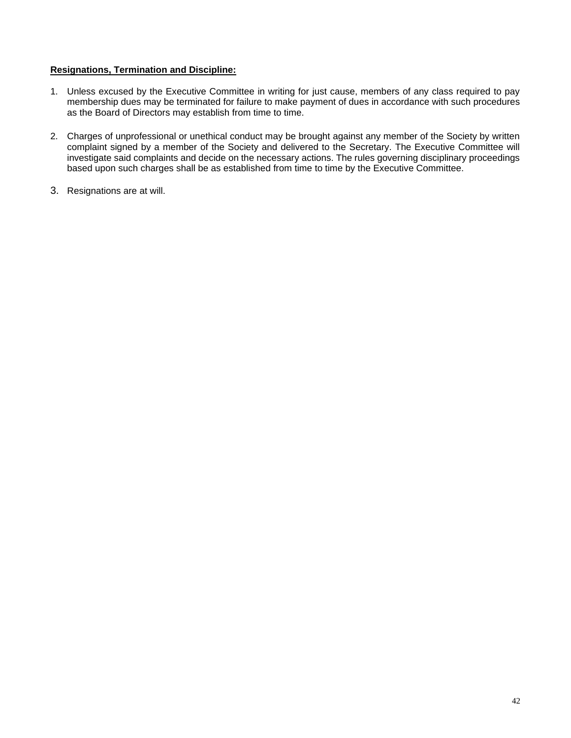**Resignations, Termination and Discipline:**

1. Unless excused by the Executive Committee in writing for just cause, members of any class required to pay membership dues may be terminated for failure to make payment of dues in accordance with such procedures as the Board of Directors may establish from time to time.

2. Charges of unprofessional or unethical conduct may be brought against any member of the Society by written complaint signed by a member of the Society and delivered to the Secretary. The Executive Committee will investigate said complaints and decide on the necessary actions. The rules governing disciplinary proceedings based upon such charges shall be as established from time to time by the Executive Committee.

3. Resignations are at will.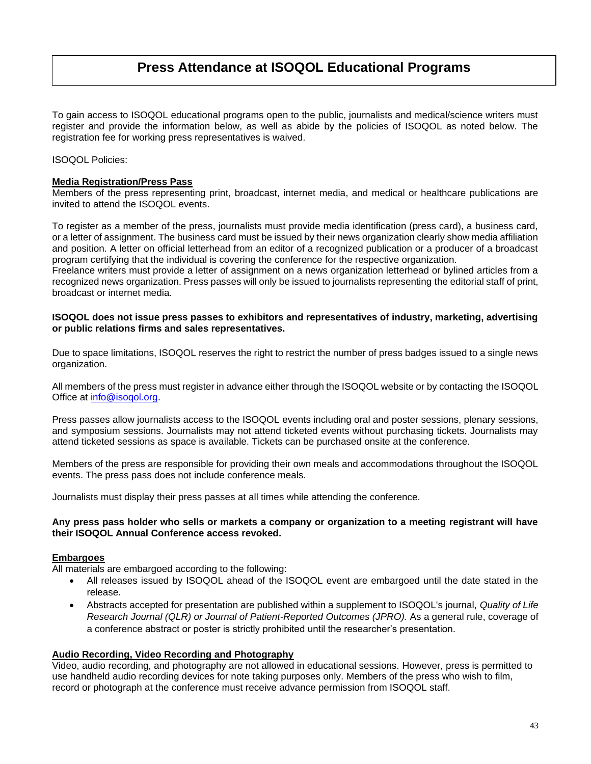# Press Attendance at ISOQOL Educational Programs

To gain access to ISOQOL educational programs open to the public, journalists and medical/science writers must register and provide the information below, as well as abide by the policies of ISOQOL as noted below. The registration fee for working press representatives is waived.

ISOQOL Policies:

**Media Registration/Press Pass**

Members of the press representing print, broadcast, internet media, and medical or healthcare publications are invited to attend the ISOQOL events.

To register as a member of the press, journalists must provide media identification (press card), a business card, or a letter of assignment. The business card must be issued by their news organization clearly show media affiliation and position. A letter on official letterhead from an editor of a recognized publication or a producer of a broadcast program certifying that the individual is covering the conference for the respective organization.
Freelance writers must provide a letter of assignment on a news organization letterhead or bylined articles from a recognized news organization. Press passes will only be issued to journalists representing the editorial staff of print, broadcast or internet media.

**ISOQOL does not issue press passes to exhibitors and representatives of industry, marketing, advertising or public relations firms and sales representatives.**

Due to space limitations, ISOQOL reserves the right to restrict the number of press badges issued to a single news organization.

All members of the press must register in advance either through the ISOQOL website or by contacting the ISOQOL Office at info@isoqol.org.

Press passes allow journalists access to the ISOQOL events including oral and poster sessions, plenary sessions, and symposium sessions. Journalists may not attend ticketed events without purchasing tickets. Journalists may attend ticketed sessions as space is available. Tickets can be purchased onsite at the conference.

Members of the press are responsible for providing their own meals and accommodations throughout the ISOQOL events. The press pass does not include conference meals.

Journalists must display their press passes at all times while attending the conference.

**Any press pass holder who sells or markets a company or organization to a meeting registrant will have their ISOQOL Annual Conference access revoked.**

**Embargoes**

All materials are embargoed according to the following:

- All releases issued by ISOQOL ahead of the ISOQOL event are embargoed until the date stated in the release.
- Abstracts accepted for presentation are published within a supplement to ISOQOL's journal, *Quality of Life Research Journal (QLR) or Journal of Patient-Reported Outcomes (JPRO).* As a general rule, coverage of a conference abstract or poster is strictly prohibited until the researcher's presentation.

**Audio Recording, Video Recording and Photography**

Video, audio recording, and photography are not allowed in educational sessions. However, press is permitted to use handheld audio recording devices for note taking purposes only. Members of the press who wish to film, record or photograph at the conference must receive advance permission from ISOQOL staff.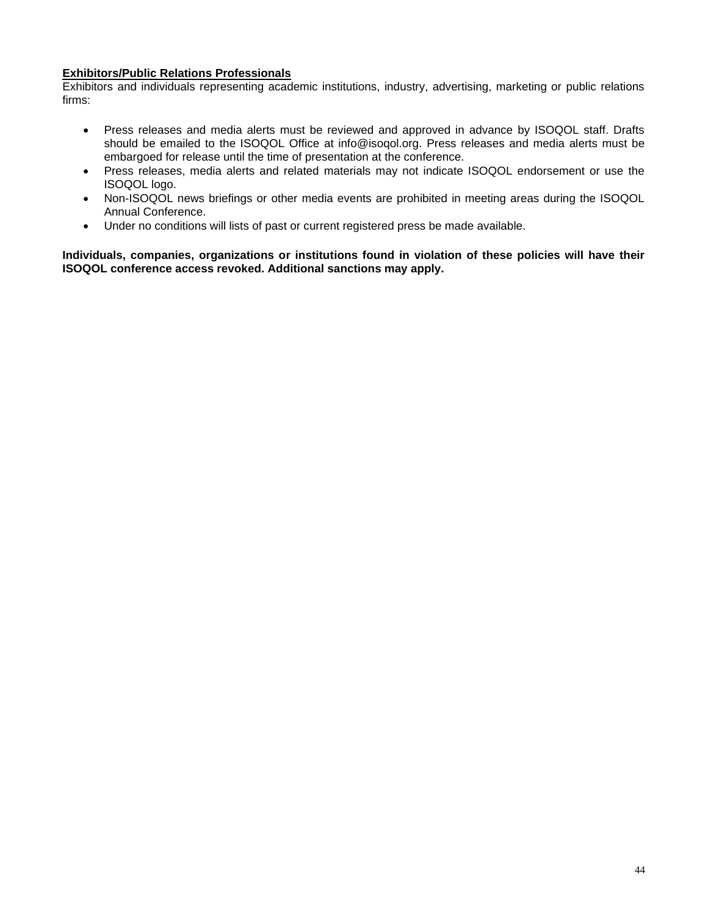**Exhibitors/Public Relations Professionals**

Exhibitors and individuals representing academic institutions, industry, advertising, marketing or public relations firms:

- Press releases and media alerts must be reviewed and approved in advance by ISOQOL staff. Drafts should be emailed to the ISOQOL Office at info@isoqol.org. Press releases and media alerts must be embargoed for release until the time of presentation at the conference.
- Press releases, media alerts and related materials may not indicate ISOQOL endorsement or use the ISOQOL logo.
- Non-ISOQOL news briefings or other media events are prohibited in meeting areas during the ISOQOL Annual Conference.
- Under no conditions will lists of past or current registered press be made available.

**Individuals, companies, organizations or institutions found in violation of these policies will have their ISOQOL conference access revoked. Additional sanctions may apply.**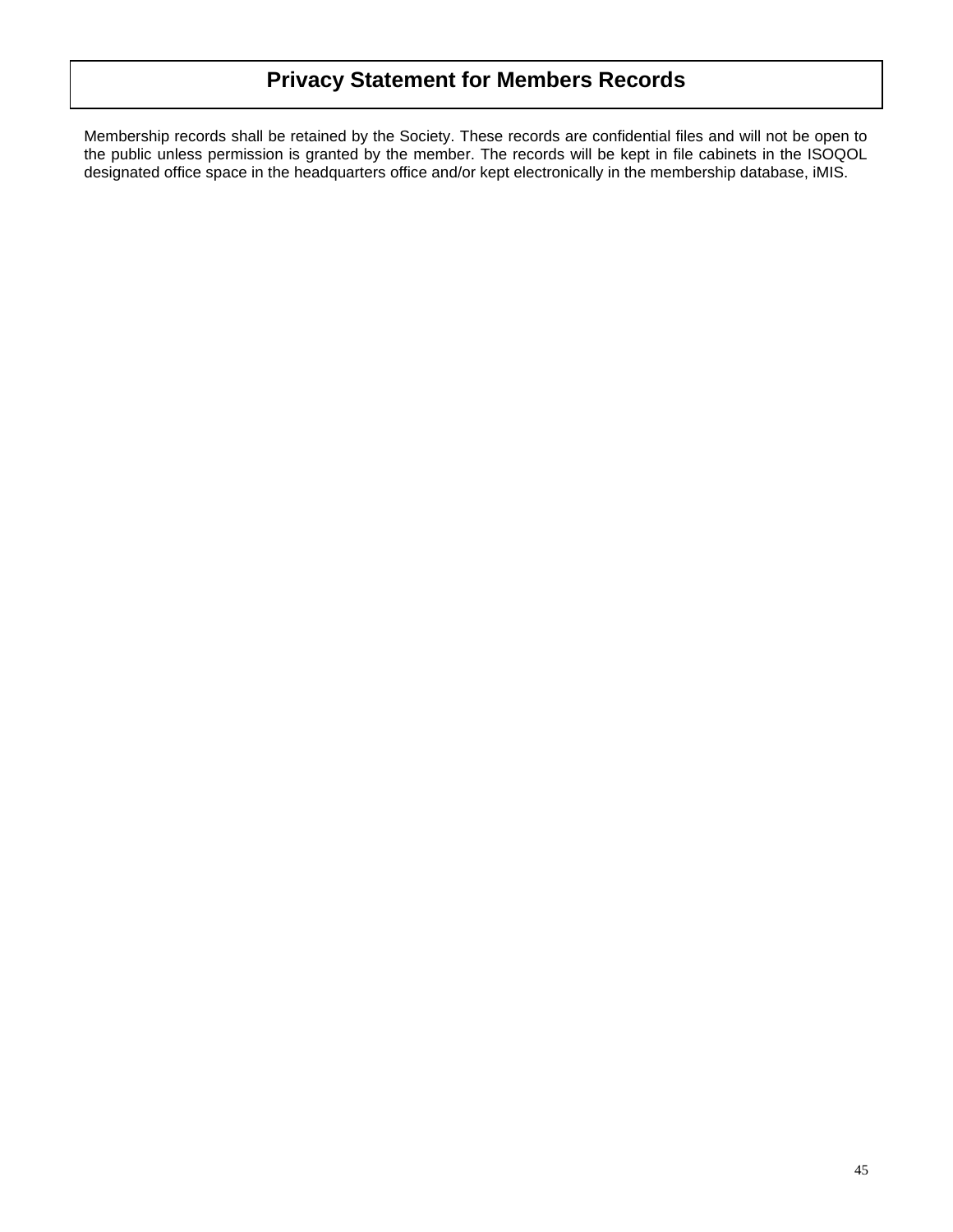# Privacy Statement for Members Records

Membership records shall be retained by the Society. These records are confidential files and will not be open to the public unless permission is granted by the member. The records will be kept in file cabinets in the ISOQOL designated office space in the headquarters office and/or kept electronically in the membership database, iMIS.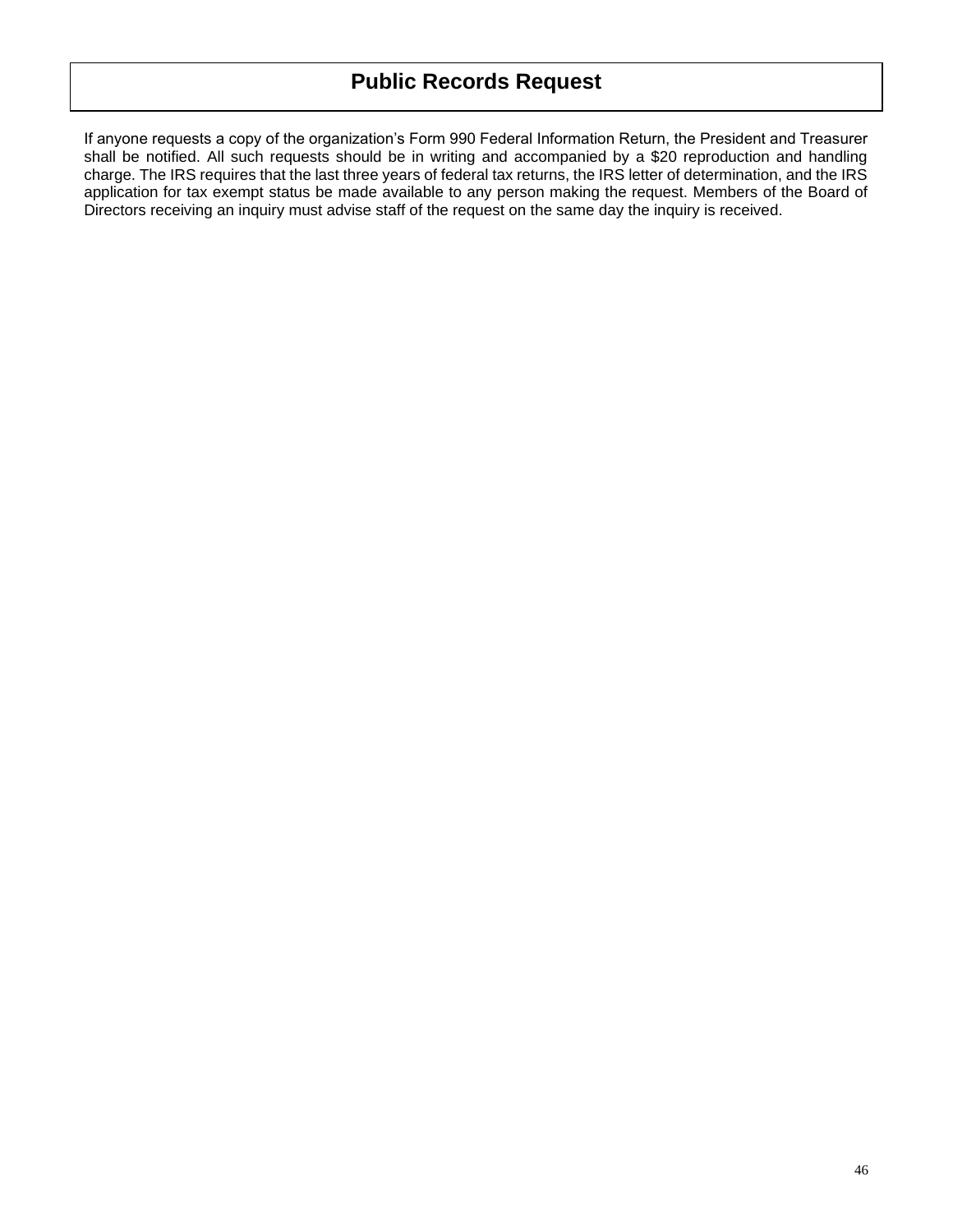# Public Records Request

If anyone requests a copy of the organization's Form 990 Federal Information Return, the President and Treasurer shall be notified. All such requests should be in writing and accompanied by a $20 reproduction and handling charge. The IRS requires that the last three years of federal tax returns, the IRS letter of determination, and the IRS application for tax exempt status be made available to any person making the request. Members of the Board of Directors receiving an inquiry must advise staff of the request on the same day the inquiry is received.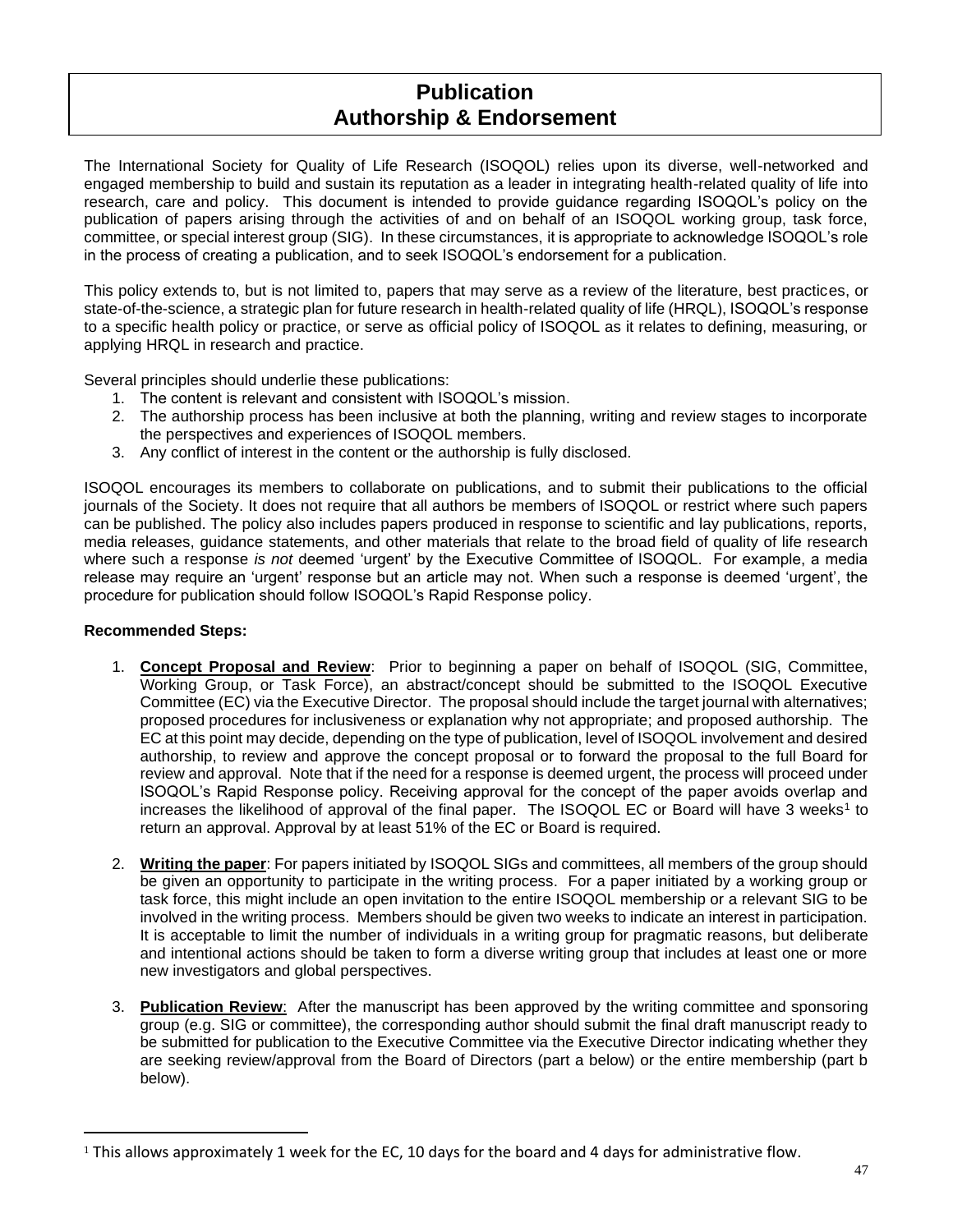# Publication
# Authorship & Endorsement

The International Society for Quality of Life Research (ISOQOL) relies upon its diverse, well-networked and engaged membership to build and sustain its reputation as a leader in integrating health-related quality of life into research, care and policy. This document is intended to provide guidance regarding ISOQOL's policy on the publication of papers arising through the activities of and on behalf of an ISOQOL working group, task force, committee, or special interest group (SIG). In these circumstances, it is appropriate to acknowledge ISOQOL's role in the process of creating a publication, and to seek ISOQOL's endorsement for a publication.

This policy extends to, but is not limited to, papers that may serve as a review of the literature, best practices, or state-of-the-science, a strategic plan for future research in health-related quality of life (HRQL), ISOQOL's response to a specific health policy or practice, or serve as official policy of ISOQOL as it relates to defining, measuring, or applying HRQL in research and practice.

Several principles should underlie these publications:

1. The content is relevant and consistent with ISOQOL's mission.
2. The authorship process has been inclusive at both the planning, writing and review stages to incorporate the perspectives and experiences of ISOQOL members.
3. Any conflict of interest in the content or the authorship is fully disclosed.

ISOQOL encourages its members to collaborate on publications, and to submit their publications to the official journals of the Society. It does not require that all authors be members of ISOQOL or restrict where such papers can be published. The policy also includes papers produced in response to scientific and lay publications, reports, media releases, guidance statements, and other materials that relate to the broad field of quality of life research where such a response *is not* deemed 'urgent' by the Executive Committee of ISOQOL. For example, a media release may require an 'urgent' response but an article may not. When such a response is deemed 'urgent', the procedure for publication should follow ISOQOL's Rapid Response policy.

**Recommended Steps:**

1. **Concept Proposal and Review**: Prior to beginning a paper on behalf of ISOQOL (SIG, Committee, Working Group, or Task Force), an abstract/concept should be submitted to the ISOQOL Executive Committee (EC) via the Executive Director. The proposal should include the target journal with alternatives; proposed procedures for inclusiveness or explanation why not appropriate; and proposed authorship. The EC at this point may decide, depending on the type of publication, level of ISOQOL involvement and desired authorship, to review and approve the concept proposal or to forward the proposal to the full Board for review and approval. Note that if the need for a response is deemed urgent, the process will proceed under ISOQOL's Rapid Response policy. Receiving approval for the concept of the paper avoids overlap and increases the likelihood of approval of the final paper. The ISOQOL EC or Board will have 3 weeks[1] to return an approval. Approval by at least 51% of the EC or Board is required.

2. **Writing the paper**: For papers initiated by ISOQOL SIGs and committees, all members of the group should be given an opportunity to participate in the writing process. For a paper initiated by a working group or task force, this might include an open invitation to the entire ISOQOL membership or a relevant SIG to be involved in the writing process. Members should be given two weeks to indicate an interest in participation. It is acceptable to limit the number of individuals in a writing group for pragmatic reasons, but deliberate and intentional actions should be taken to form a diverse writing group that includes at least one or more new investigators and global perspectives.

3. **Publication Review**: After the manuscript has been approved by the writing committee and sponsoring group (e.g. SIG or committee), the corresponding author should submit the final draft manuscript ready to be submitted for publication to the Executive Committee via the Executive Director indicating whether they are seeking review/approval from the Board of Directors (part a below) or the entire membership (part b below).

[1] This allows approximately 1 week for the EC, 10 days for the board and 4 days for administrative flow.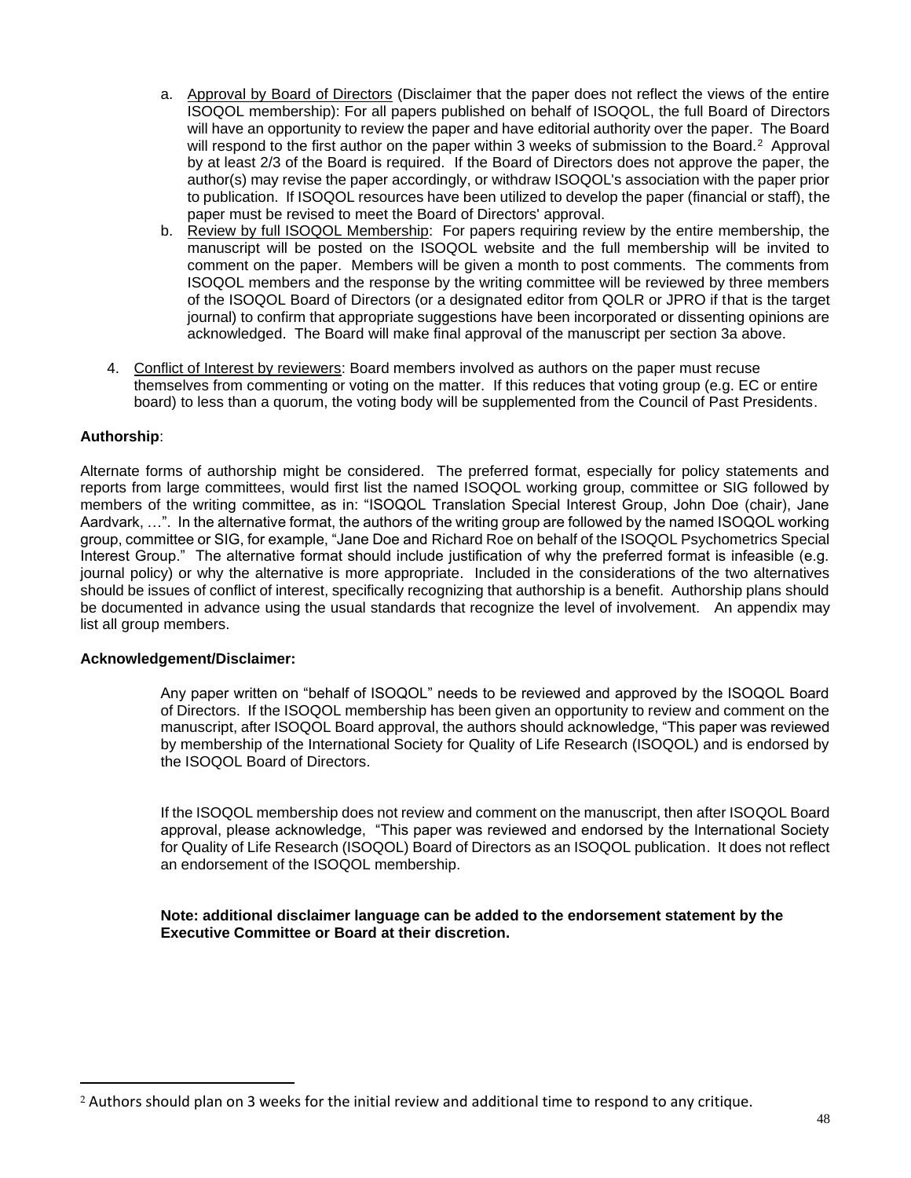a. Approval by Board of Directors (Disclaimer that the paper does not reflect the views of the entire ISOQOL membership): For all papers published on behalf of ISOQOL, the full Board of Directors will have an opportunity to review the paper and have editorial authority over the paper. The Board will respond to the first author on the paper within 3 weeks of submission to the Board.[2] Approval by at least 2/3 of the Board is required. If the Board of Directors does not approve the paper, the author(s) may revise the paper accordingly, or withdraw ISOQOL's association with the paper prior to publication. If ISOQOL resources have been utilized to develop the paper (financial or staff), the paper must be revised to meet the Board of Directors' approval.

b. Review by full ISOQOL Membership: For papers requiring review by the entire membership, the manuscript will be posted on the ISOQOL website and the full membership will be invited to comment on the paper. Members will be given a month to post comments. The comments from ISOQOL members and the response by the writing committee will be reviewed by three members of the ISOQOL Board of Directors (or a designated editor from QOLR or JPRO if that is the target journal) to confirm that appropriate suggestions have been incorporated or dissenting opinions are acknowledged. The Board will make final approval of the manuscript per section 3a above.

4. Conflict of Interest by reviewers: Board members involved as authors on the paper must recuse themselves from commenting or voting on the matter. If this reduces that voting group (e.g. EC or entire board) to less than a quorum, the voting body will be supplemented from the Council of Past Presidents.

**Authorship**:

Alternate forms of authorship might be considered. The preferred format, especially for policy statements and reports from large committees, would first list the named ISOQOL working group, committee or SIG followed by members of the writing committee, as in: "ISOQOL Translation Special Interest Group, John Doe (chair), Jane Aardvark, …". In the alternative format, the authors of the writing group are followed by the named ISOQOL working group, committee or SIG, for example, "Jane Doe and Richard Roe on behalf of the ISOQOL Psychometrics Special Interest Group." The alternative format should include justification of why the preferred format is infeasible (e.g. journal policy) or why the alternative is more appropriate. Included in the considerations of the two alternatives should be issues of conflict of interest, specifically recognizing that authorship is a benefit. Authorship plans should be documented in advance using the usual standards that recognize the level of involvement. An appendix may list all group members.

**Acknowledgement/Disclaimer:**

Any paper written on "behalf of ISOQOL" needs to be reviewed and approved by the ISOQOL Board of Directors. If the ISOQOL membership has been given an opportunity to review and comment on the manuscript, after ISOQOL Board approval, the authors should acknowledge, "This paper was reviewed by membership of the International Society for Quality of Life Research (ISOQOL) and is endorsed by the ISOQOL Board of Directors.

If the ISOQOL membership does not review and comment on the manuscript, then after ISOQOL Board approval, please acknowledge, "This paper was reviewed and endorsed by the International Society for Quality of Life Research (ISOQOL) Board of Directors as an ISOQOL publication. It does not reflect an endorsement of the ISOQOL membership.

**Note: additional disclaimer language can be added to the endorsement statement by the Executive Committee or Board at their discretion.**

[2] Authors should plan on 3 weeks for the initial review and additional time to respond to any critique.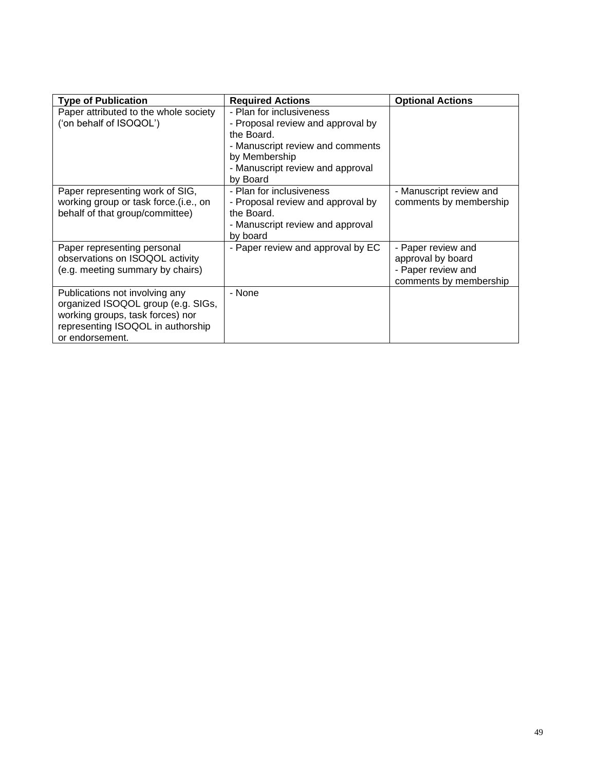| Type of Publication | Required Actions | Optional Actions |
| --- | --- | --- |
| Paper attributed to the whole society ('on behalf of ISOQOL') | - Plan for inclusiveness<br>- Proposal review and approval by the Board.<br>- Manuscript review and comments by Membership<br>- Manuscript review and approval by Board | |
| Paper representing work of SIG, working group or task force.(i.e., on behalf of that group/committee) | - Plan for inclusiveness<br>- Proposal review and approval by the Board.<br>- Manuscript review and approval by board | - Manuscript review and comments by membership |
| Paper representing personal observations on ISOQOL activity (e.g. meeting summary by chairs) | - Paper review and approval by EC | - Paper review and approval by board<br>- Paper review and comments by membership |
| Publications not involving any organized ISOQOL group (e.g. SIGs, working groups, task forces) nor representing ISOQOL in authorship or endorsement. | - None | |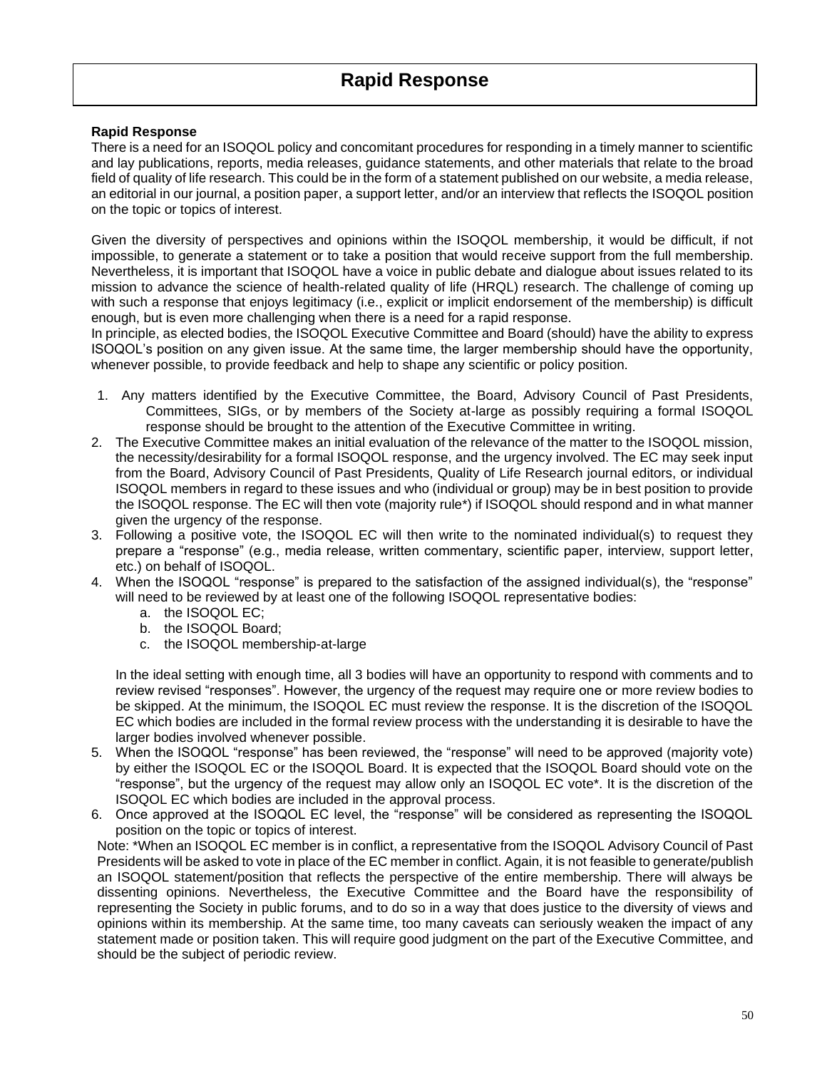# Rapid Response

**Rapid Response**

There is a need for an ISOQOL policy and concomitant procedures for responding in a timely manner to scientific and lay publications, reports, media releases, guidance statements, and other materials that relate to the broad field of quality of life research. This could be in the form of a statement published on our website, a media release, an editorial in our journal, a position paper, a support letter, and/or an interview that reflects the ISOQOL position on the topic or topics of interest.

Given the diversity of perspectives and opinions within the ISOQOL membership, it would be difficult, if not impossible, to generate a statement or to take a position that would receive support from the full membership. Nevertheless, it is important that ISOQOL have a voice in public debate and dialogue about issues related to its mission to advance the science of health-related quality of life (HRQL) research. The challenge of coming up with such a response that enjoys legitimacy (i.e., explicit or implicit endorsement of the membership) is difficult enough, but is even more challenging when there is a need for a rapid response.

In principle, as elected bodies, the ISOQOL Executive Committee and Board (should) have the ability to express ISOQOL's position on any given issue. At the same time, the larger membership should have the opportunity, whenever possible, to provide feedback and help to shape any scientific or policy position.

1. Any matters identified by the Executive Committee, the Board, Advisory Council of Past Presidents, Committees, SIGs, or by members of the Society at-large as possibly requiring a formal ISOQOL response should be brought to the attention of the Executive Committee in writing.
2. The Executive Committee makes an initial evaluation of the relevance of the matter to the ISOQOL mission, the necessity/desirability for a formal ISOQOL response, and the urgency involved. The EC may seek input from the Board, Advisory Council of Past Presidents, Quality of Life Research journal editors, or individual ISOQOL members in regard to these issues and who (individual or group) may be in best position to provide the ISOQOL response. The EC will then vote (majority rule*) if ISOQOL should respond and in what manner given the urgency of the response.
3. Following a positive vote, the ISOQOL EC will then write to the nominated individual(s) to request they prepare a "response" (e.g., media release, written commentary, scientific paper, interview, support letter, etc.) on behalf of ISOQOL.
4. When the ISOQOL "response" is prepared to the satisfaction of the assigned individual(s), the "response" will need to be reviewed by at least one of the following ISOQOL representative bodies:
   a. the ISOQOL EC;
   b. the ISOQOL Board;
   c. the ISOQOL membership-at-large

   In the ideal setting with enough time, all 3 bodies will have an opportunity to respond with comments and to review revised "responses". However, the urgency of the request may require one or more review bodies to be skipped. At the minimum, the ISOQOL EC must review the response. It is the discretion of the ISOQOL EC which bodies are included in the formal review process with the understanding it is desirable to have the larger bodies involved whenever possible.
5. When the ISOQOL "response" has been reviewed, the "response" will need to be approved (majority vote) by either the ISOQOL EC or the ISOQOL Board. It is expected that the ISOQOL Board should vote on the "response", but the urgency of the request may allow only an ISOQOL EC vote*. It is the discretion of the ISOQOL EC which bodies are included in the approval process.
6. Once approved at the ISOQOL EC level, the "response" will be considered as representing the ISOQOL position on the topic or topics of interest.

Note: *When an ISOQOL EC member is in conflict, a representative from the ISOQOL Advisory Council of Past Presidents will be asked to vote in place of the EC member in conflict. Again, it is not feasible to generate/publish an ISOQOL statement/position that reflects the perspective of the entire membership. There will always be dissenting opinions. Nevertheless, the Executive Committee and the Board have the responsibility of representing the Society in public forums, and to do so in a way that does justice to the diversity of views and opinions within its membership. At the same time, too many caveats can seriously weaken the impact of any statement made or position taken. This will require good judgment on the part of the Executive Committee, and should be the subject of periodic review.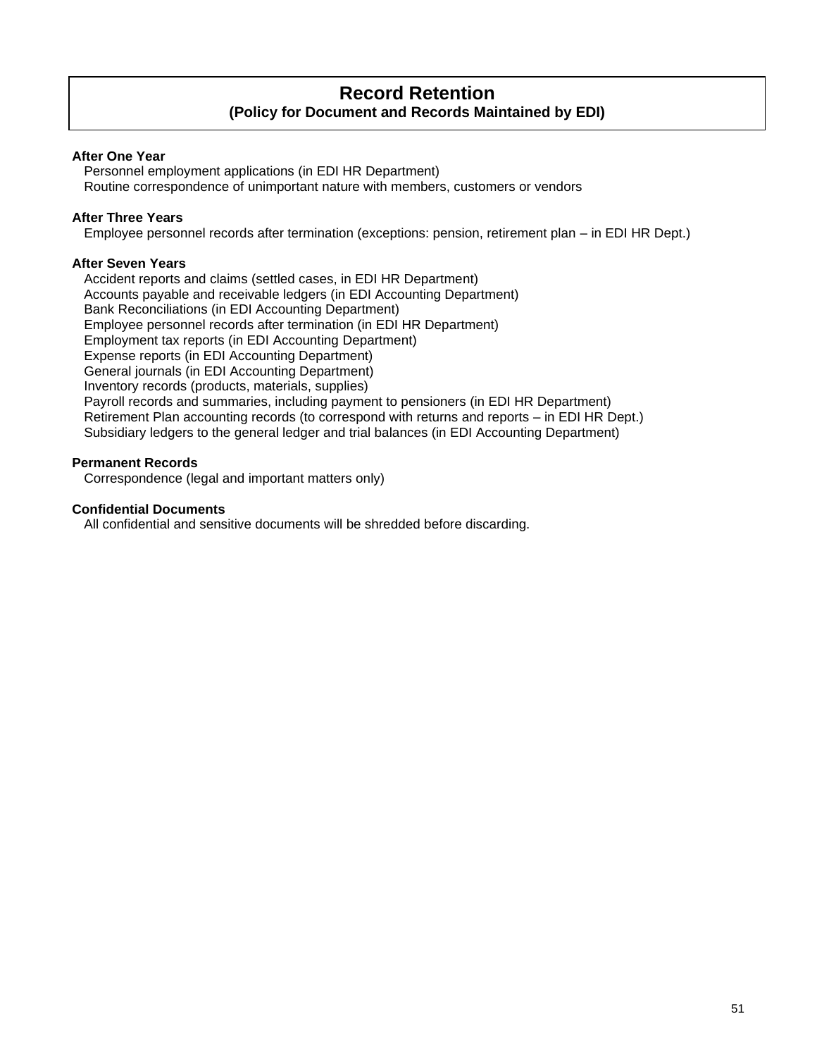# Record Retention

**(Policy for Document and Records Maintained by EDI)**

**After One Year**

Personnel employment applications (in EDI HR Department)
Routine correspondence of unimportant nature with members, customers or vendors

**After Three Years**

Employee personnel records after termination (exceptions: pension, retirement plan – in EDI HR Dept.)

**After Seven Years**

Accident reports and claims (settled cases, in EDI HR Department)
Accounts payable and receivable ledgers (in EDI Accounting Department)
Bank Reconciliations (in EDI Accounting Department)
Employee personnel records after termination (in EDI HR Department)
Employment tax reports (in EDI Accounting Department)
Expense reports (in EDI Accounting Department)
General journals (in EDI Accounting Department)
Inventory records (products, materials, supplies)
Payroll records and summaries, including payment to pensioners (in EDI HR Department)
Retirement Plan accounting records (to correspond with returns and reports – in EDI HR Dept.)
Subsidiary ledgers to the general ledger and trial balances (in EDI Accounting Department)

**Permanent Records**

Correspondence (legal and important matters only)

**Confidential Documents**

All confidential and sensitive documents will be shredded before discarding.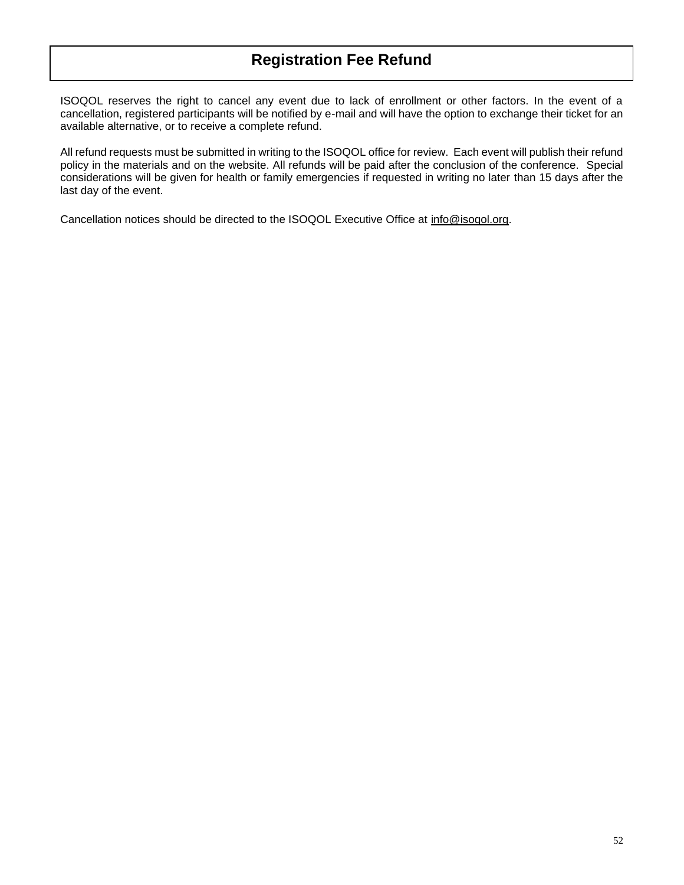# Registration Fee Refund

ISOQOL reserves the right to cancel any event due to lack of enrollment or other factors. In the event of a cancellation, registered participants will be notified by e-mail and will have the option to exchange their ticket for an available alternative, or to receive a complete refund.

All refund requests must be submitted in writing to the ISOQOL office for review. Each event will publish their refund policy in the materials and on the website. All refunds will be paid after the conclusion of the conference. Special considerations will be given for health or family emergencies if requested in writing no later than 15 days after the last day of the event.

Cancellation notices should be directed to the ISOQOL Executive Office at info@isoqol.org.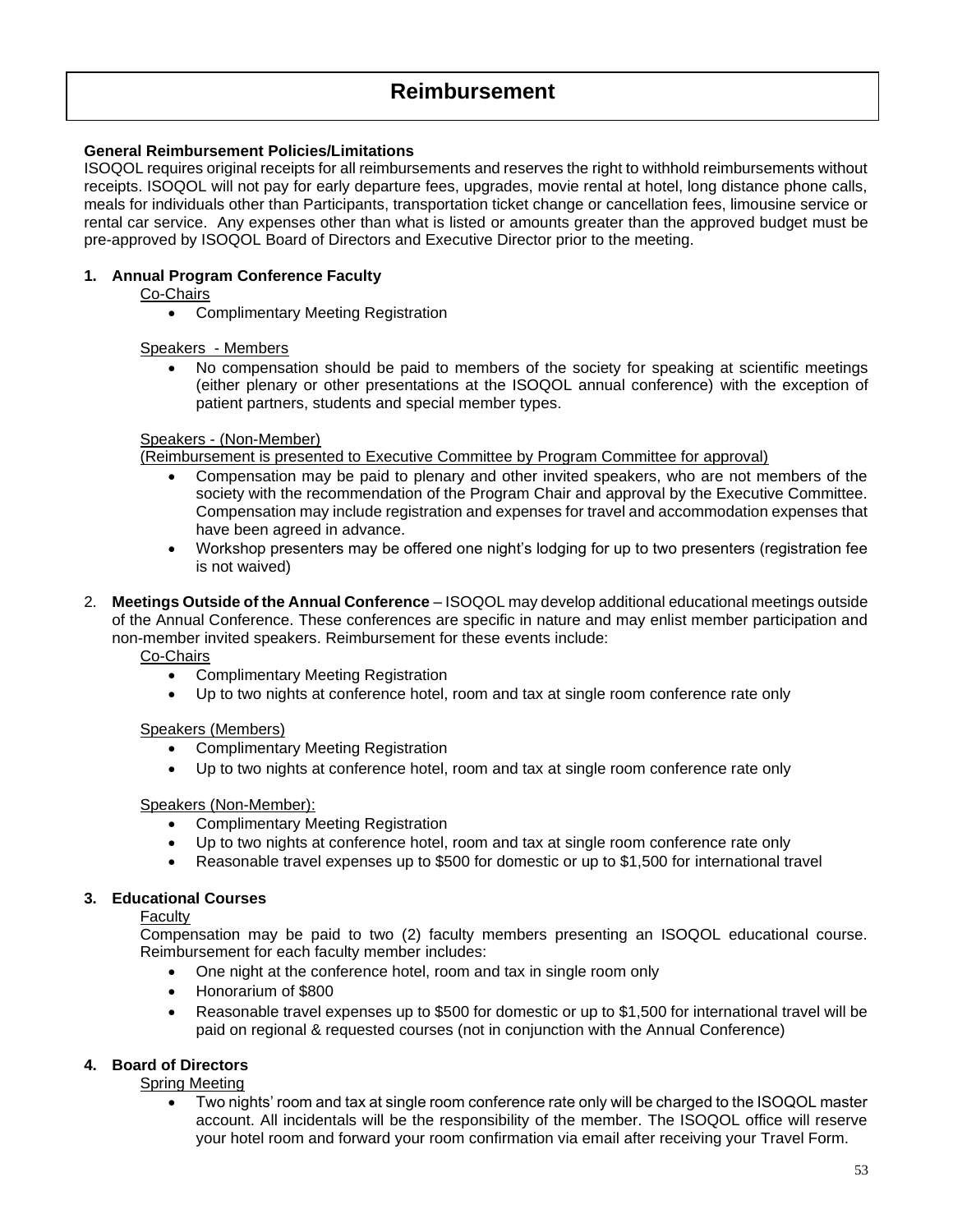# Reimbursement

**General Reimbursement Policies/Limitations**

ISOQOL requires original receipts for all reimbursements and reserves the right to withhold reimbursements without receipts. ISOQOL will not pay for early departure fees, upgrades, movie rental at hotel, long distance phone calls, meals for individuals other than Participants, transportation ticket change or cancellation fees, limousine service or rental car service. Any expenses other than what is listed or amounts greater than the approved budget must be pre-approved by ISOQOL Board of Directors and Executive Director prior to the meeting.

**1. Annual Program Conference Faculty**

Co-Chairs

- Complimentary Meeting Registration

Speakers - Members

- No compensation should be paid to members of the society for speaking at scientific meetings (either plenary or other presentations at the ISOQOL annual conference) with the exception of patient partners, students and special member types.

Speakers - (Non-Member)

(Reimbursement is presented to Executive Committee by Program Committee for approval)

- Compensation may be paid to plenary and other invited speakers, who are not members of the society with the recommendation of the Program Chair and approval by the Executive Committee. Compensation may include registration and expenses for travel and accommodation expenses that have been agreed in advance.
- Workshop presenters may be offered one night's lodging for up to two presenters (registration fee is not waived)

2. **Meetings Outside of the Annual Conference** – ISOQOL may develop additional educational meetings outside of the Annual Conference. These conferences are specific in nature and may enlist member participation and non-member invited speakers. Reimbursement for these events include:

Co-Chairs

- Complimentary Meeting Registration
- Up to two nights at conference hotel, room and tax at single room conference rate only

Speakers (Members)

- Complimentary Meeting Registration
- Up to two nights at conference hotel, room and tax at single room conference rate only

Speakers (Non-Member):

- Complimentary Meeting Registration
- Up to two nights at conference hotel, room and tax at single room conference rate only
- Reasonable travel expenses up to $500 for domestic or up to $1,500 for international travel

**3. Educational Courses**

Faculty

Compensation may be paid to two (2) faculty members presenting an ISOQOL educational course. Reimbursement for each faculty member includes:

- One night at the conference hotel, room and tax in single room only
- Honorarium of $800
- Reasonable travel expenses up to $500 for domestic or up to $1,500 for international travel will be paid on regional & requested courses (not in conjunction with the Annual Conference)

**4. Board of Directors**

Spring Meeting

- Two nights' room and tax at single room conference rate only will be charged to the ISOQOL master account. All incidentals will be the responsibility of the member. The ISOQOL office will reserve your hotel room and forward your room confirmation via email after receiving your Travel Form.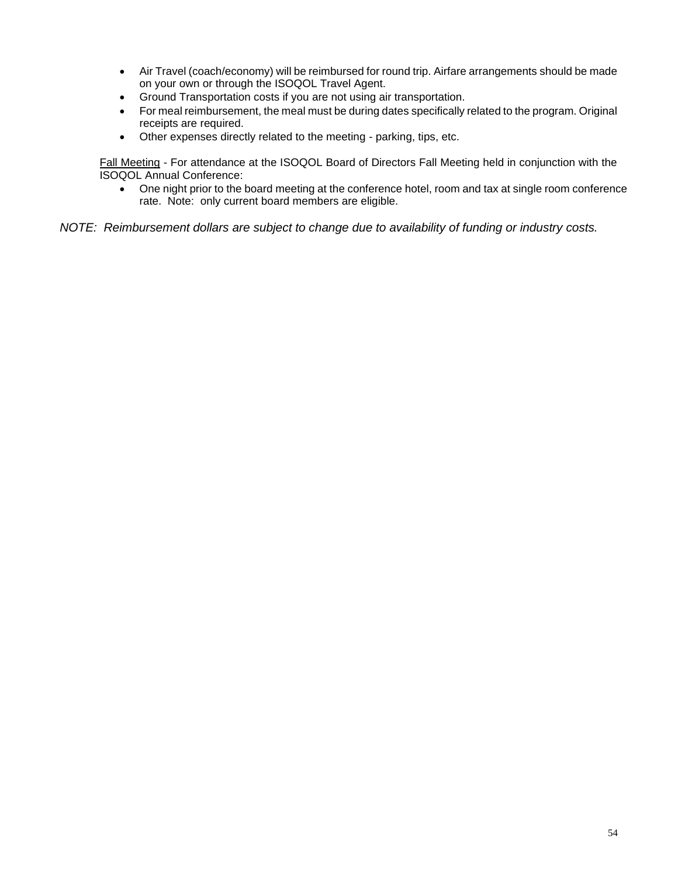- Air Travel (coach/economy) will be reimbursed for round trip. Airfare arrangements should be made on your own or through the ISOQOL Travel Agent.
- Ground Transportation costs if you are not using air transportation.
- For meal reimbursement, the meal must be during dates specifically related to the program. Original receipts are required.
- Other expenses directly related to the meeting - parking, tips, etc.

<u>Fall Meeting</u> - For attendance at the ISOQOL Board of Directors Fall Meeting held in conjunction with the ISOQOL Annual Conference:

- One night prior to the board meeting at the conference hotel, room and tax at single room conference rate. Note: only current board members are eligible.

*NOTE: Reimbursement dollars are subject to change due to availability of funding or industry costs.*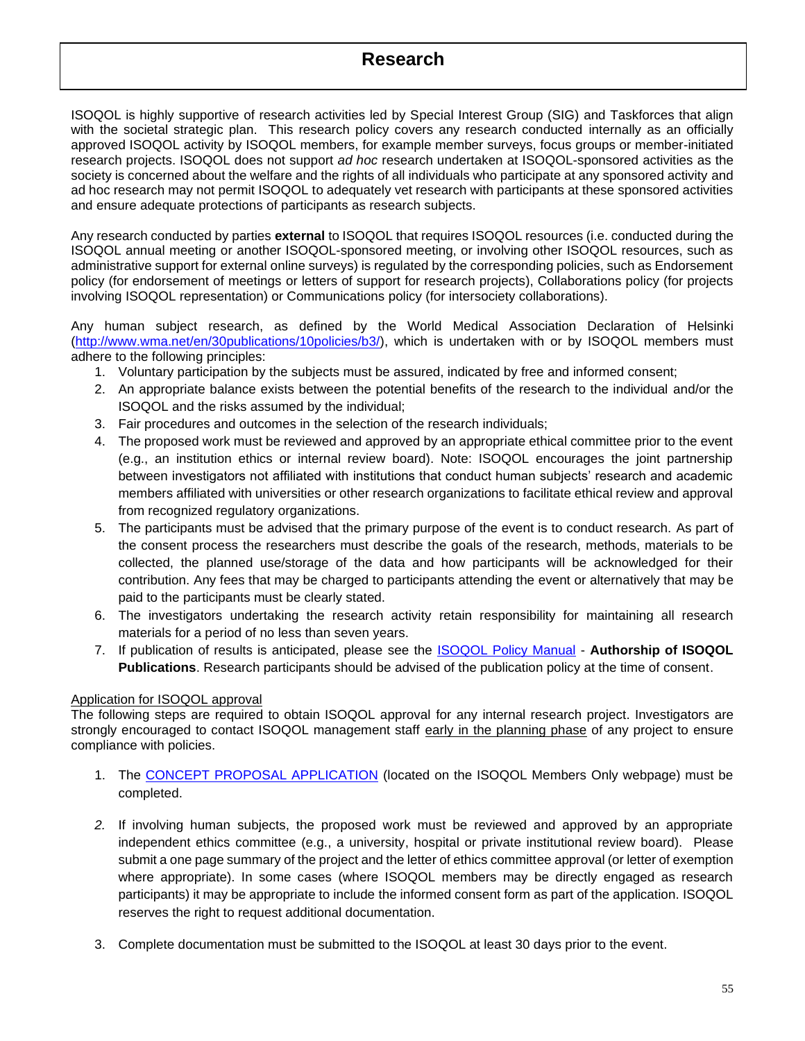# Research

ISOQOL is highly supportive of research activities led by Special Interest Group (SIG) and Taskforces that align with the societal strategic plan. This research policy covers any research conducted internally as an officially approved ISOQOL activity by ISOQOL members, for example member surveys, focus groups or member-initiated research projects. ISOQOL does not support *ad hoc* research undertaken at ISOQOL-sponsored activities as the society is concerned about the welfare and the rights of all individuals who participate at any sponsored activity and ad hoc research may not permit ISOQOL to adequately vet research with participants at these sponsored activities and ensure adequate protections of participants as research subjects.

Any research conducted by parties **external** to ISOQOL that requires ISOQOL resources (i.e. conducted during the ISOQOL annual meeting or another ISOQOL-sponsored meeting, or involving other ISOQOL resources, such as administrative support for external online surveys) is regulated by the corresponding policies, such as Endorsement policy (for endorsement of meetings or letters of support for research projects), Collaborations policy (for projects involving ISOQOL representation) or Communications policy (for intersociety collaborations).

Any human subject research, as defined by the World Medical Association Declaration of Helsinki (http://www.wma.net/en/30publications/10policies/b3/), which is undertaken with or by ISOQOL members must adhere to the following principles:

1. Voluntary participation by the subjects must be assured, indicated by free and informed consent;
2. An appropriate balance exists between the potential benefits of the research to the individual and/or the ISOQOL and the risks assumed by the individual;
3. Fair procedures and outcomes in the selection of the research individuals;
4. The proposed work must be reviewed and approved by an appropriate ethical committee prior to the event (e.g., an institution ethics or internal review board). Note: ISOQOL encourages the joint partnership between investigators not affiliated with institutions that conduct human subjects' research and academic members affiliated with universities or other research organizations to facilitate ethical review and approval from recognized regulatory organizations.
5. The participants must be advised that the primary purpose of the event is to conduct research. As part of the consent process the researchers must describe the goals of the research, methods, materials to be collected, the planned use/storage of the data and how participants will be acknowledged for their contribution. Any fees that may be charged to participants attending the event or alternatively that may be paid to the participants must be clearly stated.
6. The investigators undertaking the research activity retain responsibility for maintaining all research materials for a period of no less than seven years.
7. If publication of results is anticipated, please see the ISOQOL Policy Manual - **Authorship of ISOQOL Publications**. Research participants should be advised of the publication policy at the time of consent.

Application for ISOQOL approval

The following steps are required to obtain ISOQOL approval for any internal research project. Investigators are strongly encouraged to contact ISOQOL management staff early in the planning phase of any project to ensure compliance with policies.

1. The CONCEPT PROPOSAL APPLICATION (located on the ISOQOL Members Only webpage) must be completed.

2. If involving human subjects, the proposed work must be reviewed and approved by an appropriate independent ethics committee (e.g., a university, hospital or private institutional review board). Please submit a one page summary of the project and the letter of ethics committee approval (or letter of exemption where appropriate). In some cases (where ISOQOL members may be directly engaged as research participants) it may be appropriate to include the informed consent form as part of the application. ISOQOL reserves the right to request additional documentation.

3. Complete documentation must be submitted to the ISOQOL at least 30 days prior to the event.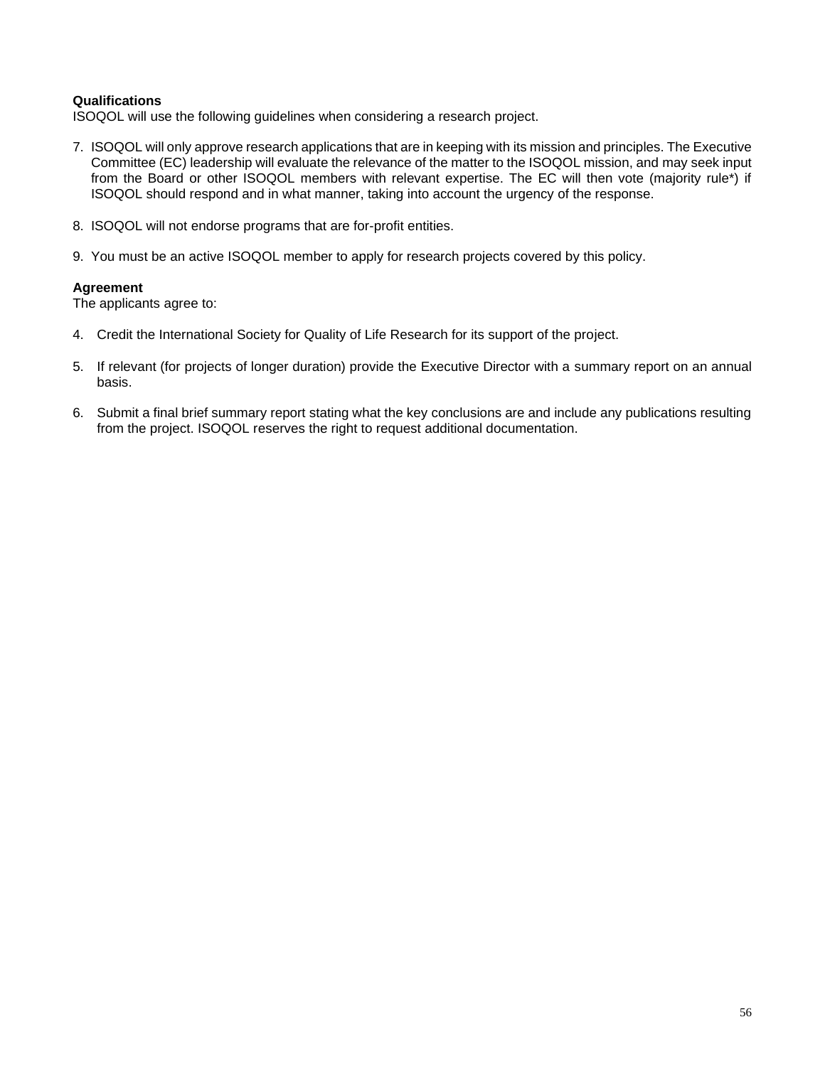**Qualifications**
ISOQOL will use the following guidelines when considering a research project.

7. ISOQOL will only approve research applications that are in keeping with its mission and principles. The Executive Committee (EC) leadership will evaluate the relevance of the matter to the ISOQOL mission, and may seek input from the Board or other ISOQOL members with relevant expertise. The EC will then vote (majority rule*) if ISOQOL should respond and in what manner, taking into account the urgency of the response.

8. ISOQOL will not endorse programs that are for-profit entities.

9. You must be an active ISOQOL member to apply for research projects covered by this policy.

**Agreement**
The applicants agree to:

4. Credit the International Society for Quality of Life Research for its support of the project.

5. If relevant (for projects of longer duration) provide the Executive Director with a summary report on an annual basis.

6. Submit a final brief summary report stating what the key conclusions are and include any publications resulting from the project. ISOQOL reserves the right to request additional documentation.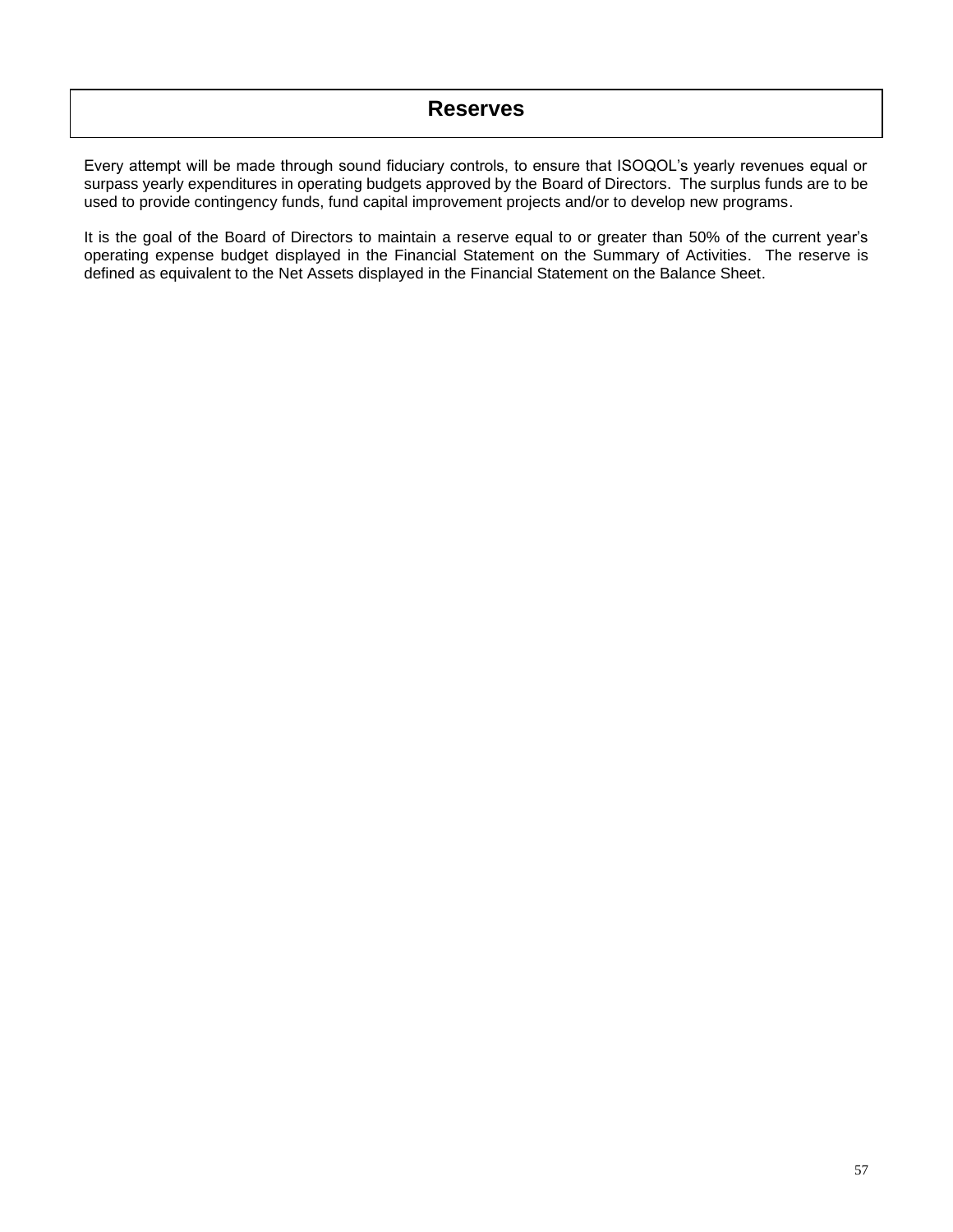# Reserves

Every attempt will be made through sound fiduciary controls, to ensure that ISOQOL's yearly revenues equal or surpass yearly expenditures in operating budgets approved by the Board of Directors. The surplus funds are to be used to provide contingency funds, fund capital improvement projects and/or to develop new programs.

It is the goal of the Board of Directors to maintain a reserve equal to or greater than 50% of the current year's operating expense budget displayed in the Financial Statement on the Summary of Activities. The reserve is defined as equivalent to the Net Assets displayed in the Financial Statement on the Balance Sheet.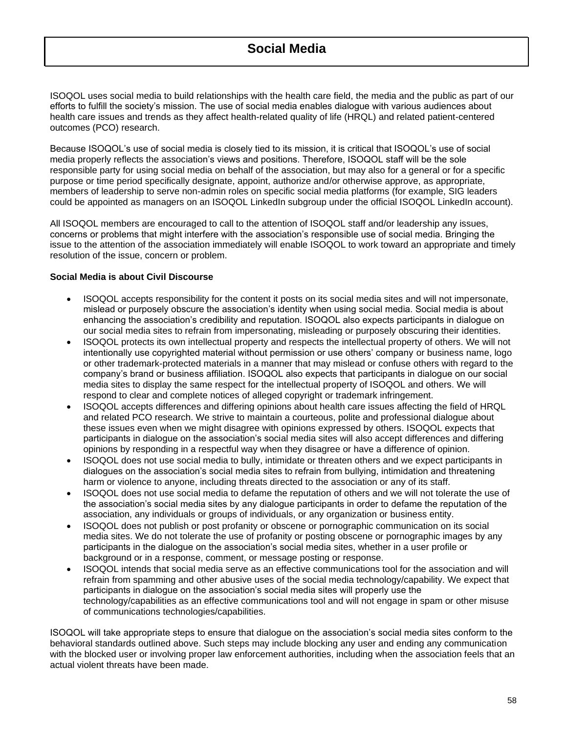# Social Media

ISOQOL uses social media to build relationships with the health care field, the media and the public as part of our efforts to fulfill the society's mission. The use of social media enables dialogue with various audiences about health care issues and trends as they affect health-related quality of life (HRQL) and related patient-centered outcomes (PCO) research.

Because ISOQOL's use of social media is closely tied to its mission, it is critical that ISOQOL's use of social media properly reflects the association's views and positions. Therefore, ISOQOL staff will be the sole responsible party for using social media on behalf of the association, but may also for a general or for a specific purpose or time period specifically designate, appoint, authorize and/or otherwise approve, as appropriate, members of leadership to serve non-admin roles on specific social media platforms (for example, SIG leaders could be appointed as managers on an ISOQOL LinkedIn subgroup under the official ISOQOL LinkedIn account).

All ISOQOL members are encouraged to call to the attention of ISOQOL staff and/or leadership any issues, concerns or problems that might interfere with the association's responsible use of social media. Bringing the issue to the attention of the association immediately will enable ISOQOL to work toward an appropriate and timely resolution of the issue, concern or problem.

**Social Media is about Civil Discourse**

- ISOQOL accepts responsibility for the content it posts on its social media sites and will not impersonate, mislead or purposely obscure the association's identity when using social media. Social media is about enhancing the association's credibility and reputation. ISOQOL also expects participants in dialogue on our social media sites to refrain from impersonating, misleading or purposely obscuring their identities.
- ISOQOL protects its own intellectual property and respects the intellectual property of others. We will not intentionally use copyrighted material without permission or use others' company or business name, logo or other trademark-protected materials in a manner that may mislead or confuse others with regard to the company's brand or business affiliation. ISOQOL also expects that participants in dialogue on our social media sites to display the same respect for the intellectual property of ISOQOL and others. We will respond to clear and complete notices of alleged copyright or trademark infringement.
- ISOQOL accepts differences and differing opinions about health care issues affecting the field of HRQL and related PCO research. We strive to maintain a courteous, polite and professional dialogue about these issues even when we might disagree with opinions expressed by others. ISOQOL expects that participants in dialogue on the association's social media sites will also accept differences and differing opinions by responding in a respectful way when they disagree or have a difference of opinion.
- ISOQOL does not use social media to bully, intimidate or threaten others and we expect participants in dialogues on the association's social media sites to refrain from bullying, intimidation and threatening harm or violence to anyone, including threats directed to the association or any of its staff.
- ISOQOL does not use social media to defame the reputation of others and we will not tolerate the use of the association's social media sites by any dialogue participants in order to defame the reputation of the association, any individuals or groups of individuals, or any organization or business entity.
- ISOQOL does not publish or post profanity or obscene or pornographic communication on its social media sites. We do not tolerate the use of profanity or posting obscene or pornographic images by any participants in the dialogue on the association's social media sites, whether in a user profile or background or in a response, comment, or message posting or response.
- ISOQOL intends that social media serve as an effective communications tool for the association and will refrain from spamming and other abusive uses of the social media technology/capability. We expect that participants in dialogue on the association's social media sites will properly use the technology/capabilities as an effective communications tool and will not engage in spam or other misuse of communications technologies/capabilities.

ISOQOL will take appropriate steps to ensure that dialogue on the association's social media sites conform to the behavioral standards outlined above. Such steps may include blocking any user and ending any communication with the blocked user or involving proper law enforcement authorities, including when the association feels that an actual violent threats have been made.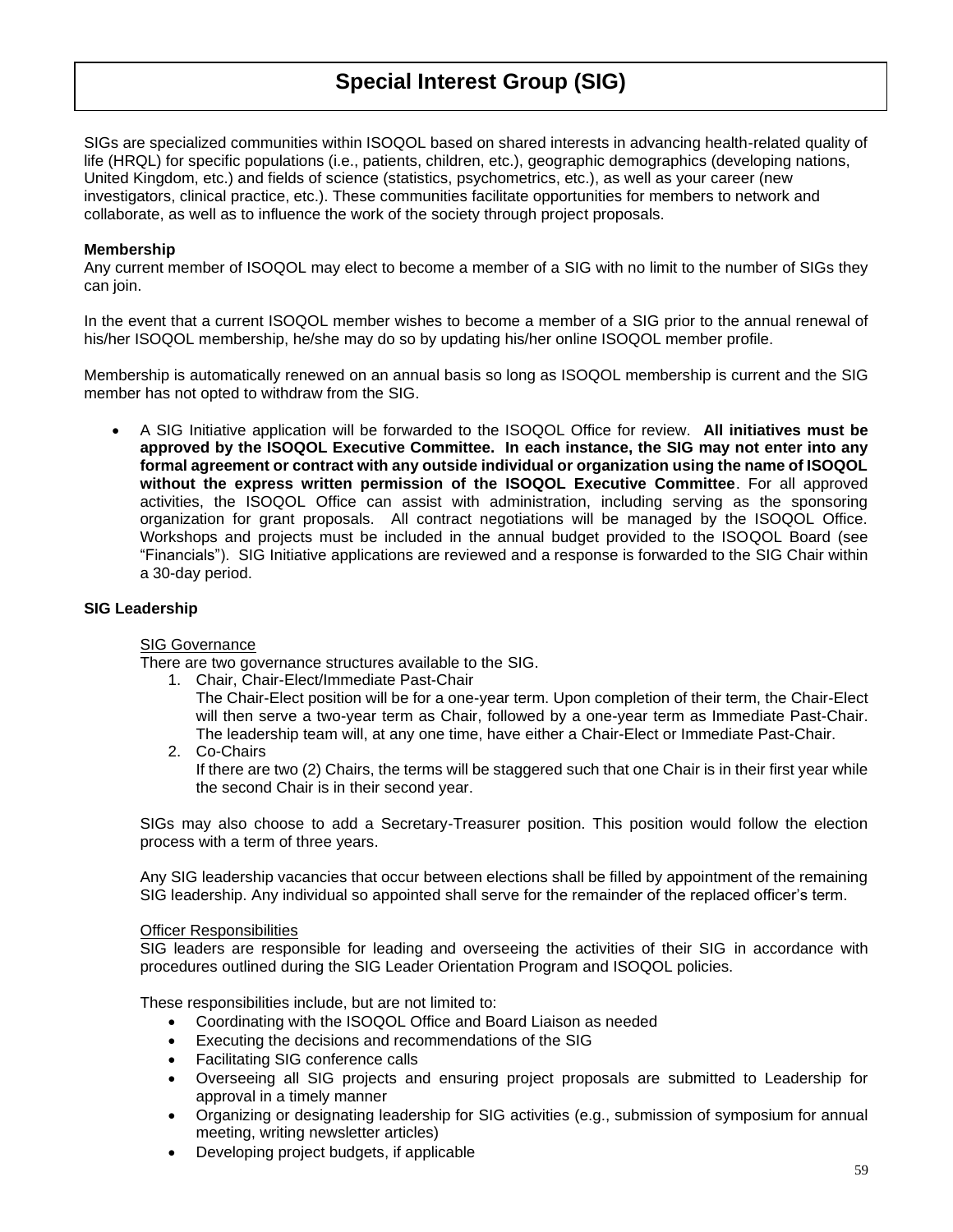# Special Interest Group (SIG)

SIGs are specialized communities within ISOQOL based on shared interests in advancing health-related quality of life (HRQL) for specific populations (i.e., patients, children, etc.), geographic demographics (developing nations, United Kingdom, etc.) and fields of science (statistics, psychometrics, etc.), as well as your career (new investigators, clinical practice, etc.). These communities facilitate opportunities for members to network and collaborate, as well as to influence the work of the society through project proposals.

**Membership**

Any current member of ISOQOL may elect to become a member of a SIG with no limit to the number of SIGs they can join.

In the event that a current ISOQOL member wishes to become a member of a SIG prior to the annual renewal of his/her ISOQOL membership, he/she may do so by updating his/her online ISOQOL member profile.

Membership is automatically renewed on an annual basis so long as ISOQOL membership is current and the SIG member has not opted to withdraw from the SIG.

- A SIG Initiative application will be forwarded to the ISOQOL Office for review. **All initiatives must be approved by the ISOQOL Executive Committee. In each instance, the SIG may not enter into any formal agreement or contract with any outside individual or organization using the name of ISOQOL without the express written permission of the ISOQOL Executive Committee**. For all approved activities, the ISOQOL Office can assist with administration, including serving as the sponsoring organization for grant proposals. All contract negotiations will be managed by the ISOQOL Office. Workshops and projects must be included in the annual budget provided to the ISOQOL Board (see "Financials"). SIG Initiative applications are reviewed and a response is forwarded to the SIG Chair within a 30-day period.

**SIG Leadership**

SIG Governance

There are two governance structures available to the SIG.

1. Chair, Chair-Elect/Immediate Past-Chair
   The Chair-Elect position will be for a one-year term. Upon completion of their term, the Chair-Elect will then serve a two-year term as Chair, followed by a one-year term as Immediate Past-Chair. The leadership team will, at any one time, have either a Chair-Elect or Immediate Past-Chair.
2. Co-Chairs
   If there are two (2) Chairs, the terms will be staggered such that one Chair is in their first year while the second Chair is in their second year.

SIGs may also choose to add a Secretary-Treasurer position. This position would follow the election process with a term of three years.

Any SIG leadership vacancies that occur between elections shall be filled by appointment of the remaining SIG leadership. Any individual so appointed shall serve for the remainder of the replaced officer's term.

Officer Responsibilities

SIG leaders are responsible for leading and overseeing the activities of their SIG in accordance with procedures outlined during the SIG Leader Orientation Program and ISOQOL policies.

These responsibilities include, but are not limited to:

- Coordinating with the ISOQOL Office and Board Liaison as needed
- Executing the decisions and recommendations of the SIG
- Facilitating SIG conference calls
- Overseeing all SIG projects and ensuring project proposals are submitted to Leadership for approval in a timely manner
- Organizing or designating leadership for SIG activities (e.g., submission of symposium for annual meeting, writing newsletter articles)
- Developing project budgets, if applicable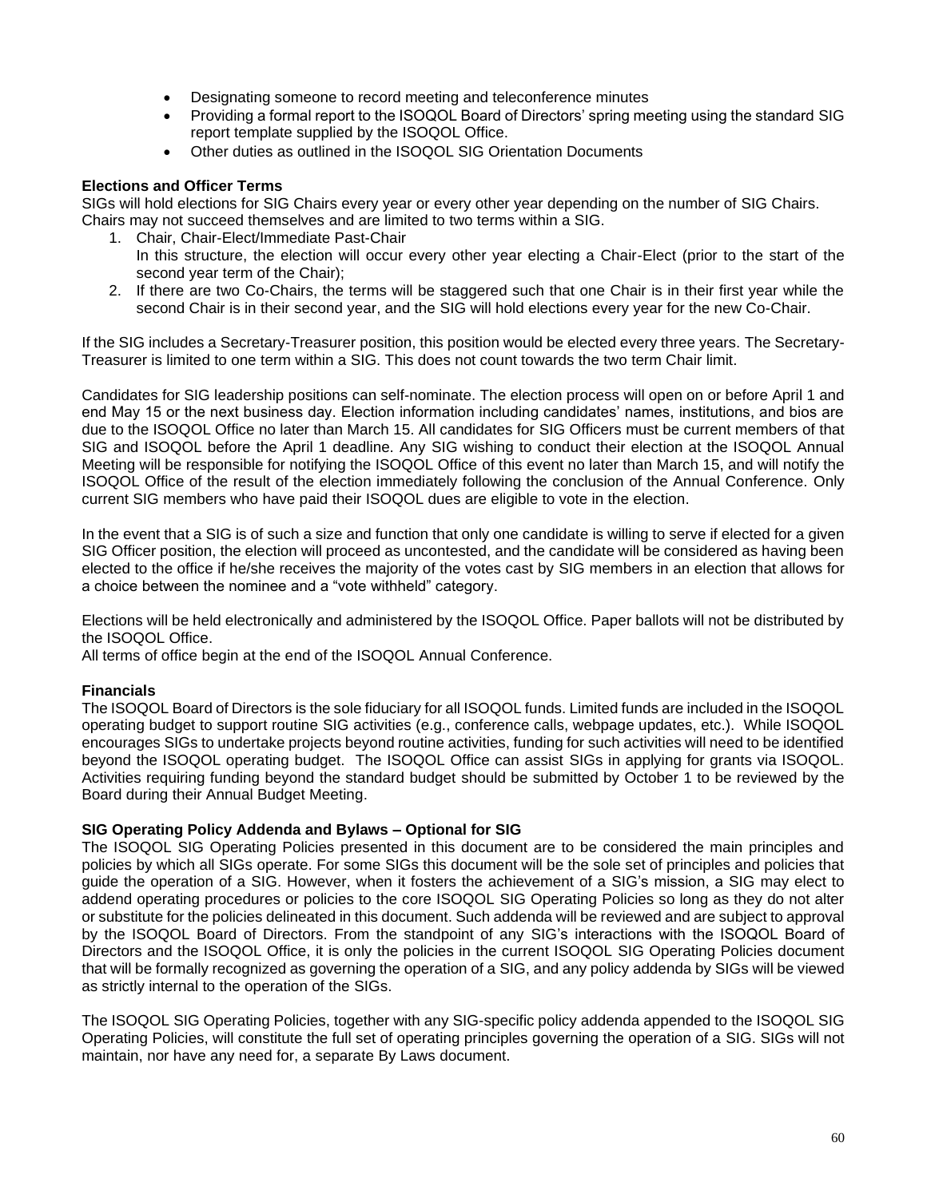- Designating someone to record meeting and teleconference minutes
- Providing a formal report to the ISOQOL Board of Directors' spring meeting using the standard SIG report template supplied by the ISOQOL Office.
- Other duties as outlined in the ISOQOL SIG Orientation Documents

**Elections and Officer Terms**

SIGs will hold elections for SIG Chairs every year or every other year depending on the number of SIG Chairs. Chairs may not succeed themselves and are limited to two terms within a SIG.

1. Chair, Chair-Elect/Immediate Past-Chair
   In this structure, the election will occur every other year electing a Chair-Elect (prior to the start of the second year term of the Chair);
2. If there are two Co-Chairs, the terms will be staggered such that one Chair is in their first year while the second Chair is in their second year, and the SIG will hold elections every year for the new Co-Chair.

If the SIG includes a Secretary-Treasurer position, this position would be elected every three years. The Secretary-Treasurer is limited to one term within a SIG. This does not count towards the two term Chair limit.

Candidates for SIG leadership positions can self-nominate. The election process will open on or before April 1 and end May 15 or the next business day. Election information including candidates' names, institutions, and bios are due to the ISOQOL Office no later than March 15. All candidates for SIG Officers must be current members of that SIG and ISOQOL before the April 1 deadline. Any SIG wishing to conduct their election at the ISOQOL Annual Meeting will be responsible for notifying the ISOQOL Office of this event no later than March 15, and will notify the ISOQOL Office of the result of the election immediately following the conclusion of the Annual Conference. Only current SIG members who have paid their ISOQOL dues are eligible to vote in the election.

In the event that a SIG is of such a size and function that only one candidate is willing to serve if elected for a given SIG Officer position, the election will proceed as uncontested, and the candidate will be considered as having been elected to the office if he/she receives the majority of the votes cast by SIG members in an election that allows for a choice between the nominee and a "vote withheld" category.

Elections will be held electronically and administered by the ISOQOL Office. Paper ballots will not be distributed by the ISOQOL Office.

All terms of office begin at the end of the ISOQOL Annual Conference.

**Financials**

The ISOQOL Board of Directors is the sole fiduciary for all ISOQOL funds. Limited funds are included in the ISOQOL operating budget to support routine SIG activities (e.g., conference calls, webpage updates, etc.). While ISOQOL encourages SIGs to undertake projects beyond routine activities, funding for such activities will need to be identified beyond the ISOQOL operating budget. The ISOQOL Office can assist SIGs in applying for grants via ISOQOL. Activities requiring funding beyond the standard budget should be submitted by October 1 to be reviewed by the Board during their Annual Budget Meeting.

**SIG Operating Policy Addenda and Bylaws – Optional for SIG**

The ISOQOL SIG Operating Policies presented in this document are to be considered the main principles and policies by which all SIGs operate. For some SIGs this document will be the sole set of principles and policies that guide the operation of a SIG. However, when it fosters the achievement of a SIG's mission, a SIG may elect to addend operating procedures or policies to the core ISOQOL SIG Operating Policies so long as they do not alter or substitute for the policies delineated in this document. Such addenda will be reviewed and are subject to approval by the ISOQOL Board of Directors. From the standpoint of any SIG's interactions with the ISOQOL Board of Directors and the ISOQOL Office, it is only the policies in the current ISOQOL SIG Operating Policies document that will be formally recognized as governing the operation of a SIG, and any policy addenda by SIGs will be viewed as strictly internal to the operation of the SIGs.

The ISOQOL SIG Operating Policies, together with any SIG-specific policy addenda appended to the ISOQOL SIG Operating Policies, will constitute the full set of operating principles governing the operation of a SIG. SIGs will not maintain, nor have any need for, a separate By Laws document.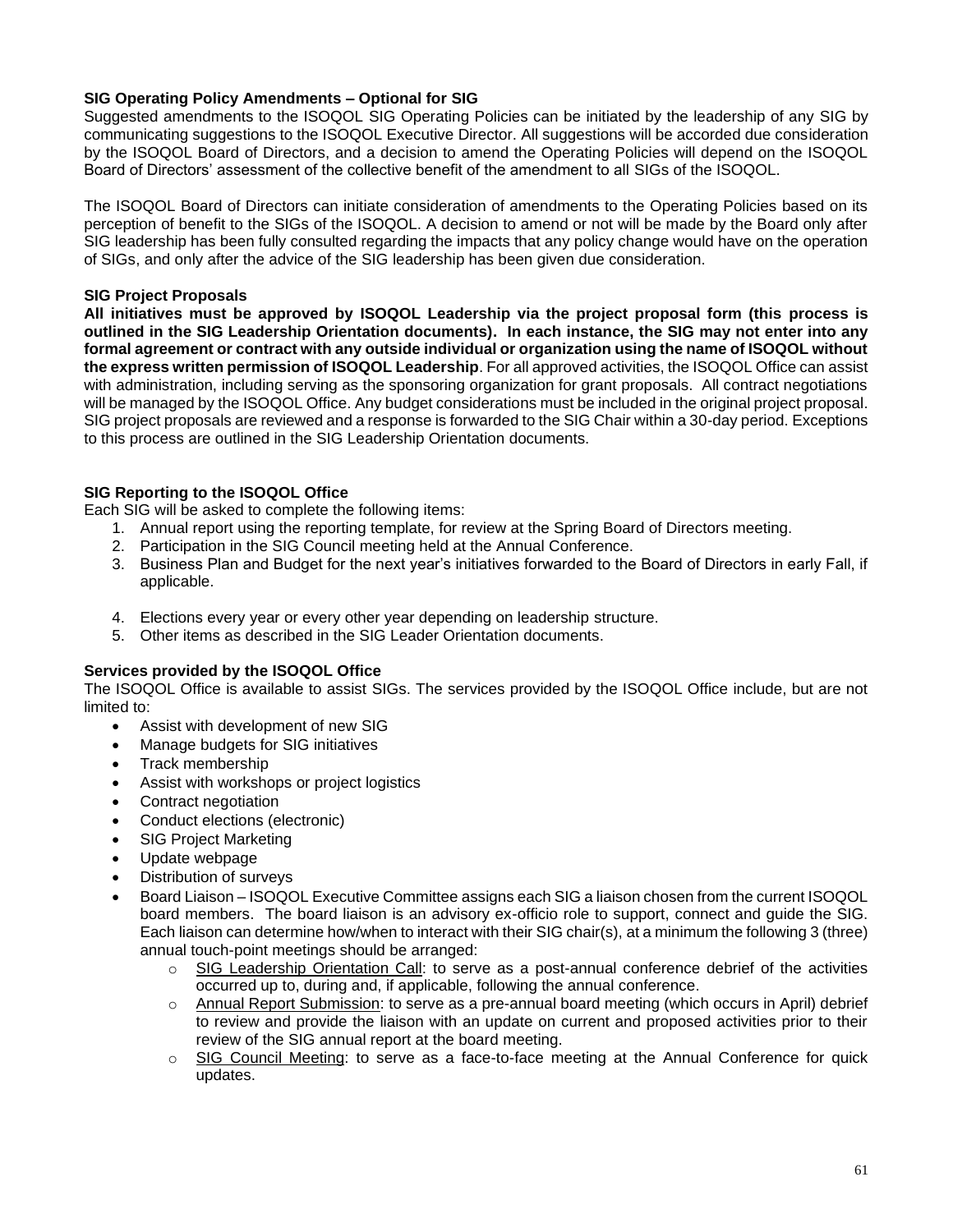**SIG Operating Policy Amendments – Optional for SIG**

Suggested amendments to the ISOQOL SIG Operating Policies can be initiated by the leadership of any SIG by communicating suggestions to the ISOQOL Executive Director. All suggestions will be accorded due consideration by the ISOQOL Board of Directors, and a decision to amend the Operating Policies will depend on the ISOQOL Board of Directors' assessment of the collective benefit of the amendment to all SIGs of the ISOQOL.

The ISOQOL Board of Directors can initiate consideration of amendments to the Operating Policies based on its perception of benefit to the SIGs of the ISOQOL. A decision to amend or not will be made by the Board only after SIG leadership has been fully consulted regarding the impacts that any policy change would have on the operation of SIGs, and only after the advice of the SIG leadership has been given due consideration.

**SIG Project Proposals**

**All initiatives must be approved by ISOQOL Leadership via the project proposal form (this process is outlined in the SIG Leadership Orientation documents). In each instance, the SIG may not enter into any formal agreement or contract with any outside individual or organization using the name of ISOQOL without the express written permission of ISOQOL Leadership**. For all approved activities, the ISOQOL Office can assist with administration, including serving as the sponsoring organization for grant proposals. All contract negotiations will be managed by the ISOQOL Office. Any budget considerations must be included in the original project proposal. SIG project proposals are reviewed and a response is forwarded to the SIG Chair within a 30-day period. Exceptions to this process are outlined in the SIG Leadership Orientation documents.

**SIG Reporting to the ISOQOL Office**

Each SIG will be asked to complete the following items:

1. Annual report using the reporting template, for review at the Spring Board of Directors meeting.
2. Participation in the SIG Council meeting held at the Annual Conference.
3. Business Plan and Budget for the next year's initiatives forwarded to the Board of Directors in early Fall, if applicable.
4. Elections every year or every other year depending on leadership structure.
5. Other items as described in the SIG Leader Orientation documents.

**Services provided by the ISOQOL Office**

The ISOQOL Office is available to assist SIGs. The services provided by the ISOQOL Office include, but are not limited to:

- Assist with development of new SIG
- Manage budgets for SIG initiatives
- Track membership
- Assist with workshops or project logistics
- Contract negotiation
- Conduct elections (electronic)
- SIG Project Marketing
- Update webpage
- Distribution of surveys
- Board Liaison – ISOQOL Executive Committee assigns each SIG a liaison chosen from the current ISOQOL board members. The board liaison is an advisory ex-officio role to support, connect and guide the SIG. Each liaison can determine how/when to interact with their SIG chair(s), at a minimum the following 3 (three) annual touch-point meetings should be arranged:
  - SIG Leadership Orientation Call: to serve as a post-annual conference debrief of the activities occurred up to, during and, if applicable, following the annual conference.
  - Annual Report Submission: to serve as a pre-annual board meeting (which occurs in April) debrief to review and provide the liaison with an update on current and proposed activities prior to their review of the SIG annual report at the board meeting.
  - SIG Council Meeting: to serve as a face-to-face meeting at the Annual Conference for quick updates.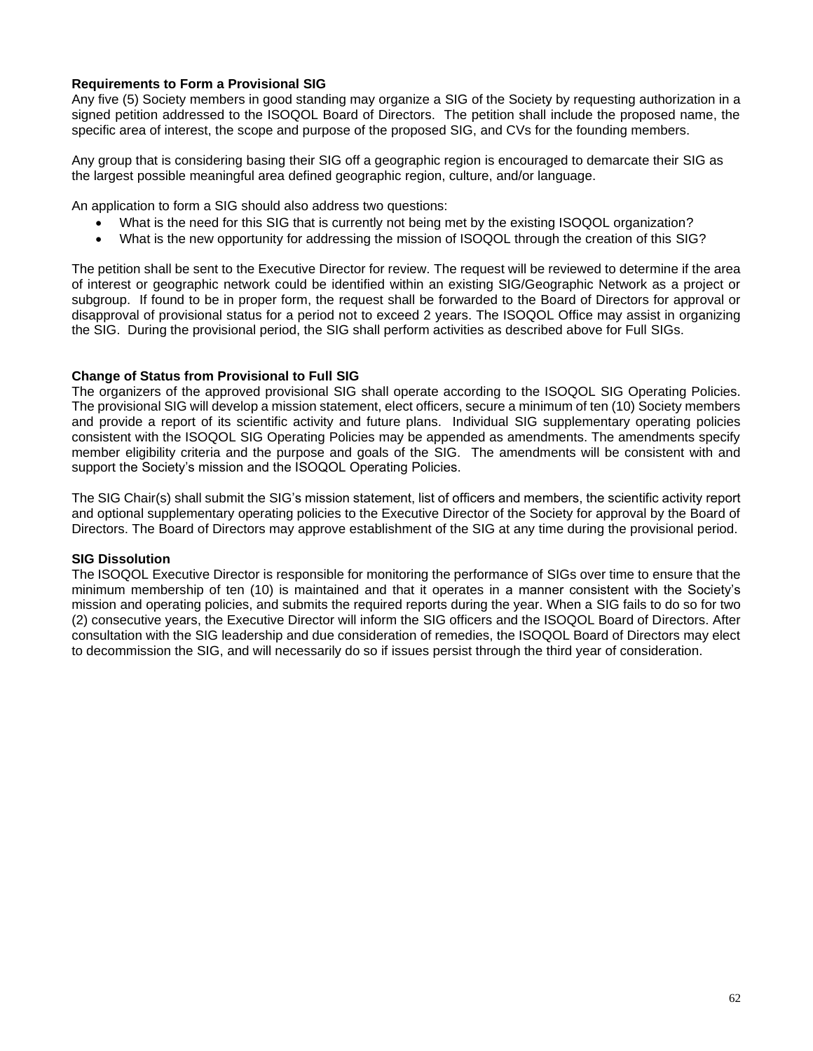**Requirements to Form a Provisional SIG**

Any five (5) Society members in good standing may organize a SIG of the Society by requesting authorization in a signed petition addressed to the ISOQOL Board of Directors. The petition shall include the proposed name, the specific area of interest, the scope and purpose of the proposed SIG, and CVs for the founding members.

Any group that is considering basing their SIG off a geographic region is encouraged to demarcate their SIG as the largest possible meaningful area defined geographic region, culture, and/or language.

An application to form a SIG should also address two questions:

- What is the need for this SIG that is currently not being met by the existing ISOQOL organization?
- What is the new opportunity for addressing the mission of ISOQOL through the creation of this SIG?

The petition shall be sent to the Executive Director for review. The request will be reviewed to determine if the area of interest or geographic network could be identified within an existing SIG/Geographic Network as a project or subgroup. If found to be in proper form, the request shall be forwarded to the Board of Directors for approval or disapproval of provisional status for a period not to exceed 2 years. The ISOQOL Office may assist in organizing the SIG. During the provisional period, the SIG shall perform activities as described above for Full SIGs.

**Change of Status from Provisional to Full SIG**

The organizers of the approved provisional SIG shall operate according to the ISOQOL SIG Operating Policies. The provisional SIG will develop a mission statement, elect officers, secure a minimum of ten (10) Society members and provide a report of its scientific activity and future plans. Individual SIG supplementary operating policies consistent with the ISOQOL SIG Operating Policies may be appended as amendments. The amendments specify member eligibility criteria and the purpose and goals of the SIG. The amendments will be consistent with and support the Society's mission and the ISOQOL Operating Policies.

The SIG Chair(s) shall submit the SIG's mission statement, list of officers and members, the scientific activity report and optional supplementary operating policies to the Executive Director of the Society for approval by the Board of Directors. The Board of Directors may approve establishment of the SIG at any time during the provisional period.

**SIG Dissolution**

The ISOQOL Executive Director is responsible for monitoring the performance of SIGs over time to ensure that the minimum membership of ten (10) is maintained and that it operates in a manner consistent with the Society's mission and operating policies, and submits the required reports during the year. When a SIG fails to do so for two (2) consecutive years, the Executive Director will inform the SIG officers and the ISOQOL Board of Directors. After consultation with the SIG leadership and due consideration of remedies, the ISOQOL Board of Directors may elect to decommission the SIG, and will necessarily do so if issues persist through the third year of consideration.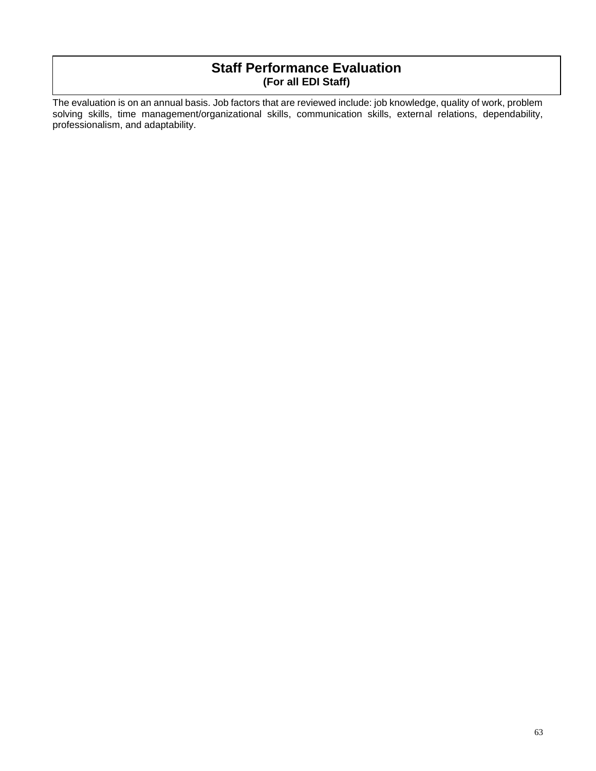# Staff Performance Evaluation
**(For all EDI Staff)**

The evaluation is on an annual basis. Job factors that are reviewed include: job knowledge, quality of work, problem solving skills, time management/organizational skills, communication skills, external relations, dependability, professionalism, and adaptability.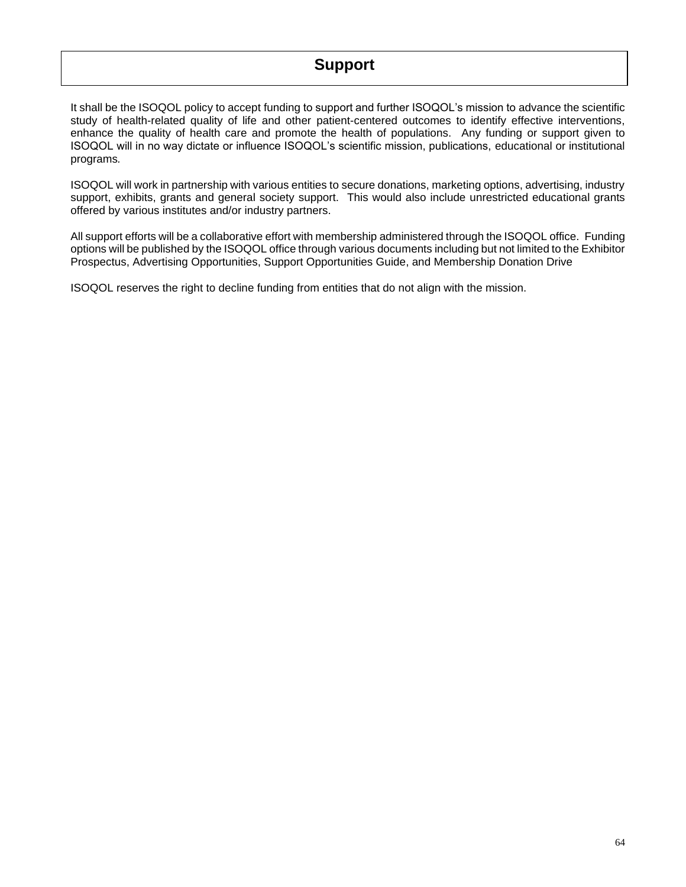# Support

It shall be the ISOQOL policy to accept funding to support and further ISOQOL's mission to advance the scientific study of health-related quality of life and other patient-centered outcomes to identify effective interventions, enhance the quality of health care and promote the health of populations. Any funding or support given to ISOQOL will in no way dictate or influence ISOQOL's scientific mission, publications, educational or institutional programs.

ISOQOL will work in partnership with various entities to secure donations, marketing options, advertising, industry support, exhibits, grants and general society support. This would also include unrestricted educational grants offered by various institutes and/or industry partners.

All support efforts will be a collaborative effort with membership administered through the ISOQOL office. Funding options will be published by the ISOQOL office through various documents including but not limited to the Exhibitor Prospectus, Advertising Opportunities, Support Opportunities Guide, and Membership Donation Drive

ISOQOL reserves the right to decline funding from entities that do not align with the mission.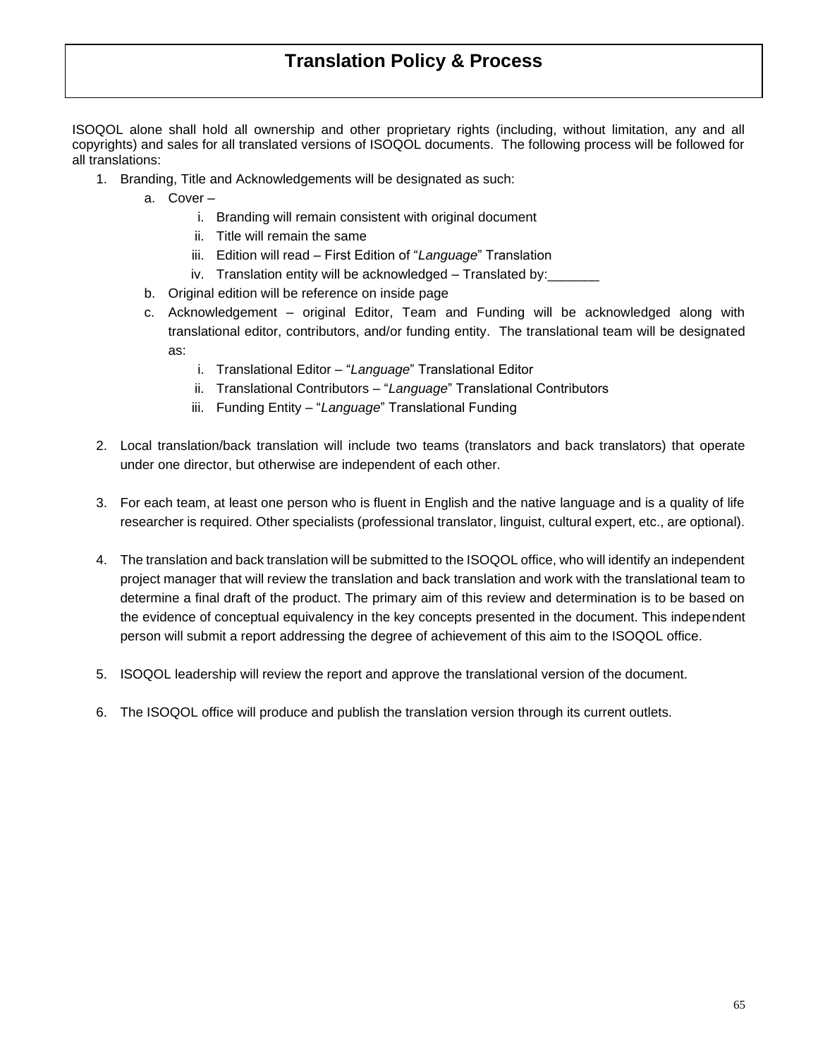# Translation Policy & Process

ISOQOL alone shall hold all ownership and other proprietary rights (including, without limitation, any and all copyrights) and sales for all translated versions of ISOQOL documents. The following process will be followed for all translations:

1. Branding, Title and Acknowledgements will be designated as such:
    a. Cover –
        i. Branding will remain consistent with original document
        ii. Title will remain the same
        iii. Edition will read – First Edition of "*Language*" Translation
        iv. Translation entity will be acknowledged – Translated by:_______
    b. Original edition will be reference on inside page
    c. Acknowledgement – original Editor, Team and Funding will be acknowledged along with translational editor, contributors, and/or funding entity. The translational team will be designated as:
        i. Translational Editor – "*Language*" Translational Editor
        ii. Translational Contributors – "*Language*" Translational Contributors
        iii. Funding Entity – "*Language*" Translational Funding

2. Local translation/back translation will include two teams (translators and back translators) that operate under one director, but otherwise are independent of each other.

3. For each team, at least one person who is fluent in English and the native language and is a quality of life researcher is required. Other specialists (professional translator, linguist, cultural expert, etc., are optional).

4. The translation and back translation will be submitted to the ISOQOL office, who will identify an independent project manager that will review the translation and back translation and work with the translational team to determine a final draft of the product. The primary aim of this review and determination is to be based on the evidence of conceptual equivalency in the key concepts presented in the document. This independent person will submit a report addressing the degree of achievement of this aim to the ISOQOL office.

5. ISOQOL leadership will review the report and approve the translational version of the document.

6. The ISOQOL office will produce and publish the translation version through its current outlets.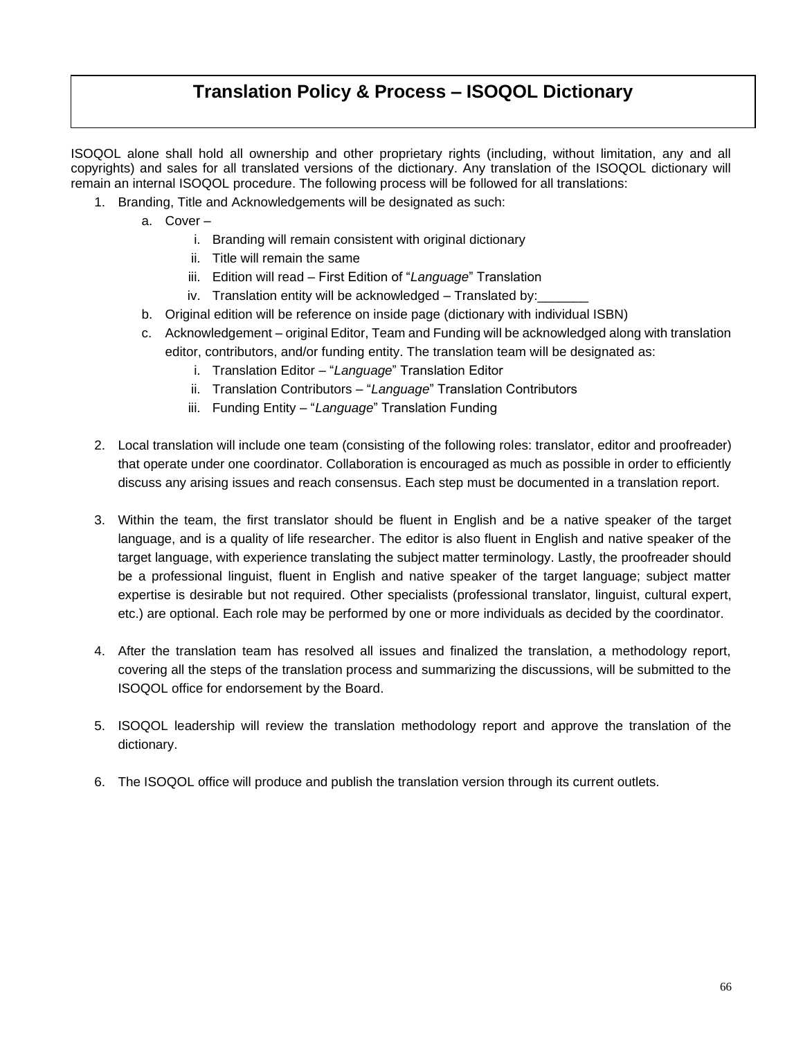# Translation Policy & Process – ISOQOL Dictionary

ISOQOL alone shall hold all ownership and other proprietary rights (including, without limitation, any and all copyrights) and sales for all translated versions of the dictionary. Any translation of the ISOQOL dictionary will remain an internal ISOQOL procedure. The following process will be followed for all translations:

1. Branding, Title and Acknowledgements will be designated as such:
   a. Cover –
      i. Branding will remain consistent with original dictionary
      ii. Title will remain the same
      iii. Edition will read – First Edition of "*Language*" Translation
      iv. Translation entity will be acknowledged – Translated by:_______
   b. Original edition will be reference on inside page (dictionary with individual ISBN)
   c. Acknowledgement – original Editor, Team and Funding will be acknowledged along with translation editor, contributors, and/or funding entity. The translation team will be designated as:
      i. Translation Editor – "*Language*" Translation Editor
      ii. Translation Contributors – "*Language*" Translation Contributors
      iii. Funding Entity – "*Language*" Translation Funding

2. Local translation will include one team (consisting of the following roles: translator, editor and proofreader) that operate under one coordinator. Collaboration is encouraged as much as possible in order to efficiently discuss any arising issues and reach consensus. Each step must be documented in a translation report.

3. Within the team, the first translator should be fluent in English and be a native speaker of the target language, and is a quality of life researcher. The editor is also fluent in English and native speaker of the target language, with experience translating the subject matter terminology. Lastly, the proofreader should be a professional linguist, fluent in English and native speaker of the target language; subject matter expertise is desirable but not required. Other specialists (professional translator, linguist, cultural expert, etc.) are optional. Each role may be performed by one or more individuals as decided by the coordinator.

4. After the translation team has resolved all issues and finalized the translation, a methodology report, covering all the steps of the translation process and summarizing the discussions, will be submitted to the ISOQOL office for endorsement by the Board.

5. ISOQOL leadership will review the translation methodology report and approve the translation of the dictionary.

6. The ISOQOL office will produce and publish the translation version through its current outlets.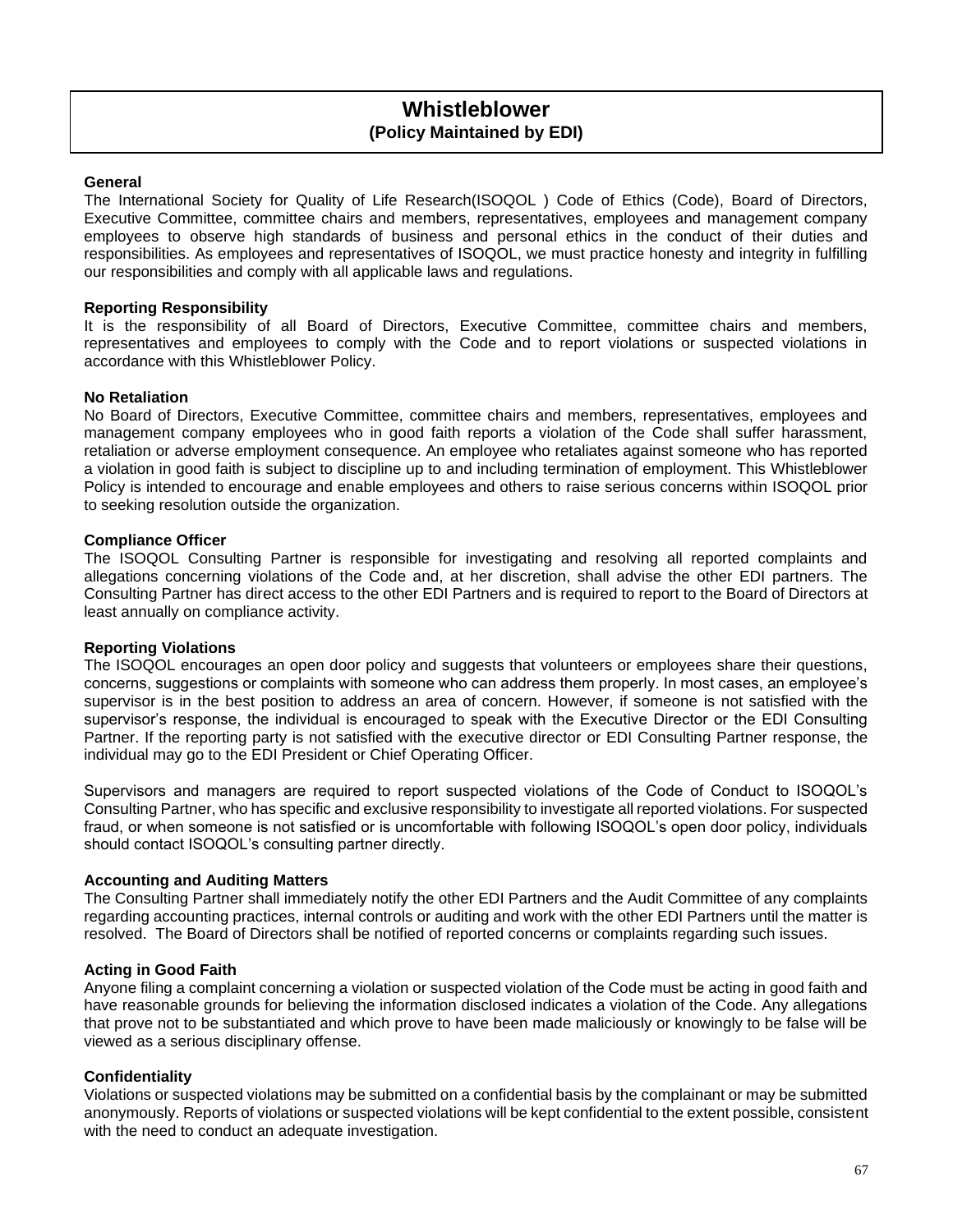# Whistleblower
**(Policy Maintained by EDI)**

**General**

The International Society for Quality of Life Research(ISOQOL ) Code of Ethics (Code), Board of Directors, Executive Committee, committee chairs and members, representatives, employees and management company employees to observe high standards of business and personal ethics in the conduct of their duties and responsibilities. As employees and representatives of ISOQOL, we must practice honesty and integrity in fulfilling our responsibilities and comply with all applicable laws and regulations.

**Reporting Responsibility**

It is the responsibility of all Board of Directors, Executive Committee, committee chairs and members, representatives and employees to comply with the Code and to report violations or suspected violations in accordance with this Whistleblower Policy.

**No Retaliation**

No Board of Directors, Executive Committee, committee chairs and members, representatives, employees and management company employees who in good faith reports a violation of the Code shall suffer harassment, retaliation or adverse employment consequence. An employee who retaliates against someone who has reported a violation in good faith is subject to discipline up to and including termination of employment. This Whistleblower Policy is intended to encourage and enable employees and others to raise serious concerns within ISOQOL prior to seeking resolution outside the organization.

**Compliance Officer**

The ISOQOL Consulting Partner is responsible for investigating and resolving all reported complaints and allegations concerning violations of the Code and, at her discretion, shall advise the other EDI partners. The Consulting Partner has direct access to the other EDI Partners and is required to report to the Board of Directors at least annually on compliance activity.

**Reporting Violations**

The ISOQOL encourages an open door policy and suggests that volunteers or employees share their questions, concerns, suggestions or complaints with someone who can address them properly. In most cases, an employee's supervisor is in the best position to address an area of concern. However, if someone is not satisfied with the supervisor's response, the individual is encouraged to speak with the Executive Director or the EDI Consulting Partner. If the reporting party is not satisfied with the executive director or EDI Consulting Partner response, the individual may go to the EDI President or Chief Operating Officer.

Supervisors and managers are required to report suspected violations of the Code of Conduct to ISOQOL's Consulting Partner, who has specific and exclusive responsibility to investigate all reported violations. For suspected fraud, or when someone is not satisfied or is uncomfortable with following ISOQOL's open door policy, individuals should contact ISOQOL's consulting partner directly.

**Accounting and Auditing Matters**

The Consulting Partner shall immediately notify the other EDI Partners and the Audit Committee of any complaints regarding accounting practices, internal controls or auditing and work with the other EDI Partners until the matter is resolved. The Board of Directors shall be notified of reported concerns or complaints regarding such issues.

**Acting in Good Faith**

Anyone filing a complaint concerning a violation or suspected violation of the Code must be acting in good faith and have reasonable grounds for believing the information disclosed indicates a violation of the Code. Any allegations that prove not to be substantiated and which prove to have been made maliciously or knowingly to be false will be viewed as a serious disciplinary offense.

**Confidentiality**

Violations or suspected violations may be submitted on a confidential basis by the complainant or may be submitted anonymously. Reports of violations or suspected violations will be kept confidential to the extent possible, consistent with the need to conduct an adequate investigation.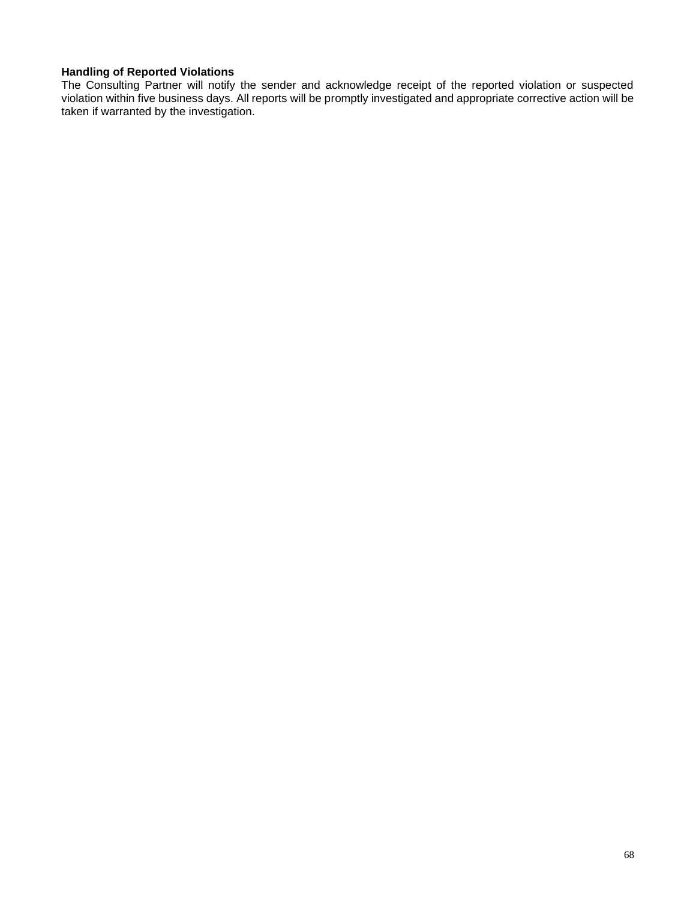**Handling of Reported Violations**

The Consulting Partner will notify the sender and acknowledge receipt of the reported violation or suspected violation within five business days. All reports will be promptly investigated and appropriate corrective action will be taken if warranted by the investigation.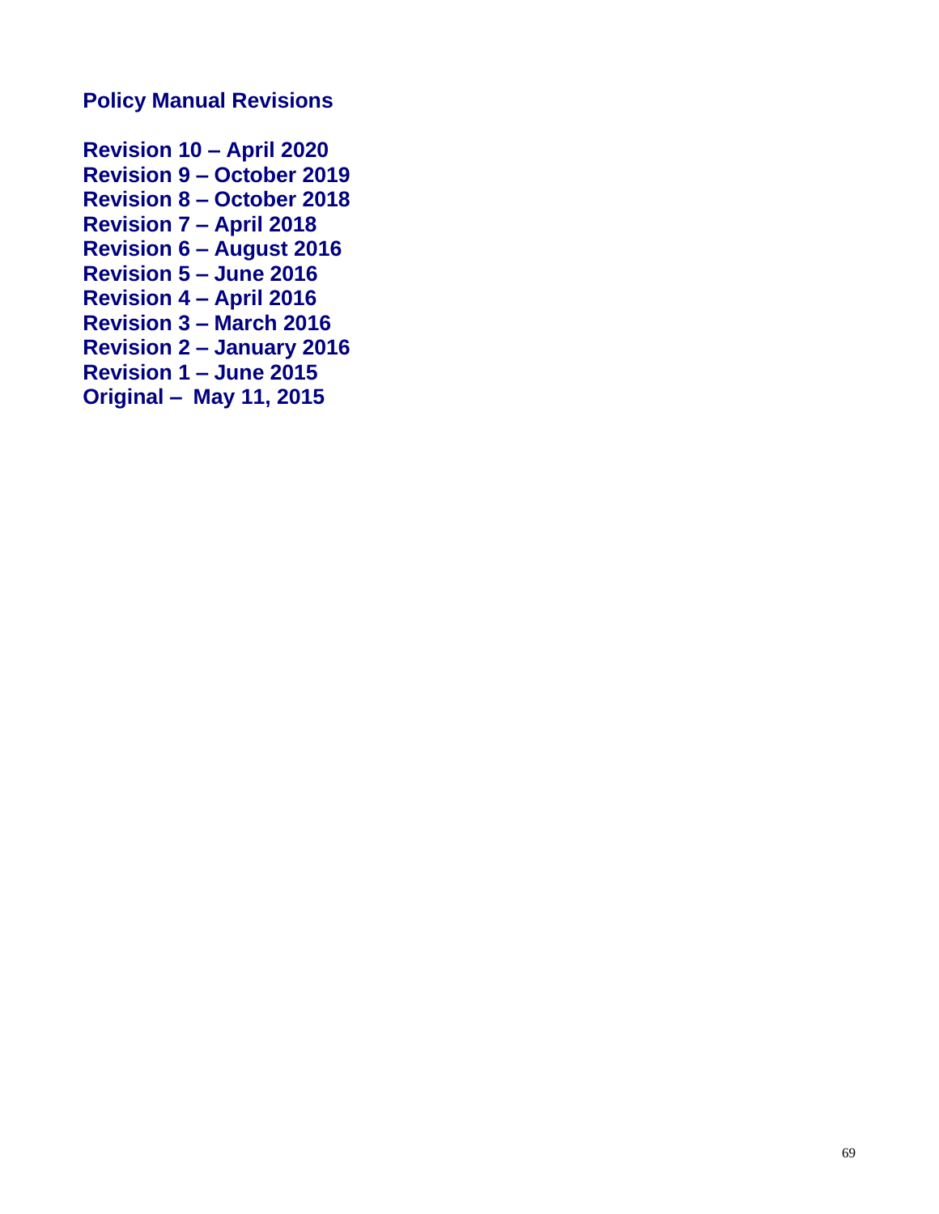## Policy Manual Revisions

**Revision 10 – April 2020**
**Revision 9 – October 2019**
**Revision 8 – October 2018**
**Revision 7 – April 2018**
**Revision 6 – August 2016**
**Revision 5 – June 2016**
**Revision 4 – April 2016**
**Revision 3 – March 2016**
**Revision 2 – January 2016**
**Revision 1 – June 2015**
**Original – May 11, 2015**